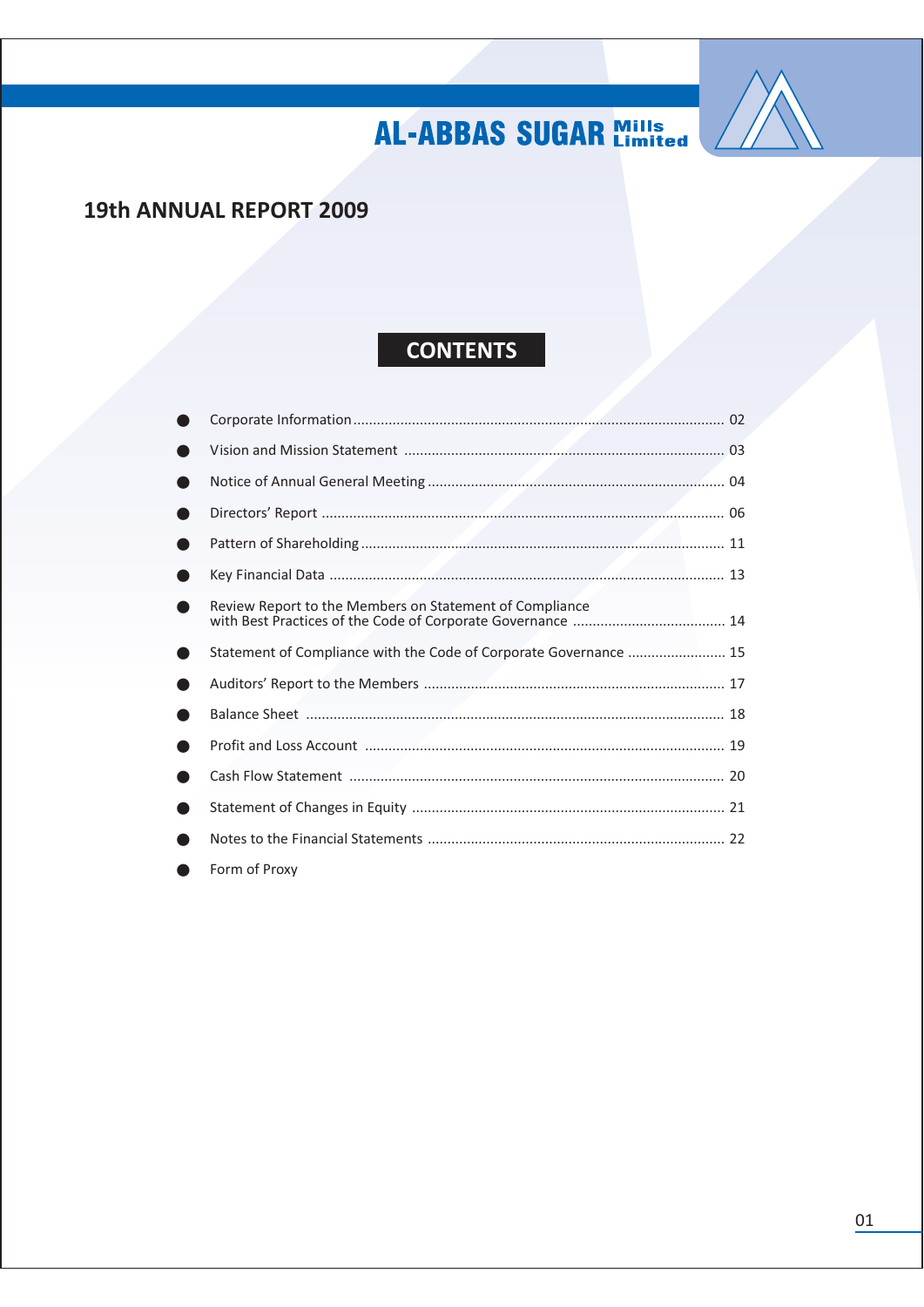# AL-ABBAS SUGAR Mills Limited

## 19th ANNUAL REPORT 2009

## CONTENTS

- Corporate Information ........................................ 02
- Vision and Mission Statement ........................................ 03
- Notice of Annual General Meeting ........................................ 04
- Directors' Report ........................................ 06
- Pattern of Shareholding ........................................ 11
- Key Financial Data ........................................ 13
- Review Report to the Members on Statement of Compliance with Best Practices of the Code of Corporate Governance ........................................ 14
- Statement of Compliance with the Code of Corporate Governance ........................................ 15
- Auditors' Report to the Members ........................................ 17
- Balance Sheet ........................................ 18
- Profit and Loss Account ........................................ 19
- Cash Flow Statement ........................................ 20
- Statement of Changes in Equity ........................................ 21
- Notes to the Financial Statements ........................................ 22
- Form of Proxy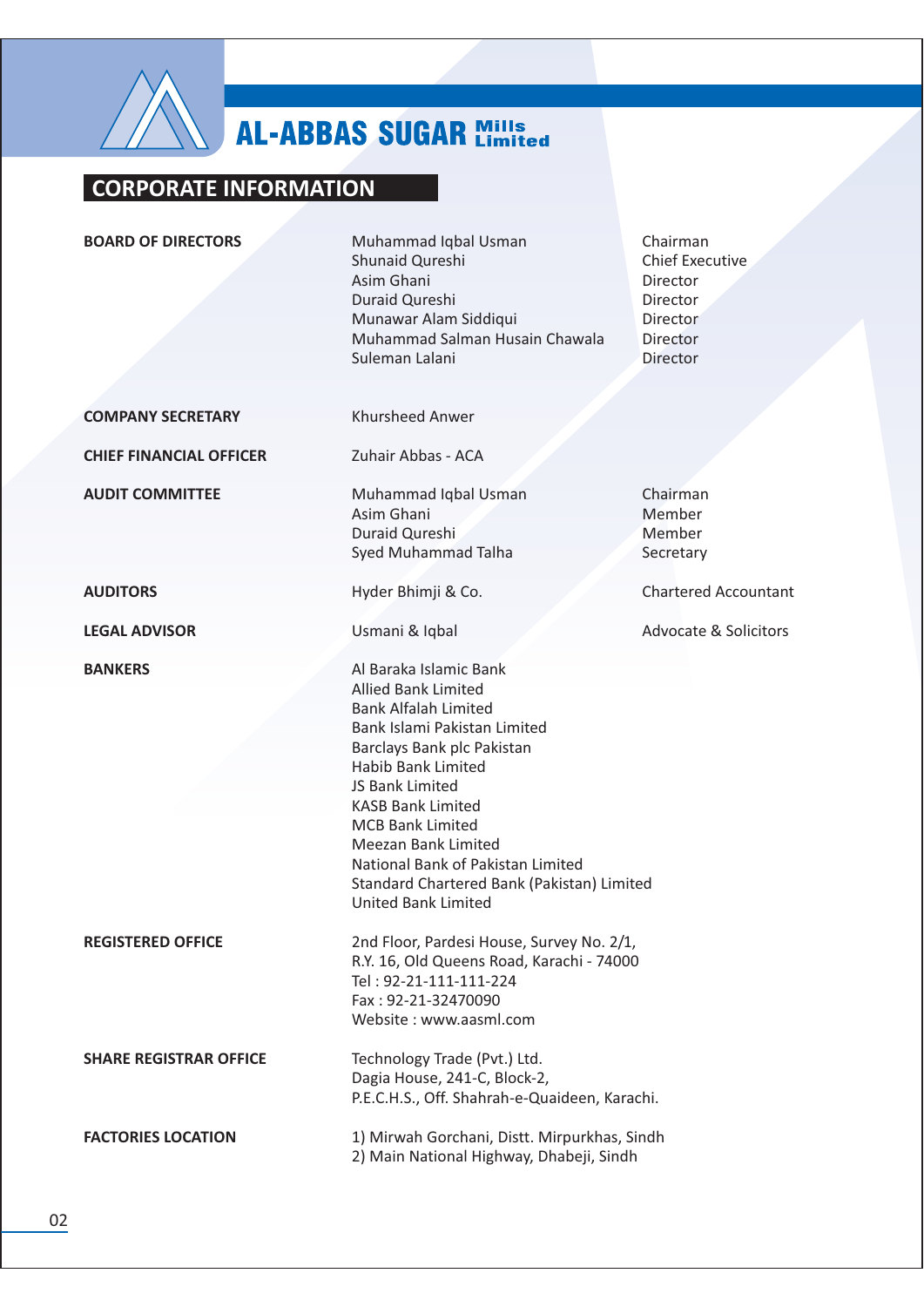# AL-ABBAS SUGAR Mills Limited

## CORPORATE INFORMATION

| | | |
|---|---|---|
| **BOARD OF DIRECTORS** | Muhammad Iqbal Usman | Chairman |
| | Shunaid Qureshi | Chief Executive |
| | Asim Ghani | Director |
| | Duraid Qureshi | Director |
| | Munawar Alam Siddiqui | Director |
| | Muhammad Salman Husain Chawala | Director |
| | Suleman Lalani | Director |
| **COMPANY SECRETARY** | Khursheed Anwer | |
| **CHIEF FINANCIAL OFFICER** | Zuhair Abbas - ACA | |
| **AUDIT COMMITTEE** | Muhammad Iqbal Usman | Chairman |
| | Asim Ghani | Member |
| | Duraid Qureshi | Member |
| | Syed Muhammad Talha | Secretary |
| **AUDITORS** | Hyder Bhimji & Co. | Chartered Accountant |
| **LEGAL ADVISOR** | Usmani & Iqbal | Advocate & Solicitors |

**BANKERS**

Al Baraka Islamic Bank
Allied Bank Limited
Bank Alfalah Limited
Bank Islami Pakistan Limited
Barclays Bank plc Pakistan
Habib Bank Limited
JS Bank Limited
KASB Bank Limited
MCB Bank Limited
Meezan Bank Limited
National Bank of Pakistan Limited
Standard Chartered Bank (Pakistan) Limited
United Bank Limited

**REGISTERED OFFICE**

2nd Floor, Pardesi House, Survey No. 2/1,
R.Y. 16, Old Queens Road, Karachi - 74000
Tel : 92-21-111-111-224
Fax : 92-21-32470090
Website : www.aasml.com

**SHARE REGISTRAR OFFICE**

Technology Trade (Pvt.) Ltd.
Dagia House, 241-C, Block-2,
P.E.C.H.S., Off. Shahrah-e-Quaideen, Karachi.

**FACTORIES LOCATION**

1) Mirwah Gorchani, Distt. Mirpurkhas, Sindh
2) Main National Highway, Dhabeji, Sindh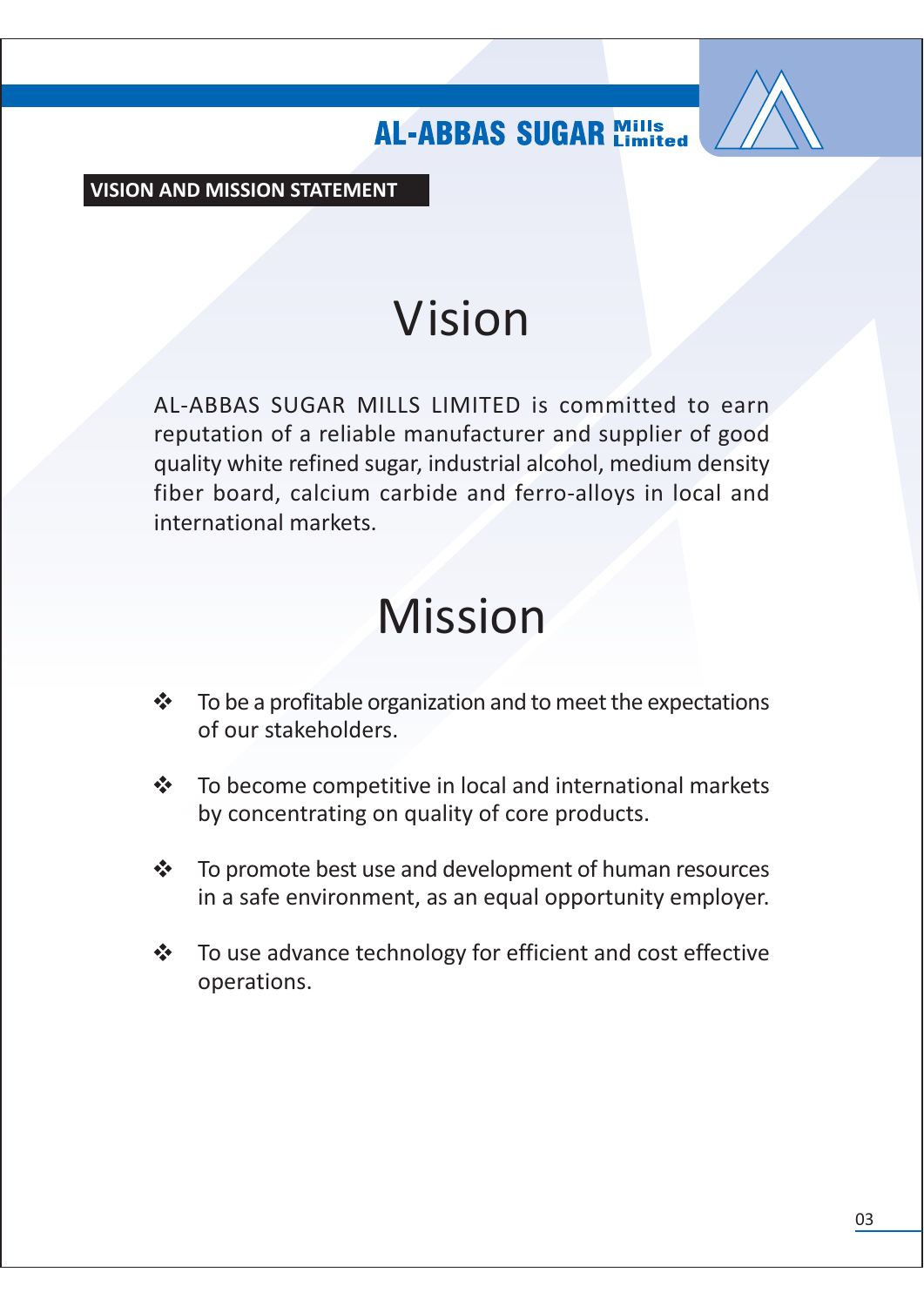## VISION AND MISSION STATEMENT

# Vision

AL-ABBAS SUGAR MILLS LIMITED is committed to earn reputation of a reliable manufacturer and supplier of good quality white refined sugar, industrial alcohol, medium density fiber board, calcium carbide and ferro-alloys in local and international markets.

# Mission

- To be a profitable organization and to meet the expectations of our stakeholders.
- To become competitive in local and international markets by concentrating on quality of core products.
- To promote best use and development of human resources in a safe environment, as an equal opportunity employer.
- To use advance technology for efficient and cost effective operations.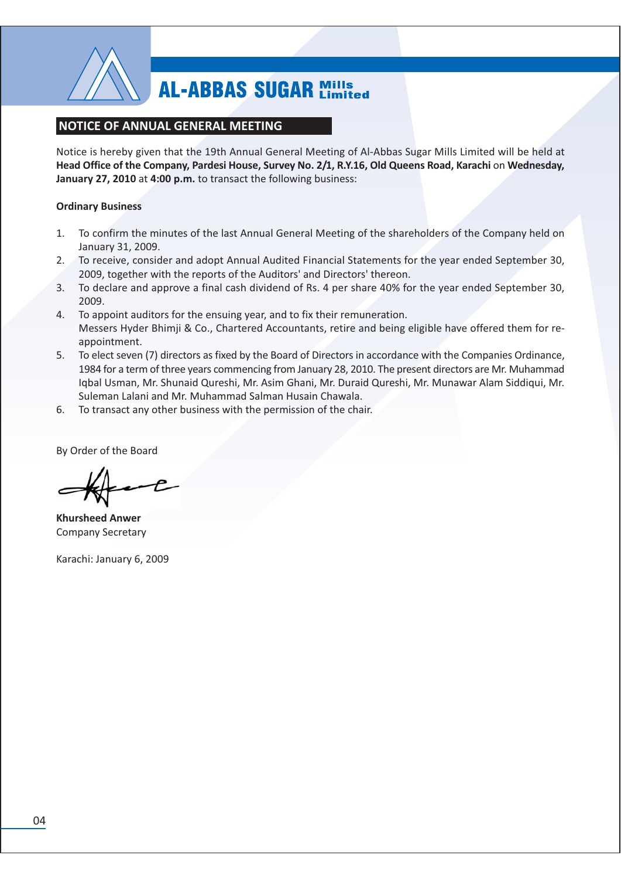# AL-ABBAS SUGAR Mills Limited

## NOTICE OF ANNUAL GENERAL MEETING

Notice is hereby given that the 19th Annual General Meeting of Al-Abbas Sugar Mills Limited will be held at **Head Office of the Company, Pardesi House, Survey No. 2/1, R.Y.16, Old Queens Road, Karachi** on **Wednesday, January 27, 2010** at **4:00 p.m.** to transact the following business:

**Ordinary Business**

1. To confirm the minutes of the last Annual General Meeting of the shareholders of the Company held on January 31, 2009.
2. To receive, consider and adopt Annual Audited Financial Statements for the year ended September 30, 2009, together with the reports of the Auditors' and Directors' thereon.
3. To declare and approve a final cash dividend of Rs. 4 per share 40% for the year ended September 30, 2009.
4. To appoint auditors for the ensuing year, and to fix their remuneration.
   Messers Hyder Bhimji & Co., Chartered Accountants, retire and being eligible have offered them for re-appointment.
5. To elect seven (7) directors as fixed by the Board of Directors in accordance with the Companies Ordinance, 1984 for a term of three years commencing from January 28, 2010. The present directors are Mr. Muhammad Iqbal Usman, Mr. Shunaid Qureshi, Mr. Asim Ghani, Mr. Duraid Qureshi, Mr. Munawar Alam Siddiqui, Mr. Suleman Lalani and Mr. Muhammad Salman Husain Chawala.
6. To transact any other business with the permission of the chair.

By Order of the Board

**Khursheed Anwer**
Company Secretary

Karachi: January 6, 2009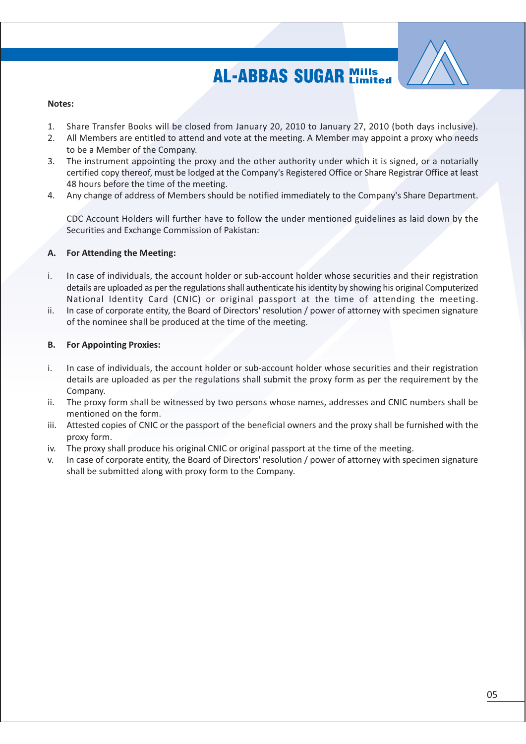**Notes:**

1. Share Transfer Books will be closed from January 20, 2010 to January 27, 2010 (both days inclusive).
2. All Members are entitled to attend and vote at the meeting. A Member may appoint a proxy who needs to be a Member of the Company.
3. The instrument appointing the proxy and the other authority under which it is signed, or a notarially certified copy thereof, must be lodged at the Company's Registered Office or Share Registrar Office at least 48 hours before the time of the meeting.
4. Any change of address of Members should be notified immediately to the Company's Share Department.

   CDC Account Holders will further have to follow the under mentioned guidelines as laid down by the Securities and Exchange Commission of Pakistan:

**A. For Attending the Meeting:**

i. In case of individuals, the account holder or sub-account holder whose securities and their registration details are uploaded as per the regulations shall authenticate his identity by showing his original Computerized National Identity Card (CNIC) or original passport at the time of attending the meeting.

ii. In case of corporate entity, the Board of Directors' resolution / power of attorney with specimen signature of the nominee shall be produced at the time of the meeting.

**B. For Appointing Proxies:**

i. In case of individuals, the account holder or sub-account holder whose securities and their registration details are uploaded as per the regulations shall submit the proxy form as per the requirement by the Company.

ii. The proxy form shall be witnessed by two persons whose names, addresses and CNIC numbers shall be mentioned on the form.

iii. Attested copies of CNIC or the passport of the beneficial owners and the proxy shall be furnished with the proxy form.

iv. The proxy shall produce his original CNIC or original passport at the time of the meeting.

v. In case of corporate entity, the Board of Directors' resolution / power of attorney with specimen signature shall be submitted along with proxy form to the Company.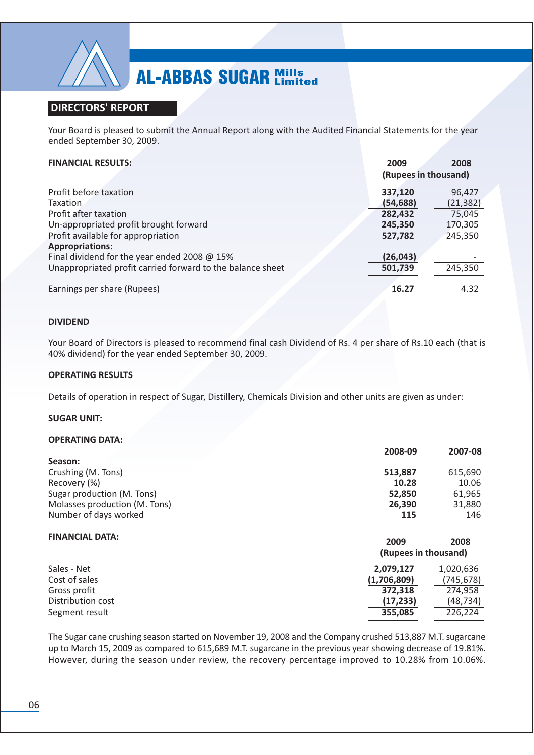# AL-ABBAS SUGAR Mills Limited

## DIRECTORS' REPORT

Your Board is pleased to submit the Annual Report along with the Audited Financial Statements for the year ended September 30, 2009.

| **FINANCIAL RESULTS:** | **2009** | **2008** |
|---|---|---|
| | **(Rupees in thousand)** | |
| Profit before taxation | **337,120** | 96,427 |
| Taxation | **(54,688)** | (21,382) |
| Profit after taxation | **282,432** | 75,045 |
| Un-appropriated profit brought forward | **245,350** | 170,305 |
| Profit available for appropriation | **527,782** | 245,350 |
| **Appropriations:** | | |
| Final dividend for the year ended 2008 @ 15% | **(26,043)** | - |
| Unappropriated profit carried forward to the balance sheet | **501,739** | 245,350 |
| Earnings per share (Rupees) | **16.27** | 4.32 |

**DIVIDEND**

Your Board of Directors is pleased to recommend final cash Dividend of Rs. 4 per share of Rs.10 each (that is 40% dividend) for the year ended September 30, 2009.

**OPERATING RESULTS**

Details of operation in respect of Sugar, Distillery, Chemicals Division and other units are given as under:

**SUGAR UNIT:**

**OPERATING DATA:**

| | **2008-09** | **2007-08** |
|---|---|---|
| **Season:** | | |
| Crushing (M. Tons) | **513,887** | 615,690 |
| Recovery (%) | **10.28** | 10.06 |
| Sugar production (M. Tons) | **52,850** | 61,965 |
| Molasses production (M. Tons) | **26,390** | 31,880 |
| Number of days worked | **115** | 146 |

| **FINANCIAL DATA:** | **2009** | **2008** |
|---|---|---|
| | **(Rupees in thousand)** | |
| Sales - Net | **2,079,127** | 1,020,636 |
| Cost of sales | **(1,706,809)** | (745,678) |
| Gross profit | **372,318** | 274,958 |
| Distribution cost | **(17,233)** | (48,734) |
| Segment result | **355,085** | 226,224 |

The Sugar cane crushing season started on November 19, 2008 and the Company crushed 513,887 M.T. sugarcane up to March 15, 2009 as compared to 615,689 M.T. sugarcane in the previous year showing decrease of 19.81%. However, during the season under review, the recovery percentage improved to 10.28% from 10.06%.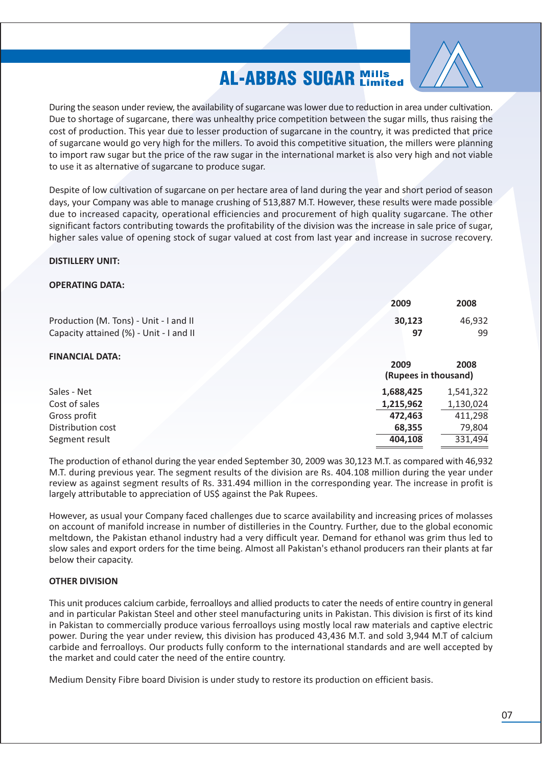During the season under review, the availability of sugarcane was lower due to reduction in area under cultivation. Due to shortage of sugarcane, there was unhealthy price competition between the sugar mills, thus raising the cost of production. This year due to lesser production of sugarcane in the country, it was predicted that price of sugarcane would go very high for the millers. To avoid this competitive situation, the millers were planning to import raw sugar but the price of the raw sugar in the international market is also very high and not viable to use it as alternative of sugarcane to produce sugar.

Despite of low cultivation of sugarcane on per hectare area of land during the year and short period of season days, your Company was able to manage crushing of 513,887 M.T. However, these results were made possible due to increased capacity, operational efficiencies and procurement of high quality sugarcane. The other significant factors contributing towards the profitability of the division was the increase in sale price of sugar, higher sales value of opening stock of sugar valued at cost from last year and increase in sucrose recovery.

**DISTILLERY UNIT:**

**OPERATING DATA:**

| | 2009 | 2008 |
|---|---|---|
| Production (M. Tons) - Unit - I and II | **30,123** | 46,932 |
| Capacity attained (%) - Unit - I and II | **97** | 99 |

**FINANCIAL DATA:**

| | 2009 | 2008 |
|---|---|---|
| | (Rupees in thousand) | |
| Sales - Net | **1,688,425** | 1,541,322 |
| Cost of sales | **1,215,962** | 1,130,024 |
| Gross profit | **472,463** | 411,298 |
| Distribution cost | **68,355** | 79,804 |
| Segment result | **404,108** | 331,494 |

The production of ethanol during the year ended September 30, 2009 was 30,123 M.T. as compared with 46,932 M.T. during previous year. The segment results of the division are Rs. 404.108 million during the year under review as against segment results of Rs. 331.494 million in the corresponding year. The increase in profit is largely attributable to appreciation of US$ against the Pak Rupees.

However, as usual your Company faced challenges due to scarce availability and increasing prices of molasses on account of manifold increase in number of distilleries in the Country. Further, due to the global economic meltdown, the Pakistan ethanol industry had a very difficult year. Demand for ethanol was grim thus led to slow sales and export orders for the time being. Almost all Pakistan's ethanol producers ran their plants at far below their capacity.

**OTHER DIVISION**

This unit produces calcium carbide, ferroalloys and allied products to cater the needs of entire country in general and in particular Pakistan Steel and other steel manufacturing units in Pakistan. This division is first of its kind in Pakistan to commercially produce various ferroalloys using mostly local raw materials and captive electric power. During the year under review, this division has produced 43,436 M.T. and sold 3,944 M.T of calcium carbide and ferroalloys. Our products fully conform to the international standards and are well accepted by the market and could cater the need of the entire country.

Medium Density Fibre board Division is under study to restore its production on efficient basis.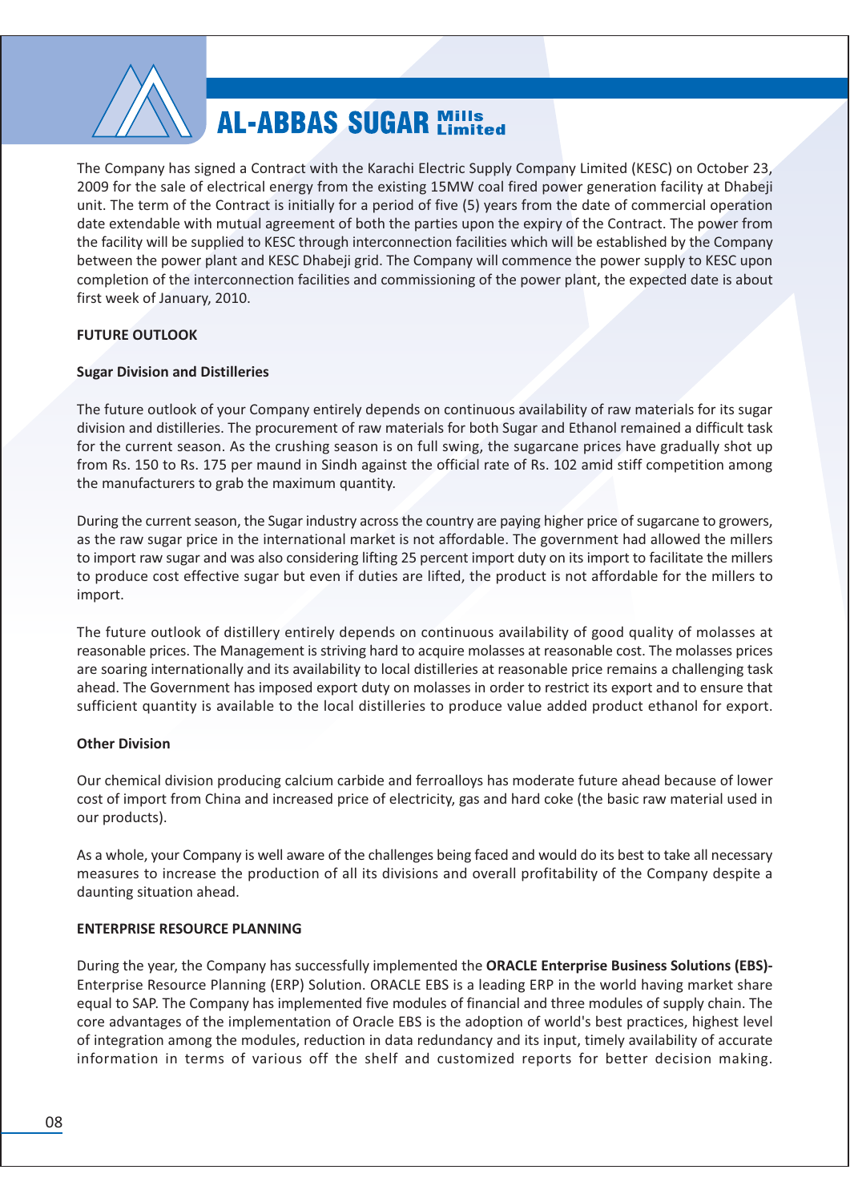The Company has signed a Contract with the Karachi Electric Supply Company Limited (KESC) on October 23, 2009 for the sale of electrical energy from the existing 15MW coal fired power generation facility at Dhabeji unit. The term of the Contract is initially for a period of five (5) years from the date of commercial operation date extendable with mutual agreement of both the parties upon the expiry of the Contract. The power from the facility will be supplied to KESC through interconnection facilities which will be established by the Company between the power plant and KESC Dhabeji grid. The Company will commence the power supply to KESC upon completion of the interconnection facilities and commissioning of the power plant, the expected date is about first week of January, 2010.

## FUTURE OUTLOOK

### Sugar Division and Distilleries

The future outlook of your Company entirely depends on continuous availability of raw materials for its sugar division and distilleries. The procurement of raw materials for both Sugar and Ethanol remained a difficult task for the current season. As the crushing season is on full swing, the sugarcane prices have gradually shot up from Rs. 150 to Rs. 175 per maund in Sindh against the official rate of Rs. 102 amid stiff competition among the manufacturers to grab the maximum quantity.

During the current season, the Sugar industry across the country are paying higher price of sugarcane to growers, as the raw sugar price in the international market is not affordable. The government had allowed the millers to import raw sugar and was also considering lifting 25 percent import duty on its import to facilitate the millers to produce cost effective sugar but even if duties are lifted, the product is not affordable for the millers to import.

The future outlook of distillery entirely depends on continuous availability of good quality of molasses at reasonable prices. The Management is striving hard to acquire molasses at reasonable cost. The molasses prices are soaring internationally and its availability to local distilleries at reasonable price remains a challenging task ahead. The Government has imposed export duty on molasses in order to restrict its export and to ensure that sufficient quantity is available to the local distilleries to produce value added product ethanol for export.

### Other Division

Our chemical division producing calcium carbide and ferroalloys has moderate future ahead because of lower cost of import from China and increased price of electricity, gas and hard coke (the basic raw material used in our products).

As a whole, your Company is well aware of the challenges being faced and would do its best to take all necessary measures to increase the production of all its divisions and overall profitability of the Company despite a daunting situation ahead.

## ENTERPRISE RESOURCE PLANNING

During the year, the Company has successfully implemented the **ORACLE Enterprise Business Solutions (EBS)-** Enterprise Resource Planning (ERP) Solution. ORACLE EBS is a leading ERP in the world having market share equal to SAP. The Company has implemented five modules of financial and three modules of supply chain. The core advantages of the implementation of Oracle EBS is the adoption of world's best practices, highest level of integration among the modules, reduction in data redundancy and its input, timely availability of accurate information in terms of various off the shelf and customized reports for better decision making.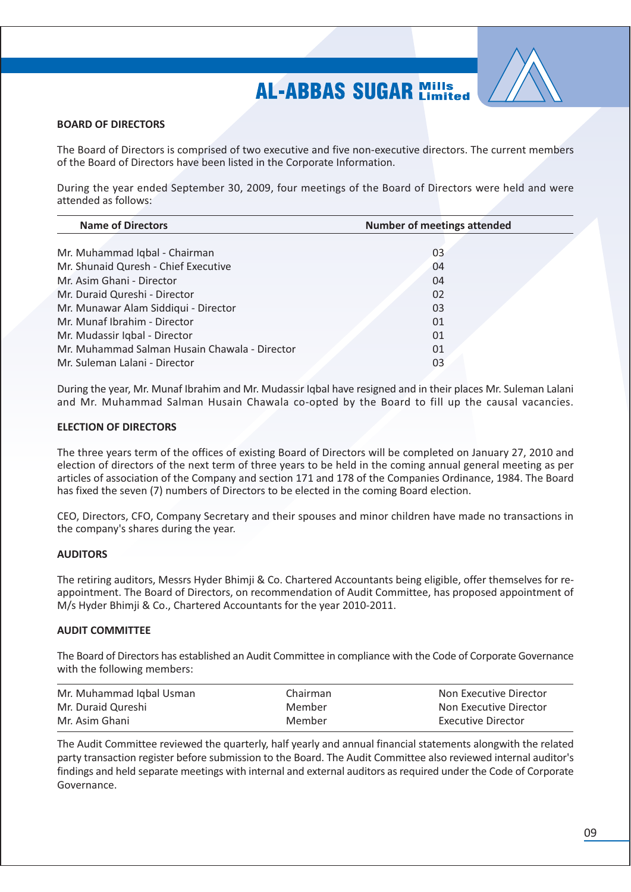## BOARD OF DIRECTORS

The Board of Directors is comprised of two executive and five non-executive directors. The current members of the Board of Directors have been listed in the Corporate Information.

During the year ended September 30, 2009, four meetings of the Board of Directors were held and were attended as follows:

| Name of Directors | Number of meetings attended |
|---|---|
| Mr. Muhammad Iqbal - Chairman | 03 |
| Mr. Shunaid Quresh - Chief Executive | 04 |
| Mr. Asim Ghani - Director | 04 |
| Mr. Duraid Qureshi - Director | 02 |
| Mr. Munawar Alam Siddiqui - Director | 03 |
| Mr. Munaf Ibrahim - Director | 01 |
| Mr. Mudassir Iqbal - Director | 01 |
| Mr. Muhammad Salman Husain Chawala - Director | 01 |
| Mr. Suleman Lalani - Director | 03 |

During the year, Mr. Munaf Ibrahim and Mr. Mudassir Iqbal have resigned and in their places Mr. Suleman Lalani and Mr. Muhammad Salman Husain Chawala co-opted by the Board to fill up the causal vacancies.

## ELECTION OF DIRECTORS

The three years term of the offices of existing Board of Directors will be completed on January 27, 2010 and election of directors of the next term of three years to be held in the coming annual general meeting as per articles of association of the Company and section 171 and 178 of the Companies Ordinance, 1984. The Board has fixed the seven (7) numbers of Directors to be elected in the coming Board election.

CEO, Directors, CFO, Company Secretary and their spouses and minor children have made no transactions in the company's shares during the year.

## AUDITORS

The retiring auditors, Messrs Hyder Bhimji & Co. Chartered Accountants being eligible, offer themselves for re-appointment. The Board of Directors, on recommendation of Audit Committee, has proposed appointment of M/s Hyder Bhimji & Co., Chartered Accountants for the year 2010-2011.

## AUDIT COMMITTEE

The Board of Directors has established an Audit Committee in compliance with the Code of Corporate Governance with the following members:

| | | |
|---|---|---|
| Mr. Muhammad Iqbal Usman | Chairman | Non Executive Director |
| Mr. Duraid Qureshi | Member | Non Executive Director |
| Mr. Asim Ghani | Member | Executive Director |

The Audit Committee reviewed the quarterly, half yearly and annual financial statements alongwith the related party transaction register before submission to the Board. The Audit Committee also reviewed internal auditor's findings and held separate meetings with internal and external auditors as required under the Code of Corporate Governance.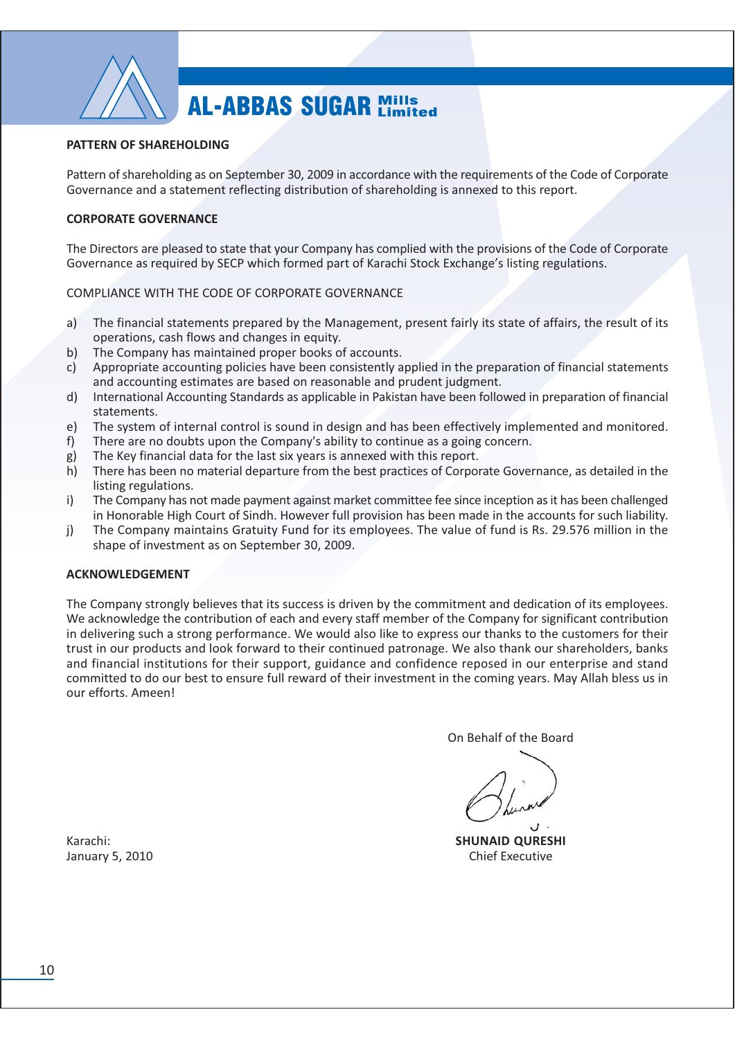## PATTERN OF SHAREHOLDING

Pattern of shareholding as on September 30, 2009 in accordance with the requirements of the Code of Corporate Governance and a statement reflecting distribution of shareholding is annexed to this report.

## CORPORATE GOVERNANCE

The Directors are pleased to state that your Company has complied with the provisions of the Code of Corporate Governance as required by SECP which formed part of Karachi Stock Exchange's listing regulations.

COMPLIANCE WITH THE CODE OF CORPORATE GOVERNANCE

a) The financial statements prepared by the Management, present fairly its state of affairs, the result of its operations, cash flows and changes in equity.
b) The Company has maintained proper books of accounts.
c) Appropriate accounting policies have been consistently applied in the preparation of financial statements and accounting estimates are based on reasonable and prudent judgment.
d) International Accounting Standards as applicable in Pakistan have been followed in preparation of financial statements.
e) The system of internal control is sound in design and has been effectively implemented and monitored.
f) There are no doubts upon the Company's ability to continue as a going concern.
g) The Key financial data for the last six years is annexed with this report.
h) There has been no material departure from the best practices of Corporate Governance, as detailed in the listing regulations.
i) The Company has not made payment against market committee fee since inception as it has been challenged in Honorable High Court of Sindh. However full provision has been made in the accounts for such liability.
j) The Company maintains Gratuity Fund for its employees. The value of fund is Rs. 29.576 million in the shape of investment as on September 30, 2009.

## ACKNOWLEDGEMENT

The Company strongly believes that its success is driven by the commitment and dedication of its employees. We acknowledge the contribution of each and every staff member of the Company for significant contribution in delivering such a strong performance. We would also like to express our thanks to the customers for their trust in our products and look forward to their continued patronage. We also thank our shareholders, banks and financial institutions for their support, guidance and confidence reposed in our enterprise and stand committed to do our best to ensure full reward of their investment in the coming years. May Allah bless us in our efforts. Ameen!

On Behalf of the Board

**SHUNAID QURESHI**
Chief Executive

Karachi:
January 5, 2010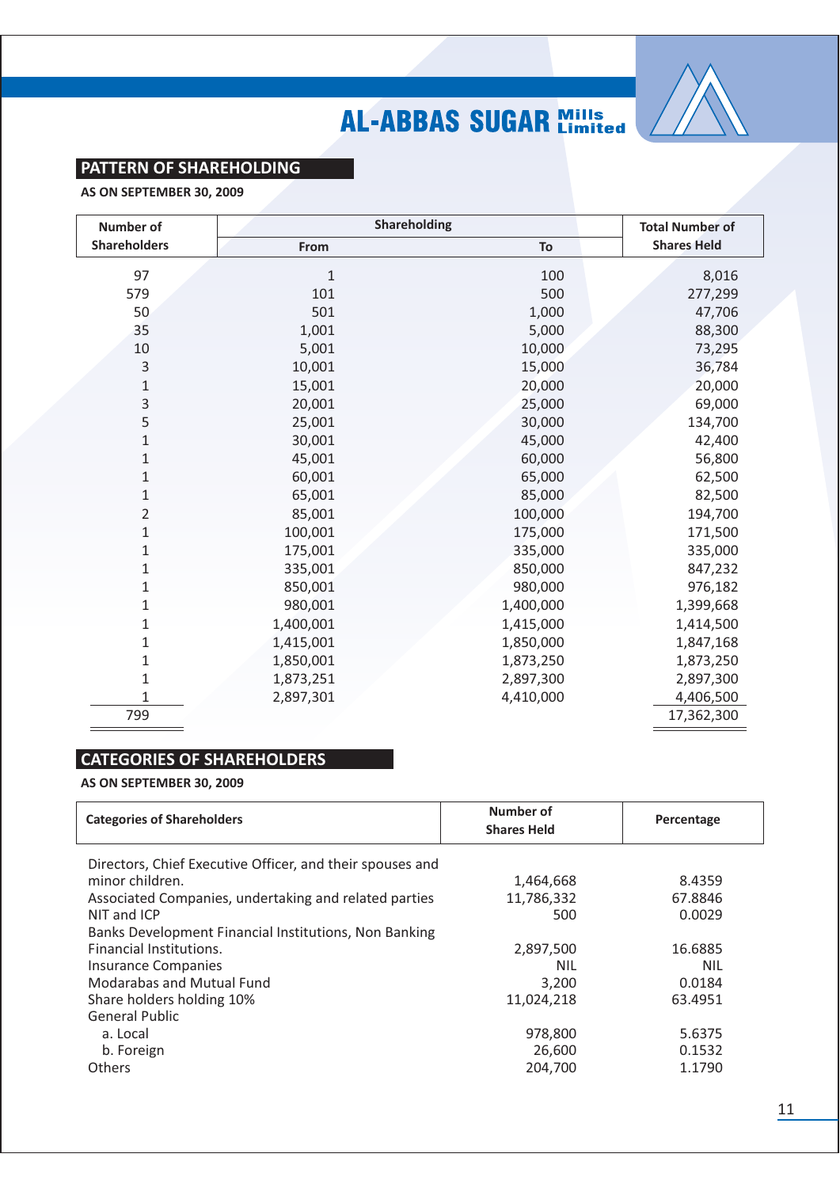## PATTERN OF SHAREHOLDING

**AS ON SEPTEMBER 30, 2009**

| Number of Shareholders | Shareholding | | Total Number of Shares Held |
|---|---|---|---|
| | From | To | |
| 97 | 1 | 100 | 8,016 |
| 579 | 101 | 500 | 277,299 |
| 50 | 501 | 1,000 | 47,706 |
| 35 | 1,001 | 5,000 | 88,300 |
| 10 | 5,001 | 10,000 | 73,295 |
| 3 | 10,001 | 15,000 | 36,784 |
| 1 | 15,001 | 20,000 | 20,000 |
| 3 | 20,001 | 25,000 | 69,000 |
| 5 | 25,001 | 30,000 | 134,700 |
| 1 | 30,001 | 45,000 | 42,400 |
| 1 | 45,001 | 60,000 | 56,800 |
| 1 | 60,001 | 65,000 | 62,500 |
| 1 | 65,001 | 85,000 | 82,500 |
| 2 | 85,001 | 100,000 | 194,700 |
| 1 | 100,001 | 175,000 | 171,500 |
| 1 | 175,001 | 335,000 | 335,000 |
| 1 | 335,001 | 850,000 | 847,232 |
| 1 | 850,001 | 980,000 | 976,182 |
| 1 | 980,001 | 1,400,000 | 1,399,668 |
| 1 | 1,400,001 | 1,415,000 | 1,414,500 |
| 1 | 1,415,001 | 1,850,000 | 1,847,168 |
| 1 | 1,850,001 | 1,873,250 | 1,873,250 |
| 1 | 1,873,251 | 2,897,300 | 2,897,300 |
| 1 | 2,897,301 | 4,410,000 | 4,406,500 |
| 799 | | | 17,362,300 |

## CATEGORIES OF SHAREHOLDERS

**AS ON SEPTEMBER 30, 2009**

| Categories of Shareholders | Number of Shares Held | Percentage |
|---|---|---|
| Directors, Chief Executive Officer, and their spouses and minor children. | 1,464,668 | 8.4359 |
| Associated Companies, undertaking and related parties | 11,786,332 | 67.8846 |
| NIT and ICP | 500 | 0.0029 |
| Banks Development Financial Institutions, Non Banking Financial Institutions. | 2,897,500 | 16.6885 |
| Insurance Companies | NIL | NIL |
| Modarabas and Mutual Fund | 3,200 | 0.0184 |
| Share holders holding 10% | 11,024,218 | 63.4951 |
| General Public | | |
| a. Local | 978,800 | 5.6375 |
| b. Foreign | 26,600 | 0.1532 |
| Others | 204,700 | 1.1790 |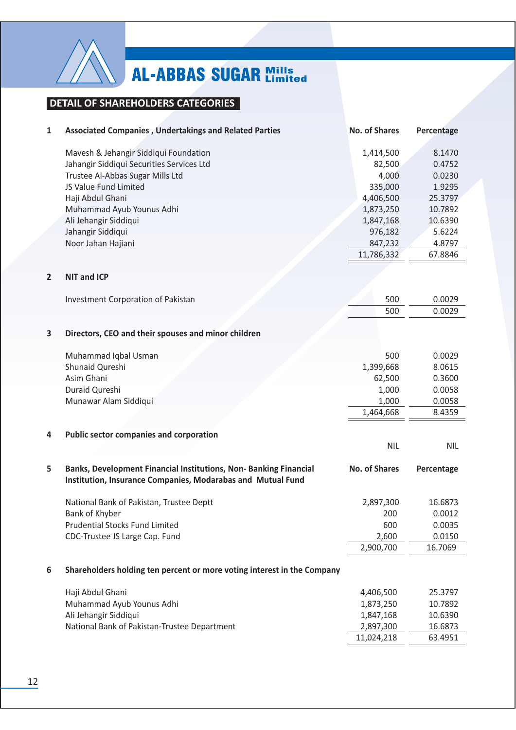## DETAIL OF SHAREHOLDERS CATEGORIES

| | | No. of Shares | Percentage |
|---|---|---|---|
| **1** | **Associated Companies , Undertakings and Related Parties** | | |
| | Mavesh & Jehangir Siddiqui Foundation | 1,414,500 | 8.1470 |
| | Jahangir Siddiqui Securities Services Ltd | 82,500 | 0.4752 |
| | Trustee Al-Abbas Sugar Mills Ltd | 4,000 | 0.0230 |
| | JS Value Fund Limited | 335,000 | 1.9295 |
| | Haji Abdul Ghani | 4,406,500 | 25.3797 |
| | Muhammad Ayub Younus Adhi | 1,873,250 | 10.7892 |
| | Ali Jehangir Siddiqui | 1,847,168 | 10.6390 |
| | Jahangir Siddiqui | 976,182 | 5.6224 |
| | Noor Jahan Hajiani | 847,232 | 4.8797 |
| | | 11,786,332 | 67.8846 |
| **2** | **NIT and ICP** | | |
| | Investment Corporation of Pakistan | 500 | 0.0029 |
| | | 500 | 0.0029 |
| **3** | **Directors, CEO and their spouses and minor children** | | |
| | Muhammad Iqbal Usman | 500 | 0.0029 |
| | Shunaid Qureshi | 1,399,668 | 8.0615 |
| | Asim Ghani | 62,500 | 0.3600 |
| | Duraid Qureshi | 1,000 | 0.0058 |
| | Munawar Alam Siddiqui | 1,000 | 0.0058 |
| | | 1,464,668 | 8.4359 |
| **4** | **Public sector companies and corporation** | NIL | NIL |

| | | No. of Shares | Percentage |
|---|---|---|---|
| **5** | **Banks, Development Financial Institutions, Non- Banking Financial Institution, Insurance Companies, Modarabas and Mutual Fund** | | |
| | National Bank of Pakistan, Trustee Deptt | 2,897,300 | 16.6873 |
| | Bank of Khyber | 200 | 0.0012 |
| | Prudential Stocks Fund Limited | 600 | 0.0035 |
| | CDC-Trustee JS Large Cap. Fund | 2,600 | 0.0150 |
| | | 2,900,700 | 16.7069 |
| **6** | **Shareholders holding ten percent or more voting interest in the Company** | | |
| | Haji Abdul Ghani | 4,406,500 | 25.3797 |
| | Muhammad Ayub Younus Adhi | 1,873,250 | 10.7892 |
| | Ali Jehangir Siddiqui | 1,847,168 | 10.6390 |
| | National Bank of Pakistan-Trustee Department | 2,897,300 | 16.6873 |
| | | 11,024,218 | 63.4951 |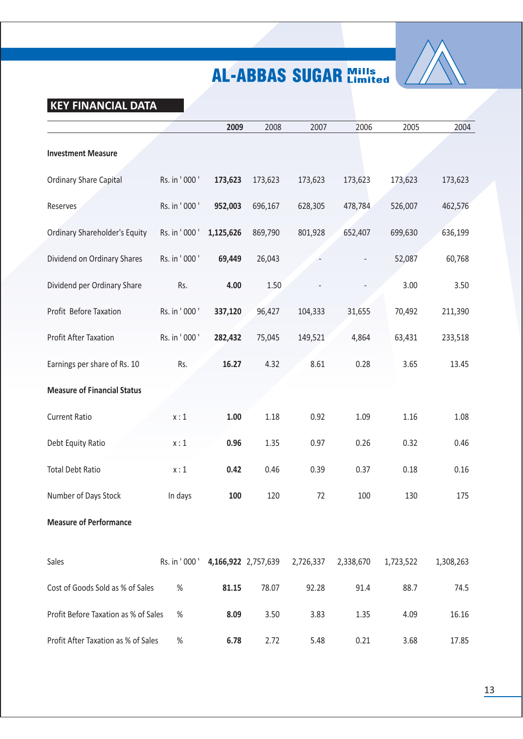# AL-ABBAS SUGAR Mills Limited

## KEY FINANCIAL DATA

| | | 2009 | 2008 | 2007 | 2006 | 2005 | 2004 |
|---|---|---|---|---|---|---|---|
| **Investment Measure** | | | | | | | |
| Ordinary Share Capital | Rs. in ' 000 ' | **173,623** | 173,623 | 173,623 | 173,623 | 173,623 | 173,623 |
| Reserves | Rs. in ' 000 ' | **952,003** | 696,167 | 628,305 | 478,784 | 526,007 | 462,576 |
| Ordinary Shareholder's Equity | Rs. in ' 000 ' | **1,125,626** | 869,790 | 801,928 | 652,407 | 699,630 | 636,199 |
| Dividend on Ordinary Shares | Rs. in ' 000 ' | **69,449** | 26,043 | - | - | 52,087 | 60,768 |
| Dividend per Ordinary Share | Rs. | **4.00** | 1.50 | - | - | 3.00 | 3.50 |
| Profit Before Taxation | Rs. in ' 000 ' | **337,120** | 96,427 | 104,333 | 31,655 | 70,492 | 211,390 |
| Profit After Taxation | Rs. in ' 000 ' | **282,432** | 75,045 | 149,521 | 4,864 | 63,431 | 233,518 |
| Earnings per share of Rs. 10 | Rs. | **16.27** | 4.32 | 8.61 | 0.28 | 3.65 | 13.45 |
| **Measure of Financial Status** | | | | | | | |
| Current Ratio | x : 1 | **1.00** | 1.18 | 0.92 | 1.09 | 1.16 | 1.08 |
| Debt Equity Ratio | x : 1 | **0.96** | 1.35 | 0.97 | 0.26 | 0.32 | 0.46 |
| Total Debt Ratio | x : 1 | **0.42** | 0.46 | 0.39 | 0.37 | 0.18 | 0.16 |
| Number of Days Stock | In days | **100** | 120 | 72 | 100 | 130 | 175 |
| **Measure of Performance** | | | | | | | |
| Sales | Rs. in ' 000 ' | **4,166,922** | 2,757,639 | 2,726,337 | 2,338,670 | 1,723,522 | 1,308,263 |
| Cost of Goods Sold as % of Sales | % | **81.15** | 78.07 | 92.28 | 91.4 | 88.7 | 74.5 |
| Profit Before Taxation as % of Sales | % | **8.09** | 3.50 | 3.83 | 1.35 | 4.09 | 16.16 |
| Profit After Taxation as % of Sales | % | **6.78** | 2.72 | 5.48 | 0.21 | 3.68 | 17.85 |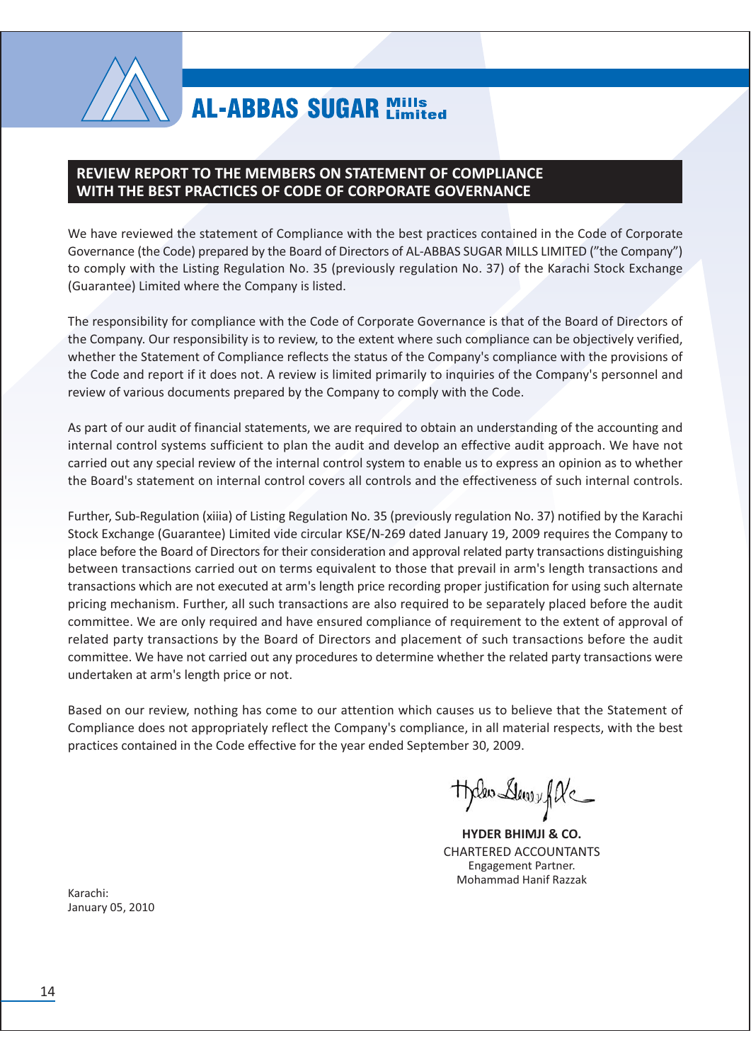## REVIEW REPORT TO THE MEMBERS ON STATEMENT OF COMPLIANCE WITH THE BEST PRACTICES OF CODE OF CORPORATE GOVERNANCE

We have reviewed the statement of Compliance with the best practices contained in the Code of Corporate Governance (the Code) prepared by the Board of Directors of AL-ABBAS SUGAR MILLS LIMITED ("the Company") to comply with the Listing Regulation No. 35 (previously regulation No. 37) of the Karachi Stock Exchange (Guarantee) Limited where the Company is listed.

The responsibility for compliance with the Code of Corporate Governance is that of the Board of Directors of the Company. Our responsibility is to review, to the extent where such compliance can be objectively verified, whether the Statement of Compliance reflects the status of the Company's compliance with the provisions of the Code and report if it does not. A review is limited primarily to inquiries of the Company's personnel and review of various documents prepared by the Company to comply with the Code.

As part of our audit of financial statements, we are required to obtain an understanding of the accounting and internal control systems sufficient to plan the audit and develop an effective audit approach. We have not carried out any special review of the internal control system to enable us to express an opinion as to whether the Board's statement on internal control covers all controls and the effectiveness of such internal controls.

Further, Sub-Regulation (xiiia) of Listing Regulation No. 35 (previously regulation No. 37) notified by the Karachi Stock Exchange (Guarantee) Limited vide circular KSE/N-269 dated January 19, 2009 requires the Company to place before the Board of Directors for their consideration and approval related party transactions distinguishing between transactions carried out on terms equivalent to those that prevail in arm's length transactions and transactions which are not executed at arm's length price recording proper justification for using such alternate pricing mechanism. Further, all such transactions are also required to be separately placed before the audit committee. We are only required and have ensured compliance of requirement to the extent of approval of related party transactions by the Board of Directors and placement of such transactions before the audit committee. We have not carried out any procedures to determine whether the related party transactions were undertaken at arm's length price or not.

Based on our review, nothing has come to our attention which causes us to believe that the Statement of Compliance does not appropriately reflect the Company's compliance, in all material respects, with the best practices contained in the Code effective for the year ended September 30, 2009.

**HYDER BHIMJI & CO.**
CHARTERED ACCOUNTANTS
Engagement Partner.
Mohammad Hanif Razzak

Karachi:
January 05, 2010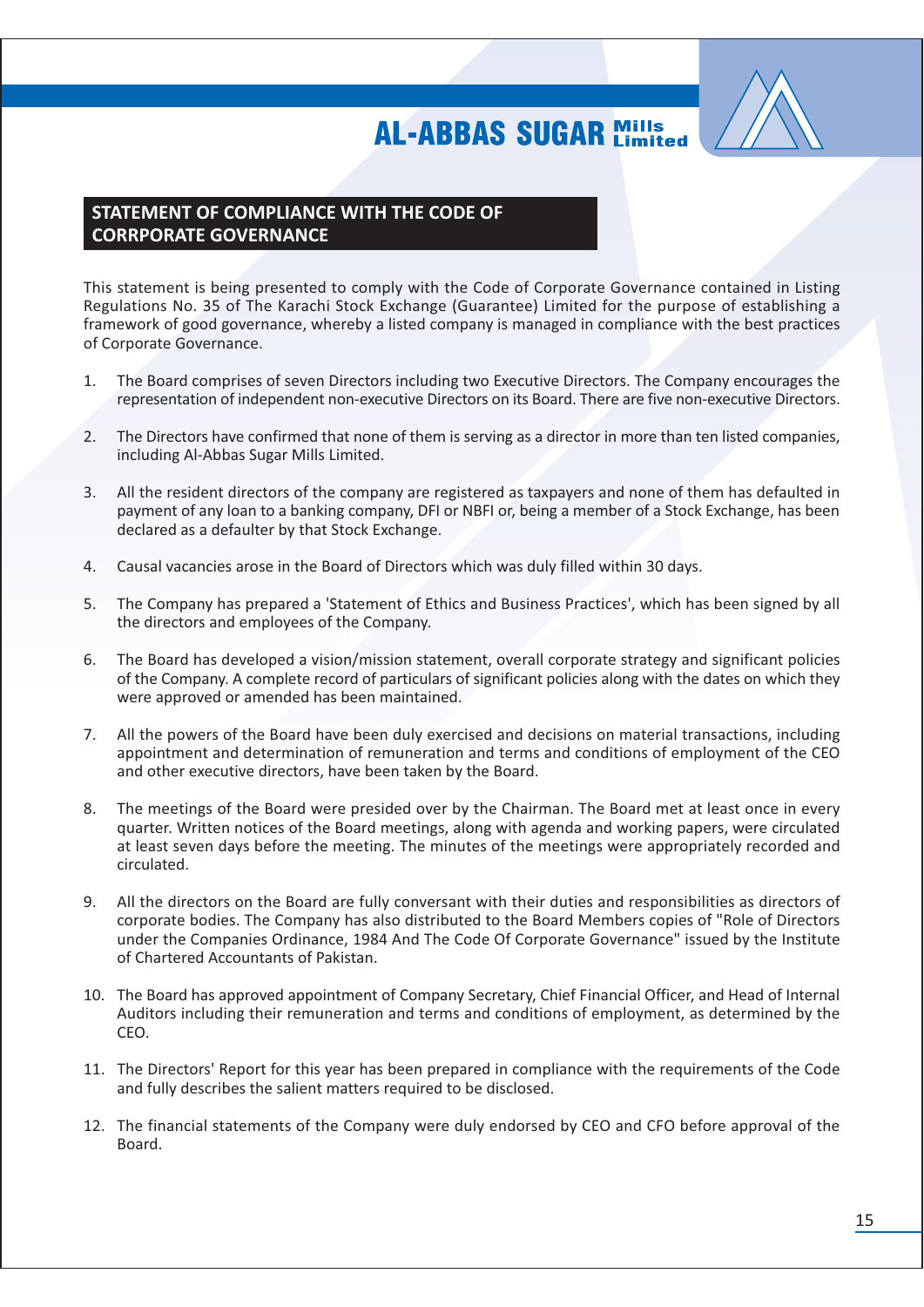## STATEMENT OF COMPLIANCE WITH THE CODE OF CORRPORATE GOVERNANCE

This statement is being presented to comply with the Code of Corporate Governance contained in Listing Regulations No. 35 of The Karachi Stock Exchange (Guarantee) Limited for the purpose of establishing a framework of good governance, whereby a listed company is managed in compliance with the best practices of Corporate Governance.

1. The Board comprises of seven Directors including two Executive Directors. The Company encourages the representation of independent non-executive Directors on its Board. There are five non-executive Directors.

2. The Directors have confirmed that none of them is serving as a director in more than ten listed companies, including Al-Abbas Sugar Mills Limited.

3. All the resident directors of the company are registered as taxpayers and none of them has defaulted in payment of any loan to a banking company, DFI or NBFI or, being a member of a Stock Exchange, has been declared as a defaulter by that Stock Exchange.

4. Causal vacancies arose in the Board of Directors which was duly filled within 30 days.

5. The Company has prepared a 'Statement of Ethics and Business Practices', which has been signed by all the directors and employees of the Company.

6. The Board has developed a vision/mission statement, overall corporate strategy and significant policies of the Company. A complete record of particulars of significant policies along with the dates on which they were approved or amended has been maintained.

7. All the powers of the Board have been duly exercised and decisions on material transactions, including appointment and determination of remuneration and terms and conditions of employment of the CEO and other executive directors, have been taken by the Board.

8. The meetings of the Board were presided over by the Chairman. The Board met at least once in every quarter. Written notices of the Board meetings, along with agenda and working papers, were circulated at least seven days before the meeting. The minutes of the meetings were appropriately recorded and circulated.

9. All the directors on the Board are fully conversant with their duties and responsibilities as directors of corporate bodies. The Company has also distributed to the Board Members copies of "Role of Directors under the Companies Ordinance, 1984 And The Code Of Corporate Governance" issued by the Institute of Chartered Accountants of Pakistan.

10. The Board has approved appointment of Company Secretary, Chief Financial Officer, and Head of Internal Auditors including their remuneration and terms and conditions of employment, as determined by the CEO.

11. The Directors' Report for this year has been prepared in compliance with the requirements of the Code and fully describes the salient matters required to be disclosed.

12. The financial statements of the Company were duly endorsed by CEO and CFO before approval of the Board.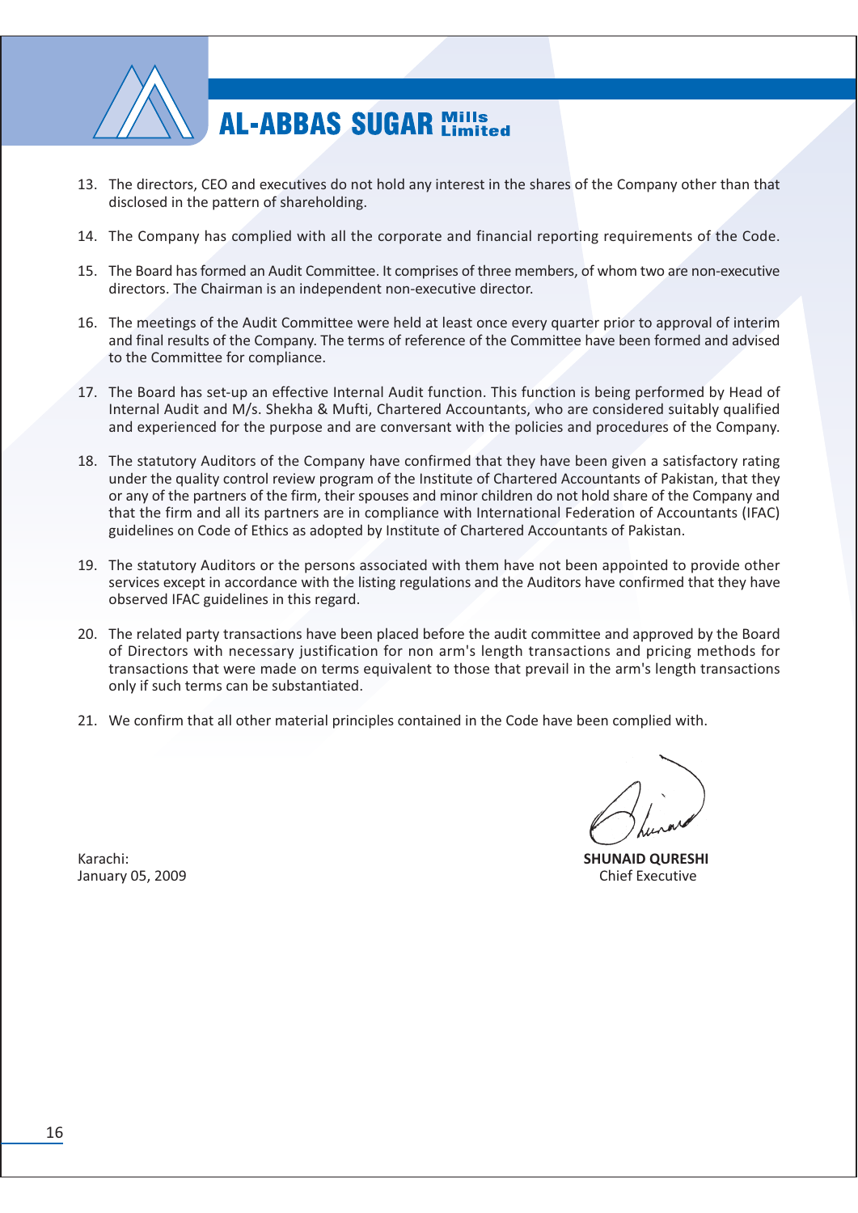13. The directors, CEO and executives do not hold any interest in the shares of the Company other than that disclosed in the pattern of shareholding.

14. The Company has complied with all the corporate and financial reporting requirements of the Code.

15. The Board has formed an Audit Committee. It comprises of three members, of whom two are non-executive directors. The Chairman is an independent non-executive director.

16. The meetings of the Audit Committee were held at least once every quarter prior to approval of interim and final results of the Company. The terms of reference of the Committee have been formed and advised to the Committee for compliance.

17. The Board has set-up an effective Internal Audit function. This function is being performed by Head of Internal Audit and M/s. Shekha & Mufti, Chartered Accountants, who are considered suitably qualified and experienced for the purpose and are conversant with the policies and procedures of the Company.

18. The statutory Auditors of the Company have confirmed that they have been given a satisfactory rating under the quality control review program of the Institute of Chartered Accountants of Pakistan, that they or any of the partners of the firm, their spouses and minor children do not hold share of the Company and that the firm and all its partners are in compliance with International Federation of Accountants (IFAC) guidelines on Code of Ethics as adopted by Institute of Chartered Accountants of Pakistan.

19. The statutory Auditors or the persons associated with them have not been appointed to provide other services except in accordance with the listing regulations and the Auditors have confirmed that they have observed IFAC guidelines in this regard.

20. The related party transactions have been placed before the audit committee and approved by the Board of Directors with necessary justification for non arm's length transactions and pricing methods for transactions that were made on terms equivalent to those that prevail in the arm's length transactions only if such terms can be substantiated.

21. We confirm that all other material principles contained in the Code have been complied with.

Karachi:
January 05, 2009

**SHUNAID QURESHI**
Chief Executive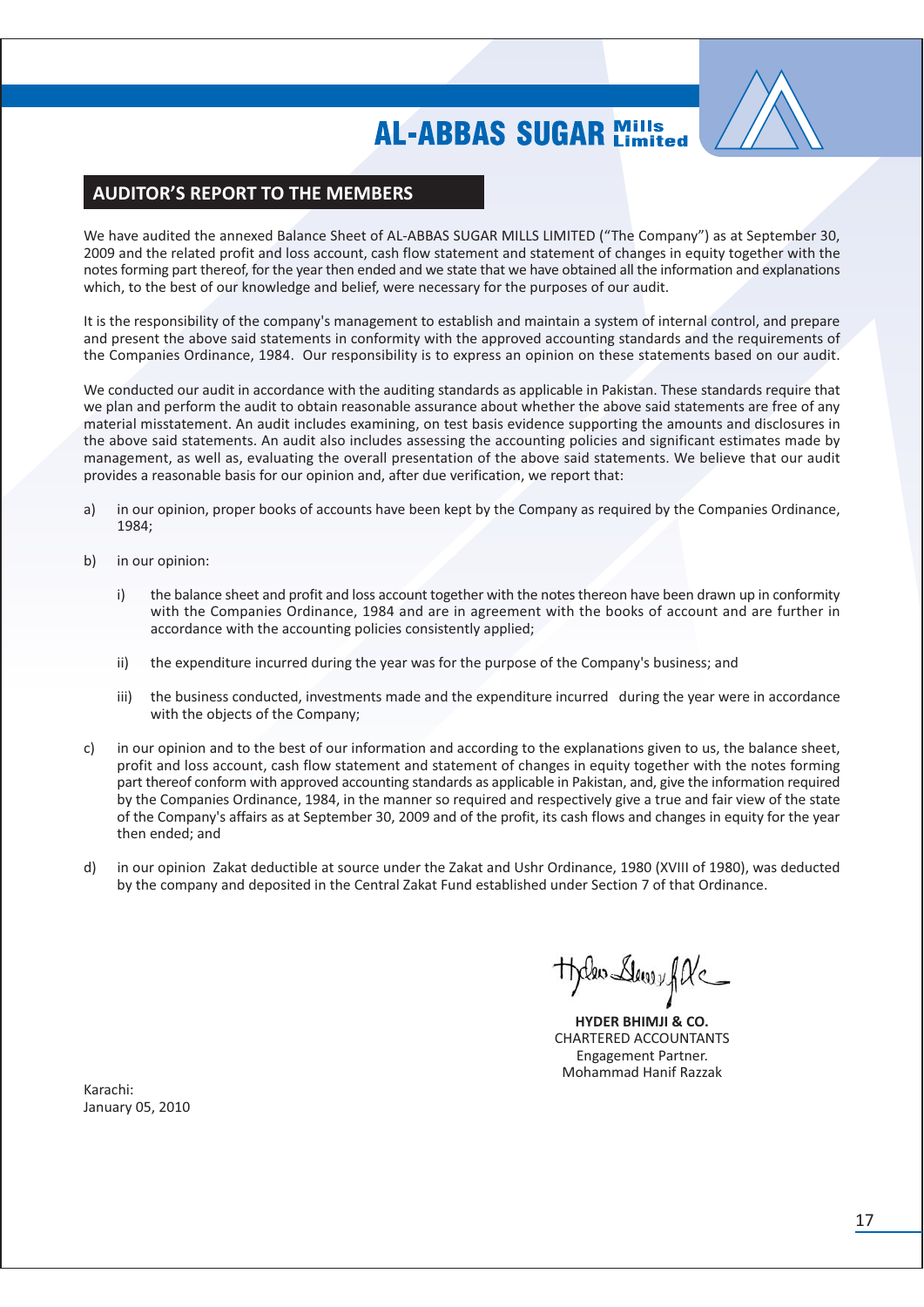## AUDITOR'S REPORT TO THE MEMBERS

We have audited the annexed Balance Sheet of AL-ABBAS SUGAR MILLS LIMITED ("The Company") as at September 30, 2009 and the related profit and loss account, cash flow statement and statement of changes in equity together with the notes forming part thereof, for the year then ended and we state that we have obtained all the information and explanations which, to the best of our knowledge and belief, were necessary for the purposes of our audit.

It is the responsibility of the company's management to establish and maintain a system of internal control, and prepare and present the above said statements in conformity with the approved accounting standards and the requirements of the Companies Ordinance, 1984. Our responsibility is to express an opinion on these statements based on our audit.

We conducted our audit in accordance with the auditing standards as applicable in Pakistan. These standards require that we plan and perform the audit to obtain reasonable assurance about whether the above said statements are free of any material misstatement. An audit includes examining, on test basis evidence supporting the amounts and disclosures in the above said statements. An audit also includes assessing the accounting policies and significant estimates made by management, as well as, evaluating the overall presentation of the above said statements. We believe that our audit provides a reasonable basis for our opinion and, after due verification, we report that:

a) in our opinion, proper books of accounts have been kept by the Company as required by the Companies Ordinance, 1984;

b) in our opinion:

   i) the balance sheet and profit and loss account together with the notes thereon have been drawn up in conformity with the Companies Ordinance, 1984 and are in agreement with the books of account and are further in accordance with the accounting policies consistently applied;

   ii) the expenditure incurred during the year was for the purpose of the Company's business; and

   iii) the business conducted, investments made and the expenditure incurred during the year were in accordance with the objects of the Company;

c) in our opinion and to the best of our information and according to the explanations given to us, the balance sheet, profit and loss account, cash flow statement and statement of changes in equity together with the notes forming part thereof conform with approved accounting standards as applicable in Pakistan, and, give the information required by the Companies Ordinance, 1984, in the manner so required and respectively give a true and fair view of the state of the Company's affairs as at September 30, 2009 and of the profit, its cash flows and changes in equity for the year then ended; and

d) in our opinion Zakat deductible at source under the Zakat and Ushr Ordinance, 1980 (XVIII of 1980), was deducted by the company and deposited in the Central Zakat Fund established under Section 7 of that Ordinance.

**HYDER BHIMJI & CO.**
CHARTERED ACCOUNTANTS
Engagement Partner.
Mohammad Hanif Razzak

Karachi:
January 05, 2010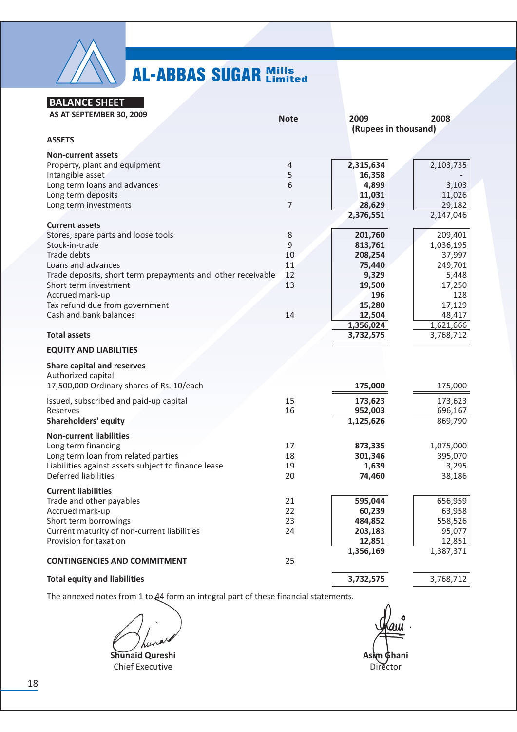# AL-ABBAS SUGAR Mills Limited

## BALANCE SHEET

**AS AT SEPTEMBER 30, 2009**

| | Note | 2009 | 2008 |
|---|---|---|---|
| | | (Rupees in thousand) | |
| **ASSETS** | | | |
| **Non-current assets** | | | |
| Property, plant and equipment | 4 | **2,315,634** | 2,103,735 |
| Intangible asset | 5 | **16,358** | - |
| Long term loans and advances | 6 | **4,899** | 3,103 |
| Long term deposits | | **11,031** | 11,026 |
| Long term investments | 7 | **28,629** | 29,182 |
| | | **2,376,551** | 2,147,046 |
| **Current assets** | | | |
| Stores, spare parts and loose tools | 8 | **201,760** | 209,401 |
| Stock-in-trade | 9 | **813,761** | 1,036,195 |
| Trade debts | 10 | **208,254** | 37,997 |
| Loans and advances | 11 | **75,440** | 249,701 |
| Trade deposits, short term prepayments and other receivable | 12 | **9,329** | 5,448 |
| Short term investment | 13 | **19,500** | 17,250 |
| Accrued mark-up | | **196** | 128 |
| Tax refund due from government | | **15,280** | 17,129 |
| Cash and bank balances | 14 | **12,504** | 48,417 |
| | | **1,356,024** | 1,621,666 |
| **Total assets** | | **3,732,575** | 3,768,712 |
| **EQUITY AND LIABILITIES** | | | |
| **Share capital and reserves** | | | |
| Authorized capital | | | |
| 17,500,000 Ordinary shares of Rs. 10/each | | **175,000** | 175,000 |
| Issued, subscribed and paid-up capital | 15 | **173,623** | 173,623 |
| Reserves | 16 | **952,003** | 696,167 |
| **Shareholders' equity** | | **1,125,626** | 869,790 |
| **Non-current liabilities** | | | |
| Long term financing | 17 | **873,335** | 1,075,000 |
| Long term loan from related parties | 18 | **301,346** | 395,070 |
| Liabilities against assets subject to finance lease | 19 | **1,639** | 3,295 |
| Deferred liabilities | 20 | **74,460** | 38,186 |
| **Current liabilities** | | | |
| Trade and other payables | 21 | **595,044** | 656,959 |
| Accrued mark-up | 22 | **60,239** | 63,958 |
| Short term borrowings | 23 | **484,852** | 558,526 |
| Current maturity of non-current liabilities | 24 | **203,183** | 95,077 |
| Provision for taxation | | **12,851** | 12,851 |
| | | **1,356,169** | 1,387,371 |
| **CONTINGENCIES AND COMMITMENT** | 25 | | |
| **Total equity and liabilities** | | **3,732,575** | 3,768,712 |

The annexed notes from 1 to 44 form an integral part of these financial statements.

**Shunaid Qureshi**
Chief Executive

**Asim Ghani**
Director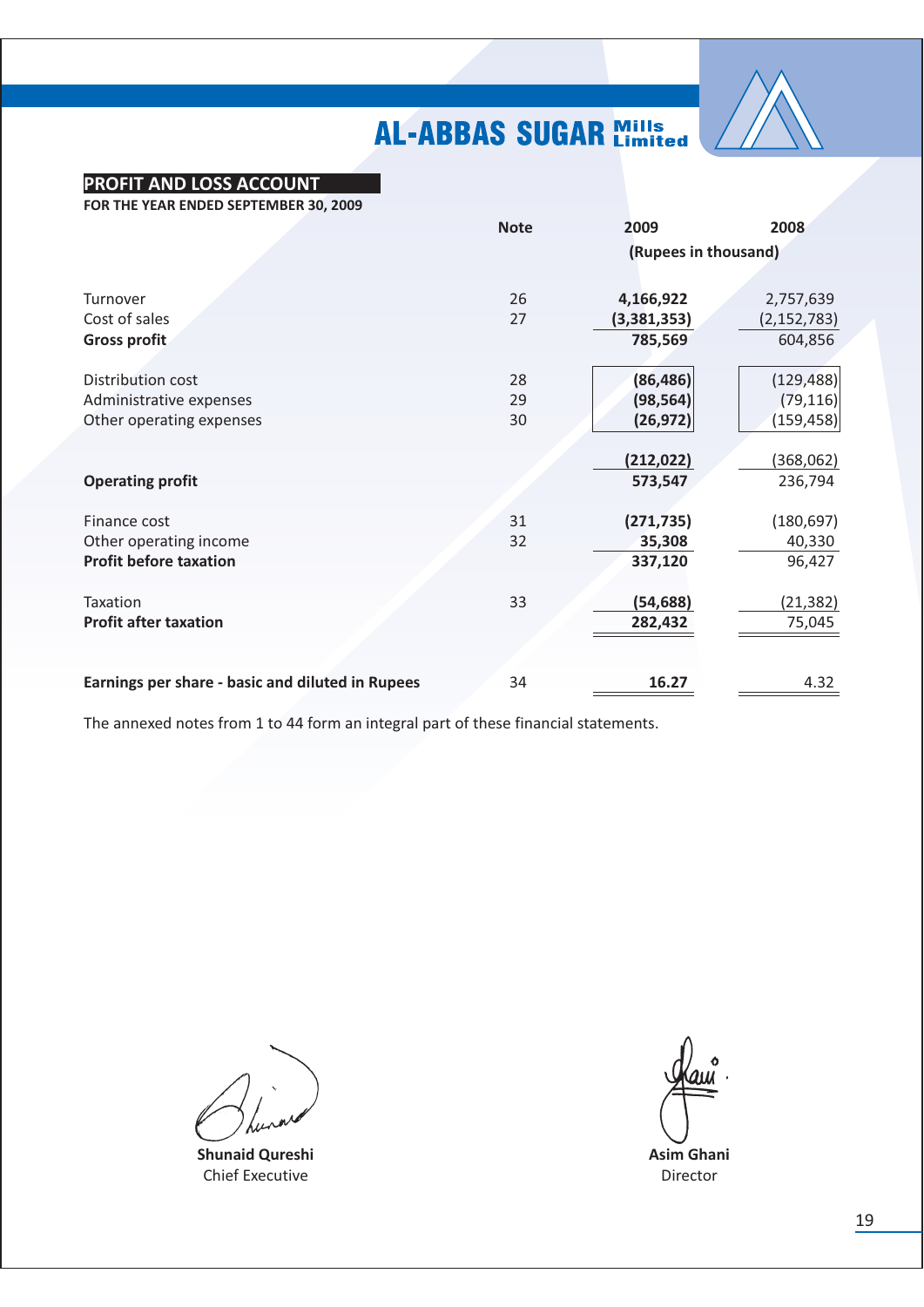# AL-ABBAS SUGAR Mills Limited

## PROFIT AND LOSS ACCOUNT

**FOR THE YEAR ENDED SEPTEMBER 30, 2009**

| | Note | 2009 | 2008 |
|---|---|---|---|
| | | (Rupees in thousand) | |
| Turnover | 26 | **4,166,922** | 2,757,639 |
| Cost of sales | 27 | **(3,381,353)** | (2,152,783) |
| **Gross profit** | | **785,569** | 604,856 |
| Distribution cost | 28 | **(86,486)** | (129,488) |
| Administrative expenses | 29 | **(98,564)** | (79,116) |
| Other operating expenses | 30 | **(26,972)** | (159,458) |
| | | **(212,022)** | (368,062) |
| **Operating profit** | | **573,547** | 236,794 |
| Finance cost | 31 | **(271,735)** | (180,697) |
| Other operating income | 32 | **35,308** | 40,330 |
| **Profit before taxation** | | **337,120** | 96,427 |
| Taxation | 33 | **(54,688)** | (21,382) |
| **Profit after taxation** | | **282,432** | 75,045 |
| **Earnings per share - basic and diluted in Rupees** | 34 | **16.27** | 4.32 |

The annexed notes from 1 to 44 form an integral part of these financial statements.

**Shunaid Qureshi**
Chief Executive

**Asim Ghani**
Director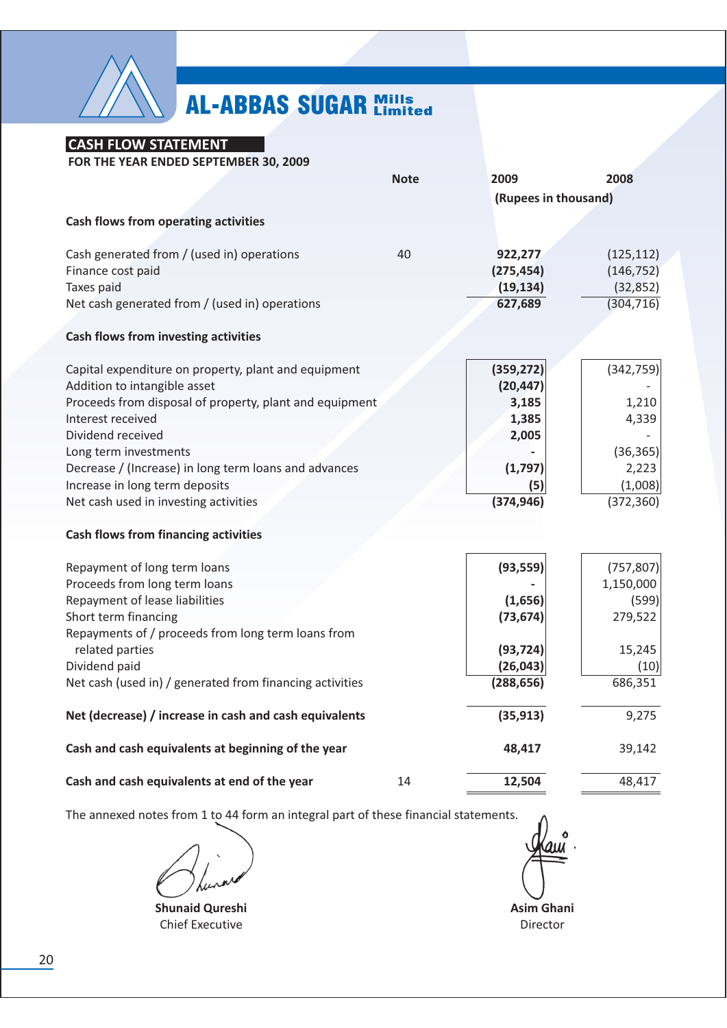# AL-ABBAS SUGAR Mills Limited

## CASH FLOW STATEMENT

**FOR THE YEAR ENDED SEPTEMBER 30, 2009**

| | Note | 2009 | 2008 |
|---|---|---|---|
| | | (Rupees in thousand) | |
| **Cash flows from operating activities** | | | |
| Cash generated from / (used in) operations | 40 | 922,277 | (125,112) |
| Finance cost paid | | (275,454) | (146,752) |
| Taxes paid | | (19,134) | (32,852) |
| Net cash generated from / (used in) operations | | 627,689 | (304,716) |
| **Cash flows from investing activities** | | | |
| Capital expenditure on property, plant and equipment | | (359,272) | (342,759) |
| Addition to intangible asset | | (20,447) | - |
| Proceeds from disposal of property, plant and equipment | | 3,185 | 1,210 |
| Interest received | | 1,385 | 4,339 |
| Dividend received | | 2,005 | - |
| Long term investments | | - | (36,365) |
| Decrease / (Increase) in long term loans and advances | | (1,797) | 2,223 |
| Increase in long term deposits | | (5) | (1,008) |
| Net cash used in investing activities | | (374,946) | (372,360) |
| **Cash flows from financing activities** | | | |
| Repayment of long term loans | | (93,559) | (757,807) |
| Proceeds from long term loans | | - | 1,150,000 |
| Repayment of lease liabilities | | (1,656) | (599) |
| Short term financing | | (73,674) | 279,522 |
| Repayments of / proceeds from long term loans from related parties | | (93,724) | 15,245 |
| Dividend paid | | (26,043) | (10) |
| Net cash (used in) / generated from financing activities | | (288,656) | 686,351 |
| **Net (decrease) / increase in cash and cash equivalents** | | (35,913) | 9,275 |
| **Cash and cash equivalents at beginning of the year** | | 48,417 | 39,142 |
| **Cash and cash equivalents at end of the year** | 14 | 12,504 | 48,417 |

The annexed notes from 1 to 44 form an integral part of these financial statements.

**Shunaid Qureshi**
Chief Executive

**Asim Ghani**
Director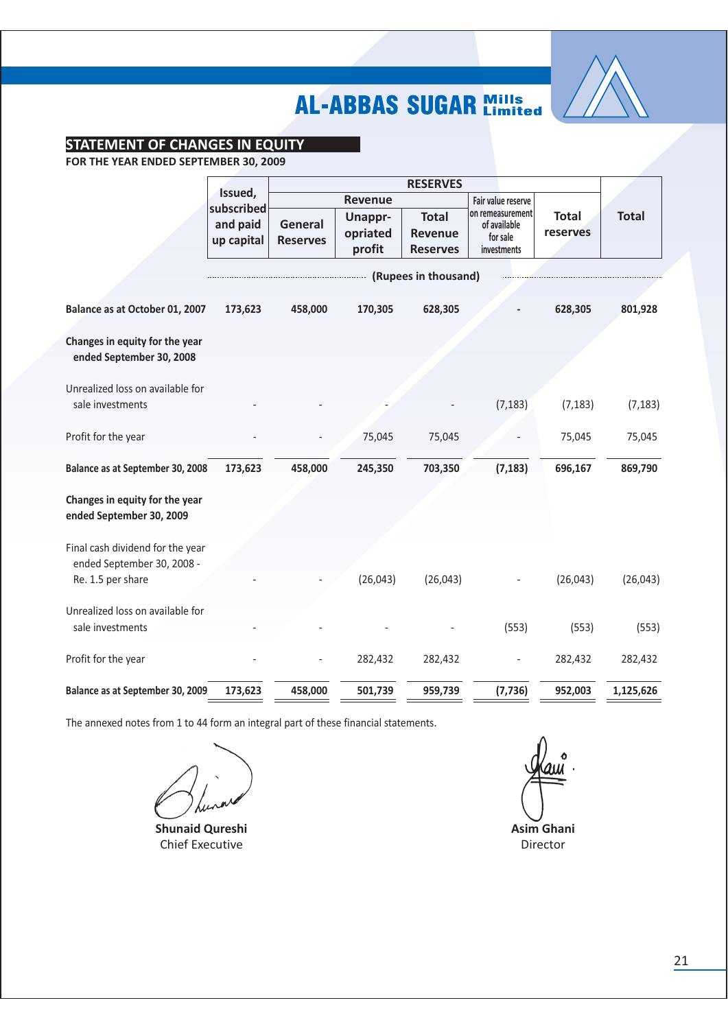## STATEMENT OF CHANGES IN EQUITY

**FOR THE YEAR ENDED SEPTEMBER 30, 2009**

| | Issued, subscribed and paid up capital | RESERVES | | | | | Total |
|---|---|---|---|---|---|---|---|
| | | Revenue | | | Fair value reserve on remeasurement of available for sale investments | Total reserves | |
| | | General Reserves | Unappr-opriated profit | Total Revenue Reserves | | | |
| | (Rupees in thousand) | | | | | | |
| **Balance as at October 01, 2007** | **173,623** | **458,000** | **170,305** | **628,305** | **-** | **628,305** | **801,928** |
| **Changes in equity for the year ended September 30, 2008** | | | | | | | |
| Unrealized loss on available for sale investments | - | - | - | - | (7,183) | (7,183) | (7,183) |
| Profit for the year | - | - | 75,045 | 75,045 | - | 75,045 | 75,045 |
| **Balance as at September 30, 2008** | **173,623** | **458,000** | **245,350** | **703,350** | **(7,183)** | **696,167** | **869,790** |
| **Changes in equity for the year ended September 30, 2009** | | | | | | | |
| Final cash dividend for the year ended September 30, 2008 - Re. 1.5 per share | - | - | (26,043) | (26,043) | - | (26,043) | (26,043) |
| Unrealized loss on available for sale investments | - | - | - | - | (553) | (553) | (553) |
| Profit for the year | - | - | 282,432 | 282,432 | - | 282,432 | 282,432 |
| **Balance as at September 30, 2009** | **173,623** | **458,000** | **501,739** | **959,739** | **(7,736)** | **952,003** | **1,125,626** |

The annexed notes from 1 to 44 form an integral part of these financial statements.

**Shunaid Qureshi**
Chief Executive

**Asim Ghani**
Director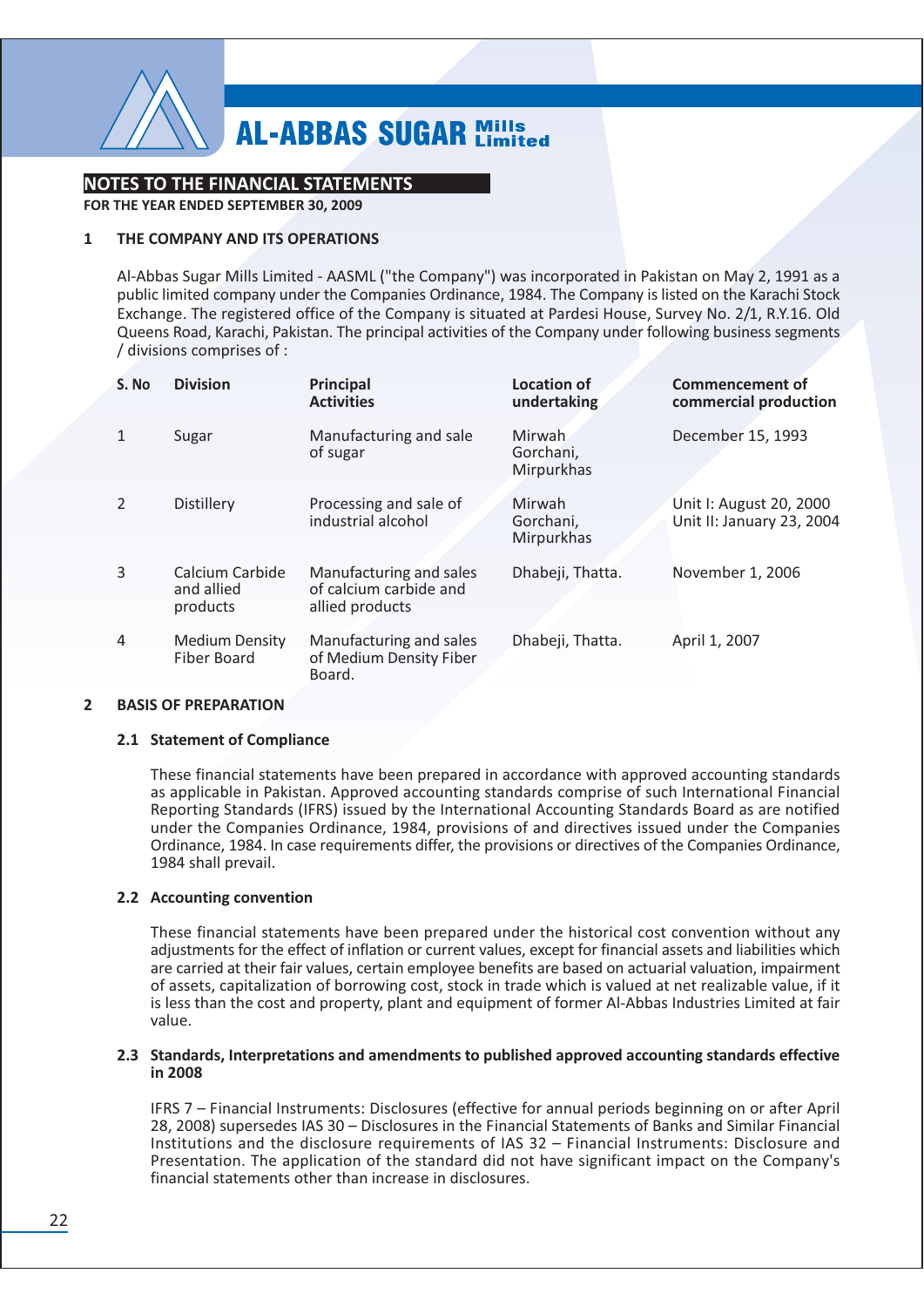## NOTES TO THE FINANCIAL STATEMENTS

**FOR THE YEAR ENDED SEPTEMBER 30, 2009**

### 1 THE COMPANY AND ITS OPERATIONS

Al-Abbas Sugar Mills Limited - AASML ("the Company") was incorporated in Pakistan on May 2, 1991 as a public limited company under the Companies Ordinance, 1984. The Company is listed on the Karachi Stock Exchange. The registered office of the Company is situated at Pardesi House, Survey No. 2/1, R.Y.16. Old Queens Road, Karachi, Pakistan. The principal activities of the Company under following business segments / divisions comprises of :

| S. No | Division | Principal Activities | Location of undertaking | Commencement of commercial production |
|---|---|---|---|---|
| 1 | Sugar | Manufacturing and sale of sugar | Mirwah Gorchani, Mirpurkhas | December 15, 1993 |
| 2 | Distillery | Processing and sale of industrial alcohol | Mirwah Gorchani, Mirpurkhas | Unit I: August 20, 2000<br>Unit II: January 23, 2004 |
| 3 | Calcium Carbide and allied products | Manufacturing and sales of calcium carbide and allied products | Dhabeji, Thatta. | November 1, 2006 |
| 4 | Medium Density Fiber Board | Manufacturing and sales of Medium Density Fiber Board. | Dhabeji, Thatta. | April 1, 2007 |

### 2 BASIS OF PREPARATION

#### 2.1 Statement of Compliance

These financial statements have been prepared in accordance with approved accounting standards as applicable in Pakistan. Approved accounting standards comprise of such International Financial Reporting Standards (IFRS) issued by the International Accounting Standards Board as are notified under the Companies Ordinance, 1984, provisions of and directives issued under the Companies Ordinance, 1984. In case requirements differ, the provisions or directives of the Companies Ordinance, 1984 shall prevail.

#### 2.2 Accounting convention

These financial statements have been prepared under the historical cost convention without any adjustments for the effect of inflation or current values, except for financial assets and liabilities which are carried at their fair values, certain employee benefits are based on actuarial valuation, impairment of assets, capitalization of borrowing cost, stock in trade which is valued at net realizable value, if it is less than the cost and property, plant and equipment of former Al-Abbas Industries Limited at fair value.

#### 2.3 Standards, Interpretations and amendments to published approved accounting standards effective in 2008

IFRS 7 – Financial Instruments: Disclosures (effective for annual periods beginning on or after April 28, 2008) supersedes IAS 30 – Disclosures in the Financial Statements of Banks and Similar Financial Institutions and the disclosure requirements of IAS 32 – Financial Instruments: Disclosure and Presentation. The application of the standard did not have significant impact on the Company's financial statements other than increase in disclosures.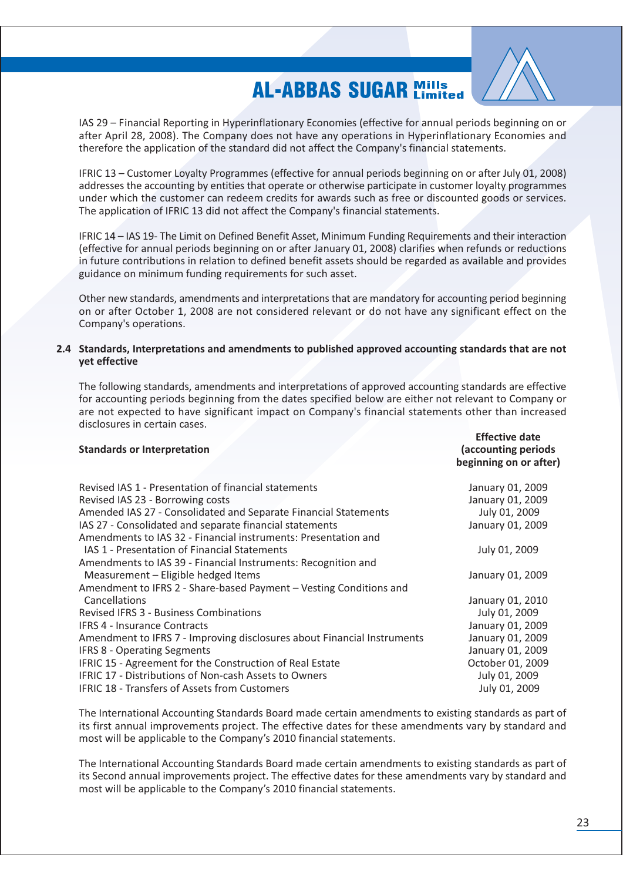IAS 29 – Financial Reporting in Hyperinflationary Economies (effective for annual periods beginning on or after April 28, 2008). The Company does not have any operations in Hyperinflationary Economies and therefore the application of the standard did not affect the Company's financial statements.

IFRIC 13 – Customer Loyalty Programmes (effective for annual periods beginning on or after July 01, 2008) addresses the accounting by entities that operate or otherwise participate in customer loyalty programmes under which the customer can redeem credits for awards such as free or discounted goods or services. The application of IFRIC 13 did not affect the Company's financial statements.

IFRIC 14 – IAS 19- The Limit on Defined Benefit Asset, Minimum Funding Requirements and their interaction (effective for annual periods beginning on or after January 01, 2008) clarifies when refunds or reductions in future contributions in relation to defined benefit assets should be regarded as available and provides guidance on minimum funding requirements for such asset.

Other new standards, amendments and interpretations that are mandatory for accounting period beginning on or after October 1, 2008 are not considered relevant or do not have any significant effect on the Company's operations.

**2.4 Standards, Interpretations and amendments to published approved accounting standards that are not yet effective**

The following standards, amendments and interpretations of approved accounting standards are effective for accounting periods beginning from the dates specified below are either not relevant to Company or are not expected to have significant impact on Company's financial statements other than increased disclosures in certain cases.

| Standards or Interpretation | Effective date (accounting periods beginning on or after) |
|---|---|
| Revised IAS 1 - Presentation of financial statements | January 01, 2009 |
| Revised IAS 23 - Borrowing costs | January 01, 2009 |
| Amended IAS 27 - Consolidated and Separate Financial Statements | July 01, 2009 |
| IAS 27 - Consolidated and separate financial statements | January 01, 2009 |
| Amendments to IAS 32 - Financial instruments: Presentation and IAS 1 - Presentation of Financial Statements | July 01, 2009 |
| Amendments to IAS 39 - Financial Instruments: Recognition and Measurement – Eligible hedged Items | January 01, 2009 |
| Amendment to IFRS 2 - Share-based Payment – Vesting Conditions and Cancellations | January 01, 2010 |
| Revised IFRS 3 - Business Combinations | July 01, 2009 |
| IFRS 4 - Insurance Contracts | January 01, 2009 |
| Amendment to IFRS 7 - Improving disclosures about Financial Instruments | January 01, 2009 |
| IFRS 8 - Operating Segments | January 01, 2009 |
| IFRIC 15 - Agreement for the Construction of Real Estate | October 01, 2009 |
| IFRIC 17 - Distributions of Non-cash Assets to Owners | July 01, 2009 |
| IFRIC 18 - Transfers of Assets from Customers | July 01, 2009 |

The International Accounting Standards Board made certain amendments to existing standards as part of its first annual improvements project. The effective dates for these amendments vary by standard and most will be applicable to the Company's 2010 financial statements.

The International Accounting Standards Board made certain amendments to existing standards as part of its Second annual improvements project. The effective dates for these amendments vary by standard and most will be applicable to the Company's 2010 financial statements.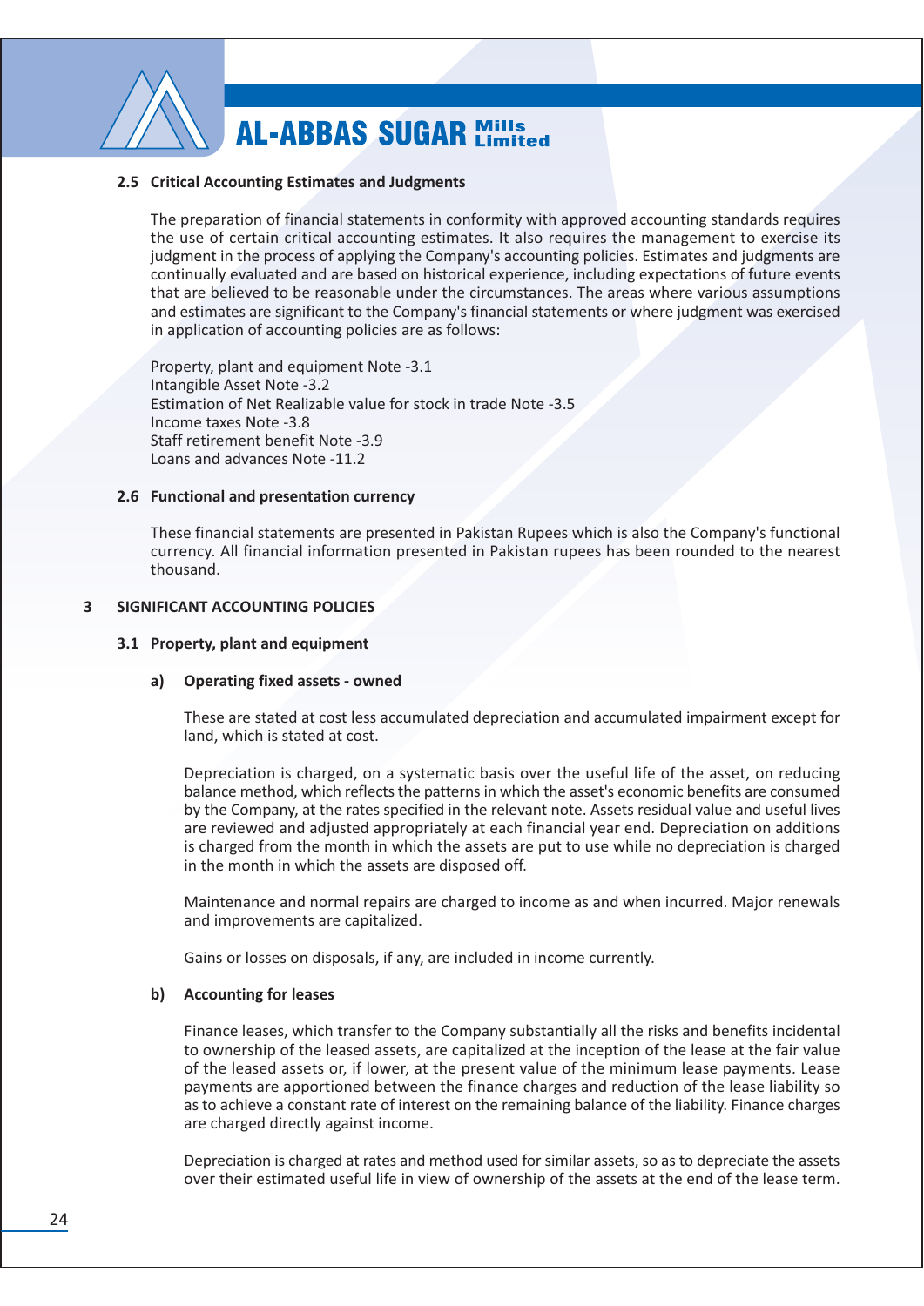### 2.5 Critical Accounting Estimates and Judgments

The preparation of financial statements in conformity with approved accounting standards requires the use of certain critical accounting estimates. It also requires the management to exercise its judgment in the process of applying the Company's accounting policies. Estimates and judgments are continually evaluated and are based on historical experience, including expectations of future events that are believed to be reasonable under the circumstances. The areas where various assumptions and estimates are significant to the Company's financial statements or where judgment was exercised in application of accounting policies are as follows:

Property, plant and equipment Note -3.1
Intangible Asset Note -3.2
Estimation of Net Realizable value for stock in trade Note -3.5
Income taxes Note -3.8
Staff retirement benefit Note -3.9
Loans and advances Note -11.2

### 2.6 Functional and presentation currency

These financial statements are presented in Pakistan Rupees which is also the Company's functional currency. All financial information presented in Pakistan rupees has been rounded to the nearest thousand.

## 3 SIGNIFICANT ACCOUNTING POLICIES

### 3.1 Property, plant and equipment

#### a) Operating fixed assets - owned

These are stated at cost less accumulated depreciation and accumulated impairment except for land, which is stated at cost.

Depreciation is charged, on a systematic basis over the useful life of the asset, on reducing balance method, which reflects the patterns in which the asset's economic benefits are consumed by the Company, at the rates specified in the relevant note. Assets residual value and useful lives are reviewed and adjusted appropriately at each financial year end. Depreciation on additions is charged from the month in which the assets are put to use while no depreciation is charged in the month in which the assets are disposed off.

Maintenance and normal repairs are charged to income as and when incurred. Major renewals and improvements are capitalized.

Gains or losses on disposals, if any, are included in income currently.

#### b) Accounting for leases

Finance leases, which transfer to the Company substantially all the risks and benefits incidental to ownership of the leased assets, are capitalized at the inception of the lease at the fair value of the leased assets or, if lower, at the present value of the minimum lease payments. Lease payments are apportioned between the finance charges and reduction of the lease liability so as to achieve a constant rate of interest on the remaining balance of the liability. Finance charges are charged directly against income.

Depreciation is charged at rates and method used for similar assets, so as to depreciate the assets over their estimated useful life in view of ownership of the assets at the end of the lease term.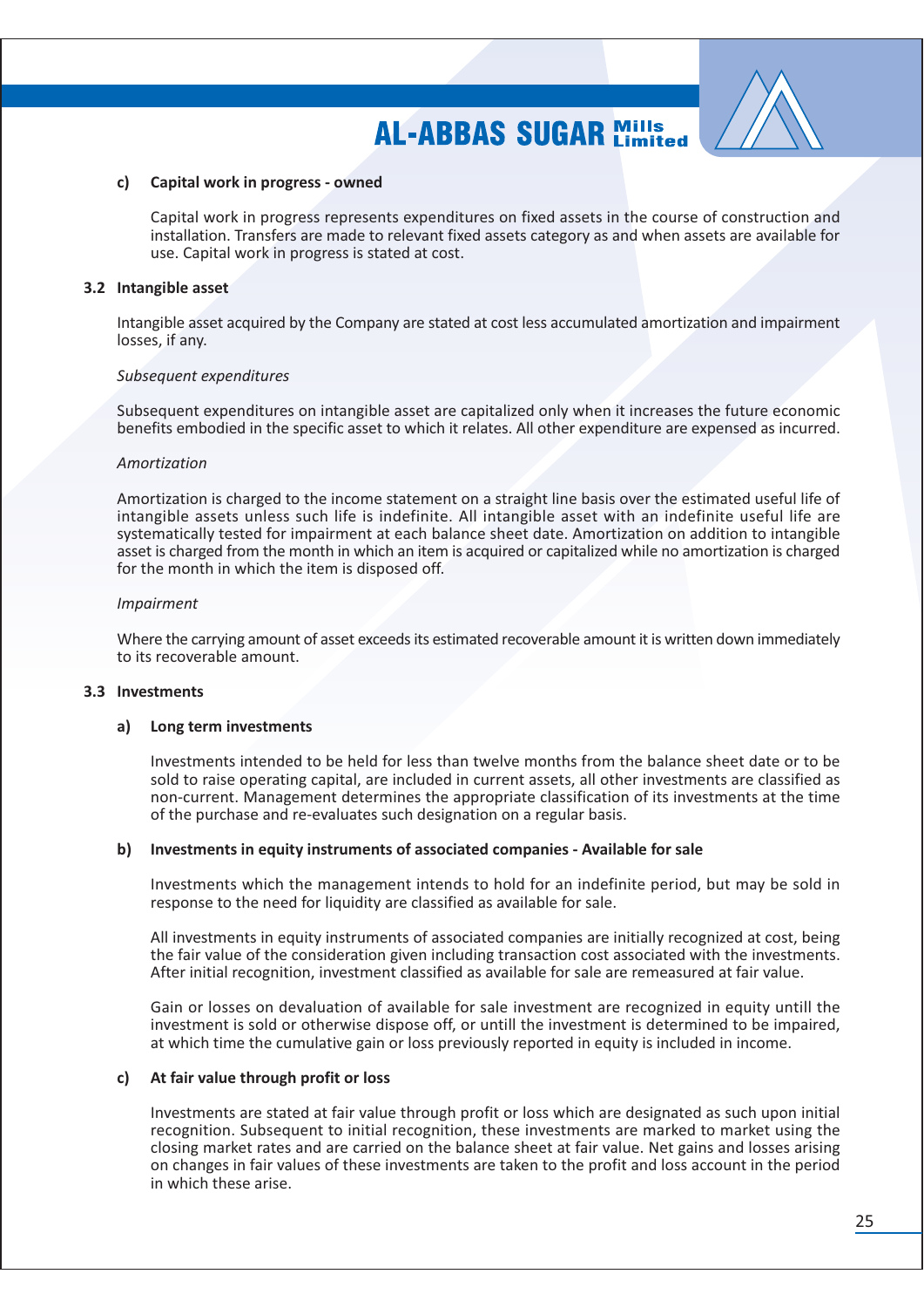#### c) Capital work in progress - owned

Capital work in progress represents expenditures on fixed assets in the course of construction and installation. Transfers are made to relevant fixed assets category as and when assets are available for use. Capital work in progress is stated at cost.

### 3.2 Intangible asset

Intangible asset acquired by the Company are stated at cost less accumulated amortization and impairment losses, if any.

*Subsequent expenditures*

Subsequent expenditures on intangible asset are capitalized only when it increases the future economic benefits embodied in the specific asset to which it relates. All other expenditure are expensed as incurred.

*Amortization*

Amortization is charged to the income statement on a straight line basis over the estimated useful life of intangible assets unless such life is indefinite. All intangible asset with an indefinite useful life are systematically tested for impairment at each balance sheet date. Amortization on addition to intangible asset is charged from the month in which an item is acquired or capitalized while no amortization is charged for the month in which the item is disposed off.

*Impairment*

Where the carrying amount of asset exceeds its estimated recoverable amount it is written down immediately to its recoverable amount.

### 3.3 Investments

#### a) Long term investments

Investments intended to be held for less than twelve months from the balance sheet date or to be sold to raise operating capital, are included in current assets, all other investments are classified as non-current. Management determines the appropriate classification of its investments at the time of the purchase and re-evaluates such designation on a regular basis.

#### b) Investments in equity instruments of associated companies - Available for sale

Investments which the management intends to hold for an indefinite period, but may be sold in response to the need for liquidity are classified as available for sale.

All investments in equity instruments of associated companies are initially recognized at cost, being the fair value of the consideration given including transaction cost associated with the investments. After initial recognition, investment classified as available for sale are remeasured at fair value.

Gain or losses on devaluation of available for sale investment are recognized in equity untill the investment is sold or otherwise dispose off, or untill the investment is determined to be impaired, at which time the cumulative gain or loss previously reported in equity is included in income.

#### c) At fair value through profit or loss

Investments are stated at fair value through profit or loss which are designated as such upon initial recognition. Subsequent to initial recognition, these investments are marked to market using the closing market rates and are carried on the balance sheet at fair value. Net gains and losses arising on changes in fair values of these investments are taken to the profit and loss account in the period in which these arise.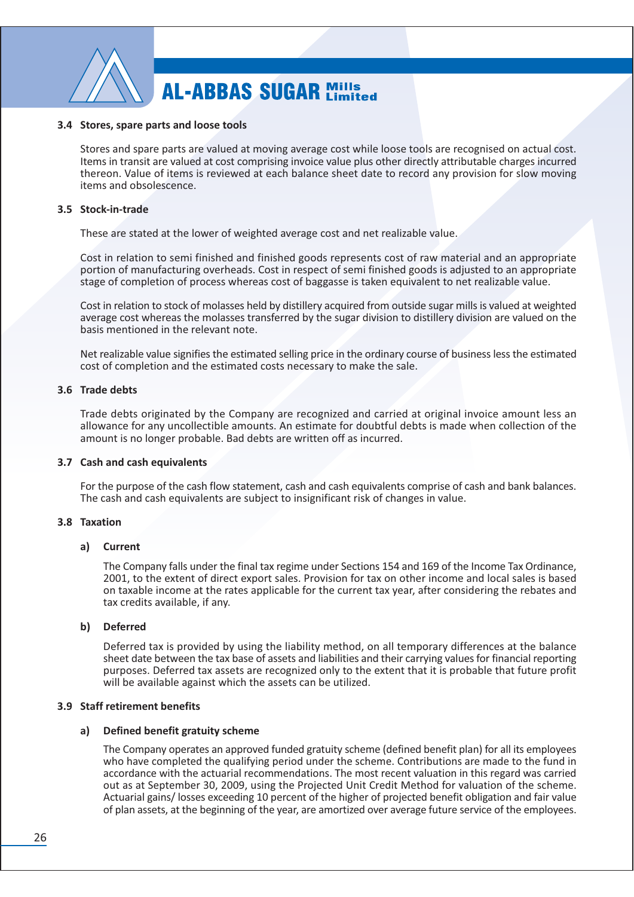### 3.4 Stores, spare parts and loose tools

Stores and spare parts are valued at moving average cost while loose tools are recognised on actual cost. Items in transit are valued at cost comprising invoice value plus other directly attributable charges incurred thereon. Value of items is reviewed at each balance sheet date to record any provision for slow moving items and obsolescence.

### 3.5 Stock-in-trade

These are stated at the lower of weighted average cost and net realizable value.

Cost in relation to semi finished and finished goods represents cost of raw material and an appropriate portion of manufacturing overheads. Cost in respect of semi finished goods is adjusted to an appropriate stage of completion of process whereas cost of baggasse is taken equivalent to net realizable value.

Cost in relation to stock of molasses held by distillery acquired from outside sugar mills is valued at weighted average cost whereas the molasses transferred by the sugar division to distillery division are valued on the basis mentioned in the relevant note.

Net realizable value signifies the estimated selling price in the ordinary course of business less the estimated cost of completion and the estimated costs necessary to make the sale.

### 3.6 Trade debts

Trade debts originated by the Company are recognized and carried at original invoice amount less an allowance for any uncollectible amounts. An estimate for doubtful debts is made when collection of the amount is no longer probable. Bad debts are written off as incurred.

### 3.7 Cash and cash equivalents

For the purpose of the cash flow statement, cash and cash equivalents comprise of cash and bank balances. The cash and cash equivalents are subject to insignificant risk of changes in value.

### 3.8 Taxation

**a) Current**

The Company falls under the final tax regime under Sections 154 and 169 of the Income Tax Ordinance, 2001, to the extent of direct export sales. Provision for tax on other income and local sales is based on taxable income at the rates applicable for the current tax year, after considering the rebates and tax credits available, if any.

**b) Deferred**

Deferred tax is provided by using the liability method, on all temporary differences at the balance sheet date between the tax base of assets and liabilities and their carrying values for financial reporting purposes. Deferred tax assets are recognized only to the extent that it is probable that future profit will be available against which the assets can be utilized.

### 3.9 Staff retirement benefits

**a) Defined benefit gratuity scheme**

The Company operates an approved funded gratuity scheme (defined benefit plan) for all its employees who have completed the qualifying period under the scheme. Contributions are made to the fund in accordance with the actuarial recommendations. The most recent valuation in this regard was carried out as at September 30, 2009, using the Projected Unit Credit Method for valuation of the scheme. Actuarial gains/ losses exceeding 10 percent of the higher of projected benefit obligation and fair value of plan assets, at the beginning of the year, are amortized over average future service of the employees.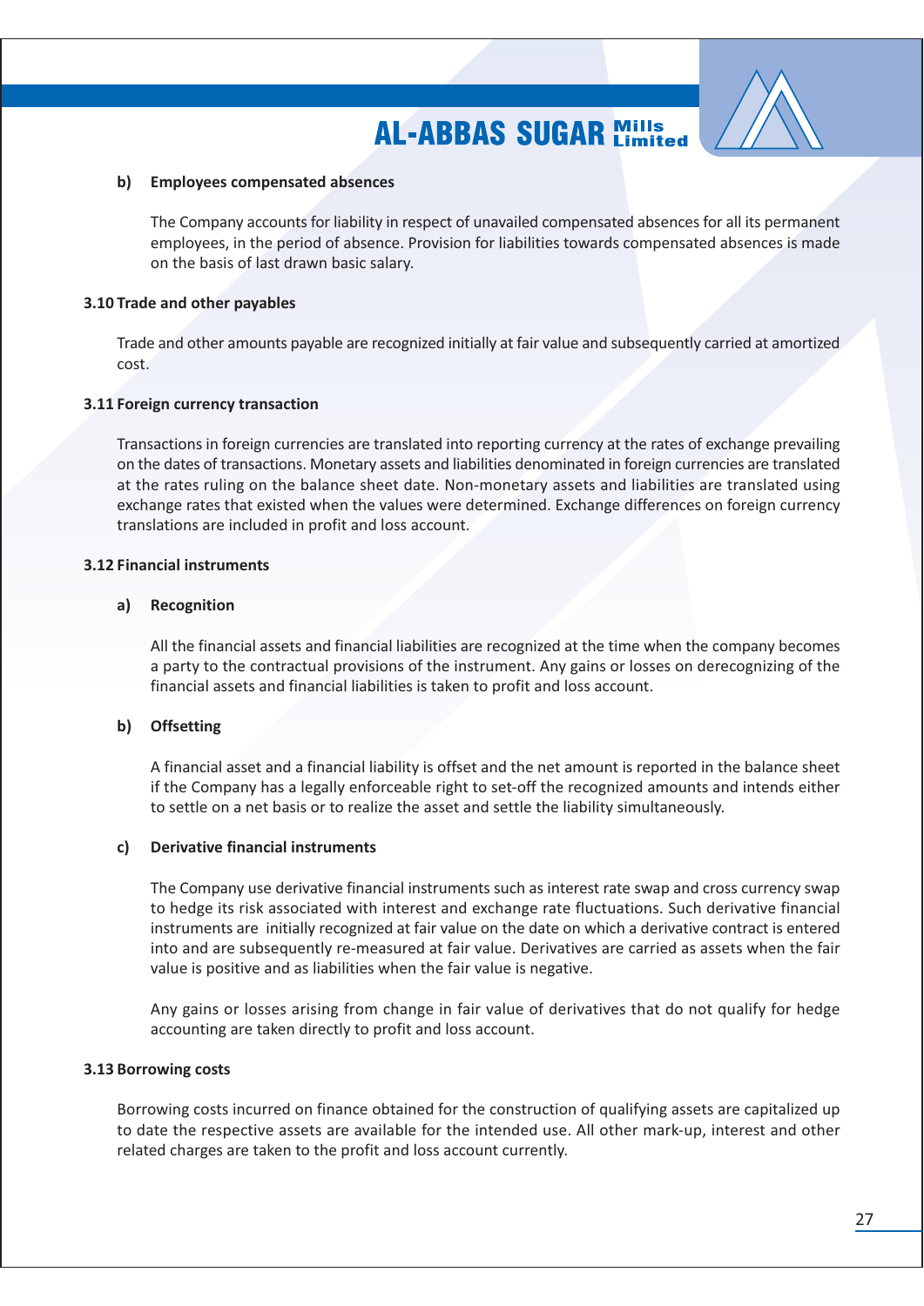**b) Employees compensated absences**

The Company accounts for liability in respect of unavailed compensated absences for all its permanent employees, in the period of absence. Provision for liabilities towards compensated absences is made on the basis of last drawn basic salary.

**3.10 Trade and other payables**

Trade and other amounts payable are recognized initially at fair value and subsequently carried at amortized cost.

**3.11 Foreign currency transaction**

Transactions in foreign currencies are translated into reporting currency at the rates of exchange prevailing on the dates of transactions. Monetary assets and liabilities denominated in foreign currencies are translated at the rates ruling on the balance sheet date. Non-monetary assets and liabilities are translated using exchange rates that existed when the values were determined. Exchange differences on foreign currency translations are included in profit and loss account.

**3.12 Financial instruments**

**a) Recognition**

All the financial assets and financial liabilities are recognized at the time when the company becomes a party to the contractual provisions of the instrument. Any gains or losses on derecognizing of the financial assets and financial liabilities is taken to profit and loss account.

**b) Offsetting**

A financial asset and a financial liability is offset and the net amount is reported in the balance sheet if the Company has a legally enforceable right to set-off the recognized amounts and intends either to settle on a net basis or to realize the asset and settle the liability simultaneously.

**c) Derivative financial instruments**

The Company use derivative financial instruments such as interest rate swap and cross currency swap to hedge its risk associated with interest and exchange rate fluctuations. Such derivative financial instruments are initially recognized at fair value on the date on which a derivative contract is entered into and are subsequently re-measured at fair value. Derivatives are carried as assets when the fair value is positive and as liabilities when the fair value is negative.

Any gains or losses arising from change in fair value of derivatives that do not qualify for hedge accounting are taken directly to profit and loss account.

**3.13 Borrowing costs**

Borrowing costs incurred on finance obtained for the construction of qualifying assets are capitalized up to date the respective assets are available for the intended use. All other mark-up, interest and other related charges are taken to the profit and loss account currently.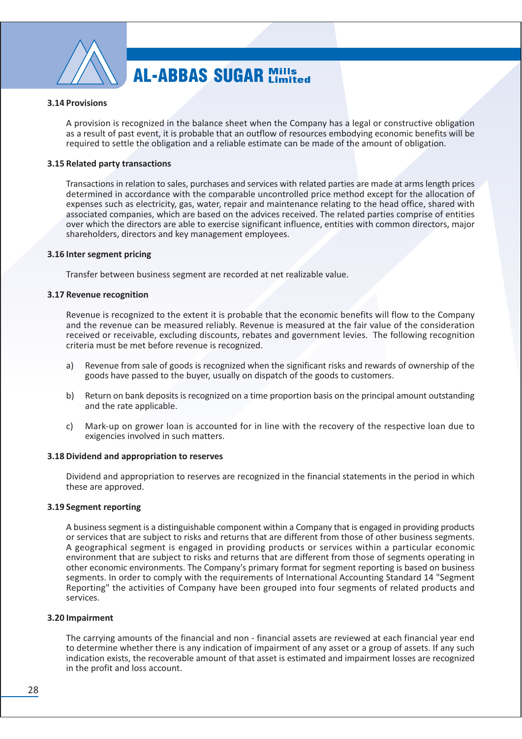### 3.14 Provisions

A provision is recognized in the balance sheet when the Company has a legal or constructive obligation as a result of past event, it is probable that an outflow of resources embodying economic benefits will be required to settle the obligation and a reliable estimate can be made of the amount of obligation.

### 3.15 Related party transactions

Transactions in relation to sales, purchases and services with related parties are made at arms length prices determined in accordance with the comparable uncontrolled price method except for the allocation of expenses such as electricity, gas, water, repair and maintenance relating to the head office, shared with associated companies, which are based on the advices received. The related parties comprise of entities over which the directors are able to exercise significant influence, entities with common directors, major shareholders, directors and key management employees.

### 3.16 Inter segment pricing

Transfer between business segment are recorded at net realizable value.

### 3.17 Revenue recognition

Revenue is recognized to the extent it is probable that the economic benefits will flow to the Company and the revenue can be measured reliably. Revenue is measured at the fair value of the consideration received or receivable, excluding discounts, rebates and government levies. The following recognition criteria must be met before revenue is recognized.

a) Revenue from sale of goods is recognized when the significant risks and rewards of ownership of the goods have passed to the buyer, usually on dispatch of the goods to customers.

b) Return on bank deposits is recognized on a time proportion basis on the principal amount outstanding and the rate applicable.

c) Mark-up on grower loan is accounted for in line with the recovery of the respective loan due to exigencies involved in such matters.

### 3.18 Dividend and appropriation to reserves

Dividend and appropriation to reserves are recognized in the financial statements in the period in which these are approved.

### 3.19 Segment reporting

A business segment is a distinguishable component within a Company that is engaged in providing products or services that are subject to risks and returns that are different from those of other business segments. A geographical segment is engaged in providing products or services within a particular economic environment that are subject to risks and returns that are different from those of segments operating in other economic environments. The Company's primary format for segment reporting is based on business segments. In order to comply with the requirements of International Accounting Standard 14 "Segment Reporting" the activities of Company have been grouped into four segments of related products and services.

### 3.20 Impairment

The carrying amounts of the financial and non - financial assets are reviewed at each financial year end to determine whether there is any indication of impairment of any asset or a group of assets. If any such indication exists, the recoverable amount of that asset is estimated and impairment losses are recognized in the profit and loss account.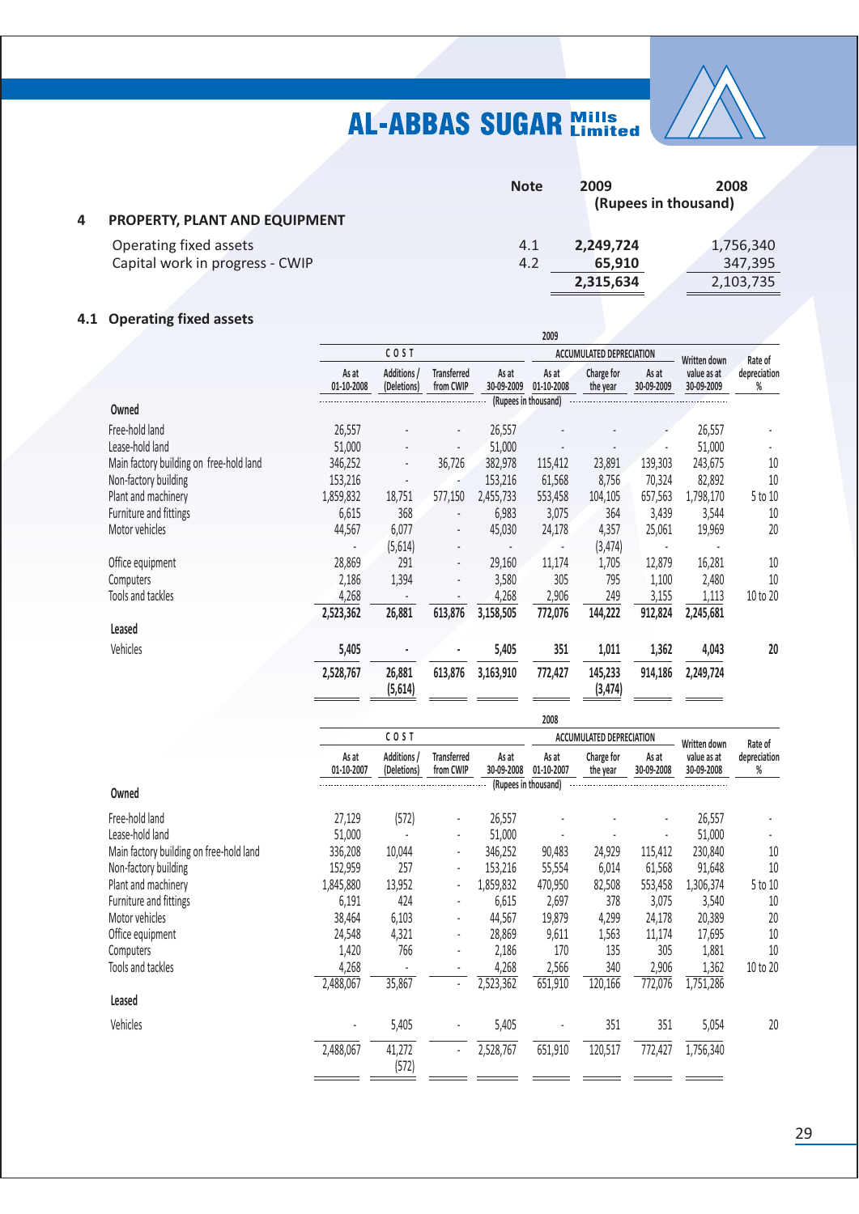## 4 PROPERTY, PLANT AND EQUIPMENT

| | Note | 2009 | 2008 |
|---|---|---|---|
| | | (Rupees in thousand) | |
| Operating fixed assets | 4.1 | **2,249,724** | 1,756,340 |
| Capital work in progress - CWIP | 4.2 | **65,910** | 347,395 |
| | | **2,315,634** | 2,103,735 |

### 4.1 Operating fixed assets

**2009**

| | COST | | | | ACCUMULATED DEPRECIATION | | | Written down value as at 30-09-2009 | Rate of depreciation % |
|---|---|---|---|---|---|---|---|---|---|
| | As at 01-10-2008 | Additions / (Deletions) | Transferred from CWIP | As at 30-09-2009 | As at 01-10-2008 | Charge for the year | As at 30-09-2009 | | |
| | (Rupees in thousand) | | | | | | | | |
| **Owned** | | | | | | | | | |
| Free-hold land | 26,557 | - | - | 26,557 | - | - | - | 26,557 | - |
| Lease-hold land | 51,000 | - | - | 51,000 | - | - | - | 51,000 | - |
| Main factory building on free-hold land | 346,252 | - | 36,726 | 382,978 | 115,412 | 23,891 | 139,303 | 243,675 | 10 |
| Non-factory building | 153,216 | - | - | 153,216 | 61,568 | 8,756 | 70,324 | 82,892 | 10 |
| Plant and machinery | 1,859,832 | 18,751 | 577,150 | 2,455,733 | 553,458 | 104,105 | 657,563 | 1,798,170 | 5 to 10 |
| Furniture and fittings | 6,615 | 368 | - | 6,983 | 3,075 | 364 | 3,439 | 3,544 | 10 |
| Motor vehicles | 44,567 | 6,077 | - | 45,030 | 24,178 | 4,357 | 25,061 | 19,969 | 20 |
| | - | (5,614) | - | - | - | (3,474) | - | - | |
| Office equipment | 28,869 | 291 | - | 29,160 | 11,174 | 1,705 | 12,879 | 16,281 | 10 |
| Computers | 2,186 | 1,394 | - | 3,580 | 305 | 795 | 1,100 | 2,480 | 10 |
| Tools and tackles | 4,268 | - | - | 4,268 | 2,906 | 249 | 3,155 | 1,113 | 10 to 20 |
| | **2,523,362** | **26,881** | **613,876** | **3,158,505** | **772,076** | **144,222** | **912,824** | **2,245,681** | |
| **Leased** | | | | | | | | | |
| Vehicles | **5,405** | **-** | **-** | **5,405** | **351** | **1,011** | **1,362** | **4,043** | **20** |
| | **2,528,767** | **26,881** | **613,876** | **3,163,910** | **772,427** | **145,233** | **914,186** | **2,249,724** | |
| | | **(5,614)** | | | | **(3,474)** | | | |

**2008**

| | COST | | | | ACCUMULATED DEPRECIATION | | | Written down value as at 30-09-2008 | Rate of depreciation % |
|---|---|---|---|---|---|---|---|---|---|
| | As at 01-10-2007 | Additions / (Deletions) | Transferred from CWIP | As at 30-09-2008 | As at 01-10-2007 | Charge for the year | As at 30-09-2008 | | |
| | (Rupees in thousand) | | | | | | | | |
| **Owned** | | | | | | | | | |
| Free-hold land | 27,129 | (572) | - | 26,557 | - | - | - | 26,557 | - |
| Lease-hold land | 51,000 | - | - | 51,000 | - | - | - | 51,000 | - |
| Main factory building on free-hold land | 336,208 | 10,044 | - | 346,252 | 90,483 | 24,929 | 115,412 | 230,840 | 10 |
| Non-factory building | 152,959 | 257 | - | 153,216 | 55,554 | 6,014 | 61,568 | 91,648 | 10 |
| Plant and machinery | 1,845,880 | 13,952 | - | 1,859,832 | 470,950 | 82,508 | 553,458 | 1,306,374 | 5 to 10 |
| Furniture and fittings | 6,191 | 424 | - | 6,615 | 2,697 | 378 | 3,075 | 3,540 | 10 |
| Motor vehicles | 38,464 | 6,103 | - | 44,567 | 19,879 | 4,299 | 24,178 | 20,389 | 20 |
| Office equipment | 24,548 | 4,321 | - | 28,869 | 9,611 | 1,563 | 11,174 | 17,695 | 10 |
| Computers | 1,420 | 766 | - | 2,186 | 170 | 135 | 305 | 1,881 | 10 |
| Tools and tackles | 4,268 | - | - | 4,268 | 2,566 | 340 | 2,906 | 1,362 | 10 to 20 |
| | 2,488,067 | 35,867 | - | 2,523,362 | 651,910 | 120,166 | 772,076 | 1,751,286 | |
| **Leased** | | | | | | | | | |
| Vehicles | - | 5,405 | - | 5,405 | - | 351 | 351 | 5,054 | 20 |
| | 2,488,067 | 41,272 | - | 2,528,767 | 651,910 | 120,517 | 772,427 | 1,756,340 | |
| | | (572) | | | | | | | |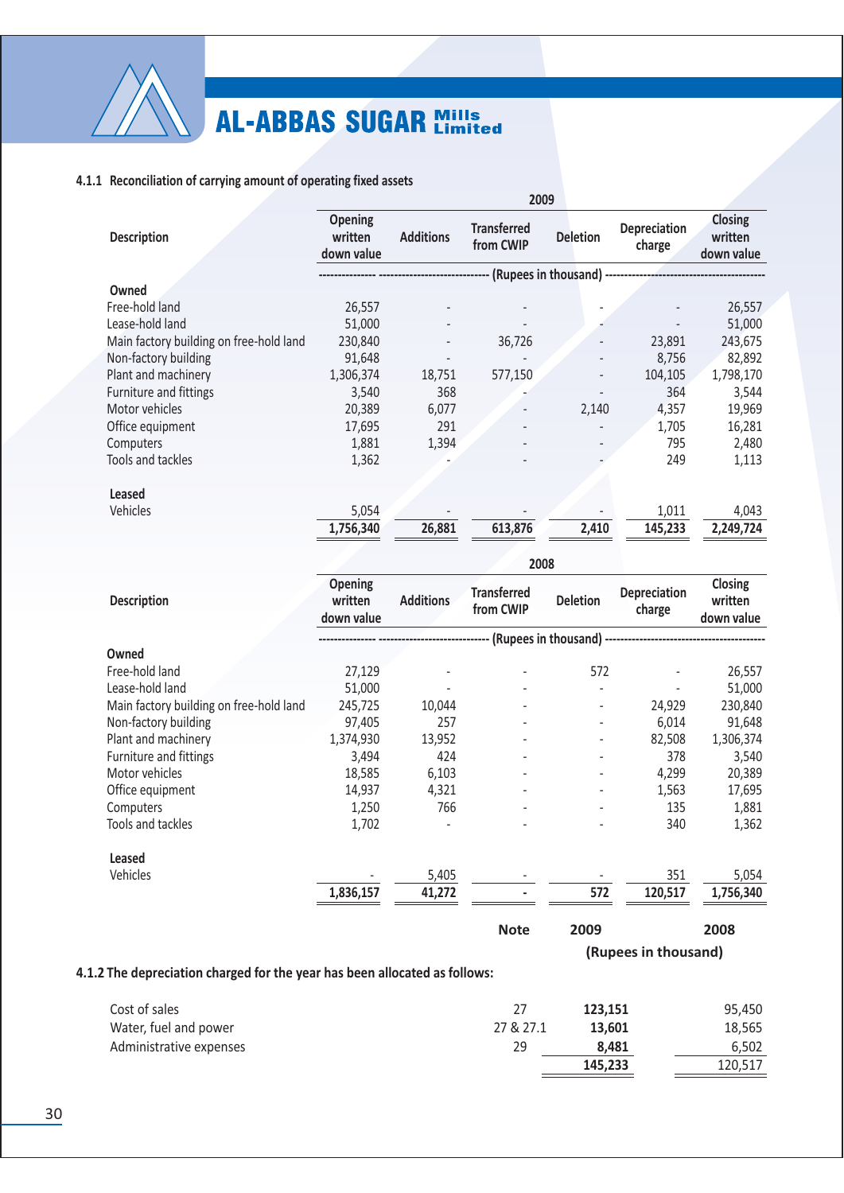#### 4.1.1 Reconciliation of carrying amount of operating fixed assets

| Description | Opening written down value | Additions | Transferred from CWIP | Deletion | Depreciation charge | Closing written down value |
|---|---|---|---|---|---|---|
| | **2009** | | | | | |
| | ---- (Rupees in thousand) ---- | | | | | |
| **Owned** | | | | | | |
| Free-hold land | 26,557 | - | - | - | - | 26,557 |
| Lease-hold land | 51,000 | - | - | - | - | 51,000 |
| Main factory building on free-hold land | 230,840 | - | 36,726 | - | 23,891 | 243,675 |
| Non-factory building | 91,648 | - | - | - | 8,756 | 82,892 |
| Plant and machinery | 1,306,374 | 18,751 | 577,150 | - | 104,105 | 1,798,170 |
| Furniture and fittings | 3,540 | 368 | - | - | 364 | 3,544 |
| Motor vehicles | 20,389 | 6,077 | - | 2,140 | 4,357 | 19,969 |
| Office equipment | 17,695 | 291 | - | - | 1,705 | 16,281 |
| Computers | 1,881 | 1,394 | - | - | 795 | 2,480 |
| Tools and tackles | 1,362 | - | - | - | 249 | 1,113 |
| **Leased** | | | | | | |
| Vehicles | 5,054 | - | - | - | 1,011 | 4,043 |
| | **1,756,340** | **26,881** | **613,876** | **2,410** | **145,233** | **2,249,724** |

| Description | Opening written down value | Additions | Transferred from CWIP | Deletion | Depreciation charge | Closing written down value |
|---|---|---|---|---|---|---|
| | **2008** | | | | | |
| | ---- (Rupees in thousand) ---- | | | | | |
| **Owned** | | | | | | |
| Free-hold land | 27,129 | - | - | 572 | - | 26,557 |
| Lease-hold land | 51,000 | - | - | - | - | 51,000 |
| Main factory building on free-hold land | 245,725 | 10,044 | - | - | 24,929 | 230,840 |
| Non-factory building | 97,405 | 257 | - | - | 6,014 | 91,648 |
| Plant and machinery | 1,374,930 | 13,952 | - | - | 82,508 | 1,306,374 |
| Furniture and fittings | 3,494 | 424 | - | - | 378 | 3,540 |
| Motor vehicles | 18,585 | 6,103 | - | - | 4,299 | 20,389 |
| Office equipment | 14,937 | 4,321 | - | - | 1,563 | 17,695 |
| Computers | 1,250 | 766 | - | - | 135 | 1,881 |
| Tools and tackles | 1,702 | - | - | - | 340 | 1,362 |
| **Leased** | | | | | | |
| Vehicles | - | 5,405 | - | - | 351 | 5,054 |
| | **1,836,157** | **41,272** | **-** | **572** | **120,517** | **1,756,340** |

#### 4.1.2 The depreciation charged for the year has been allocated as follows:

| | Note | 2009 | 2008 |
|---|---|---|---|
| | | (Rupees in thousand) | |
| Cost of sales | 27 | **123,151** | 95,450 |
| Water, fuel and power | 27 & 27.1 | **13,601** | 18,565 |
| Administrative expenses | 29 | **8,481** | 6,502 |
| | | **145,233** | 120,517 |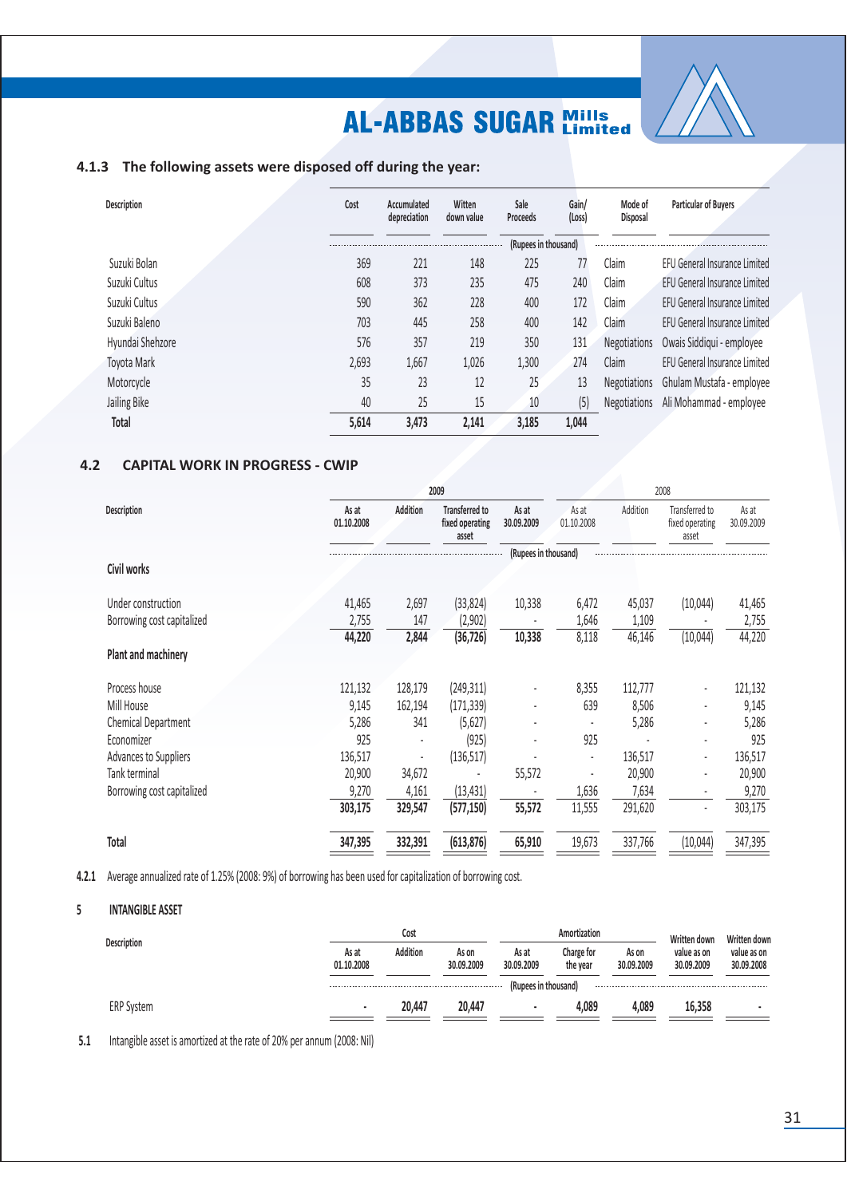### 4.1.3 The following assets were disposed off during the year:

| Description | Cost | Accumulated depreciation | Written down value | Sale Proceeds | Gain/ (Loss) | Mode of Disposal | Particular of Buyers |
|---|---|---|---|---|---|---|---|
| | | | (Rupees in thousand) | | | | |
| Suzuki Bolan | 369 | 221 | 148 | 225 | 77 | Claim | EFU General Insurance Limited |
| Suzuki Cultus | 608 | 373 | 235 | 475 | 240 | Claim | EFU General Insurance Limited |
| Suzuki Cultus | 590 | 362 | 228 | 400 | 172 | Claim | EFU General Insurance Limited |
| Suzuki Baleno | 703 | 445 | 258 | 400 | 142 | Claim | EFU General Insurance Limited |
| Hyundai Shehzore | 576 | 357 | 219 | 350 | 131 | Negotiations | Owais Siddiqui - employee |
| Toyota Mark | 2,693 | 1,667 | 1,026 | 1,300 | 274 | Claim | EFU General Insurance Limited |
| Motorcycle | 35 | 23 | 12 | 25 | 13 | Negotiations | Ghulam Mustafa - employee |
| Jailing Bike | 40 | 25 | 15 | 10 | (5) | Negotiations | Ali Mohammad - employee |
| **Total** | **5,614** | **3,473** | **2,141** | **3,185** | **1,044** | | |

## 4.2 CAPITAL WORK IN PROGRESS - CWIP

| Description | 2009 | | | | 2008 | | | |
|---|---|---|---|---|---|---|---|---|
| | As at 01.10.2008 | Addition | Transferred to fixed operating asset | As at 30.09.2009 | As at 01.10.2008 | Addition | Transferred to fixed operating asset | As at 30.09.2009 |
| | | | | (Rupees in thousand) | | | | |
| **Civil works** | | | | | | | | |
| Under construction | 41,465 | 2,697 | (33,824) | 10,338 | 6,472 | 45,037 | (10,044) | 41,465 |
| Borrowing cost capitalized | 2,755 | 147 | (2,902) | - | 1,646 | 1,109 | - | 2,755 |
| | 44,220 | 2,844 | (36,726) | 10,338 | 8,118 | 46,146 | (10,044) | 44,220 |
| **Plant and machinery** | | | | | | | | |
| Process house | 121,132 | 128,179 | (249,311) | - | 8,355 | 112,777 | - | 121,132 |
| Mill House | 9,145 | 162,194 | (171,339) | - | 639 | 8,506 | - | 9,145 |
| Chemical Department | 5,286 | 341 | (5,627) | - | - | 5,286 | - | 5,286 |
| Economizer | 925 | - | (925) | - | 925 | - | - | 925 |
| Advances to Suppliers | 136,517 | - | (136,517) | - | - | 136,517 | - | 136,517 |
| Tank terminal | 20,900 | 34,672 | - | 55,572 | - | 20,900 | - | 20,900 |
| Borrowing cost capitalized | 9,270 | 4,161 | (13,431) | - | 1,636 | 7,634 | - | 9,270 |
| | 303,175 | 329,547 | (577,150) | 55,572 | 11,555 | 291,620 | - | 303,175 |
| **Total** | 347,395 | 332,391 | (613,876) | 65,910 | 19,673 | 337,766 | (10,044) | 347,395 |

**4.2.1** Average annualized rate of 1.25% (2008: 9%) of borrowing has been used for capitalization of borrowing cost.

## 5 INTANGIBLE ASSET

| Description | Cost | | | Amortization | | | Written down value as on 30.09.2009 | Written down value as on 30.09.2008 |
|---|---|---|---|---|---|---|---|---|
| | As at 01.10.2008 | Addition | As on 30.09.2009 | As at 30.09.2009 | Charge for the year | As on 30.09.2009 | | |
| | | | | (Rupees in thousand) | | | | |
| ERP System | - | 20,447 | 20,447 | - | 4,089 | 4,089 | 16,358 | - |

**5.1** Intangible asset is amortized at the rate of 20% per annum (2008: Nil)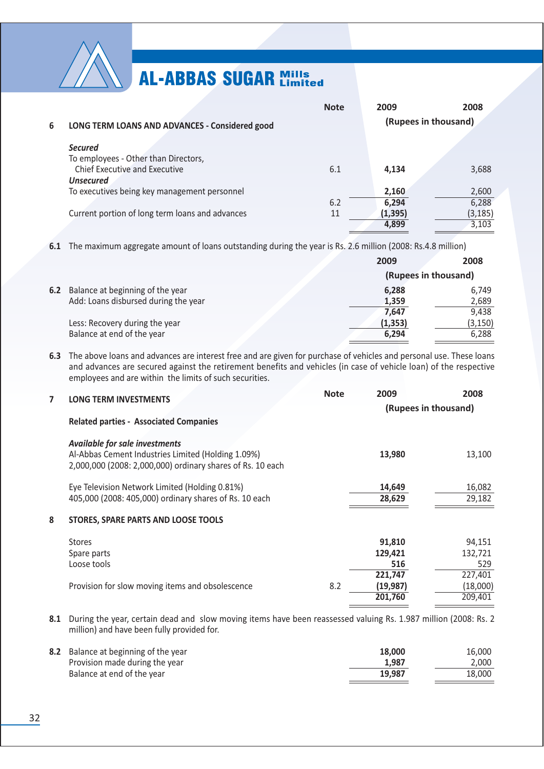| | | Note | 2009 | 2008 |
|---|---|---|---|---|
| **6** | **LONG TERM LOANS AND ADVANCES - Considered good** | | **(Rupees in thousand)** | |
| | ***Secured*** | | | |
| | To employees - Other than Directors, Chief Executive and Executive | 6.1 | **4,134** | 3,688 |
| | ***Unsecured*** | | | |
| | To executives being key management personnel | | **2,160** | 2,600 |
| | | 6.2 | **6,294** | 6,288 |
| | Current portion of long term loans and advances | 11 | **(1,395)** | (3,185) |
| | | | **4,899** | 3,103 |

**6.1** The maximum aggregate amount of loans outstanding during the year is Rs. 2.6 million (2008: Rs.4.8 million)

| | | 2009 | 2008 |
|---|---|---|---|
| | | **(Rupees in thousand)** | |
| **6.2** | Balance at beginning of the year | **6,288** | 6,749 |
| | Add: Loans disbursed during the year | **1,359** | 2,689 |
| | | **7,647** | 9,438 |
| | Less: Recovery during the year | **(1,353)** | (3,150) |
| | Balance at end of the year | **6,294** | 6,288 |

**6.3** The above loans and advances are interest free and are given for purchase of vehicles and personal use. These loans and advances are secured against the retirement benefits and vehicles (in case of vehicle loan) of the respective employees and are within the limits of such securities.

| | | Note | 2009 | 2008 |
|---|---|---|---|---|
| **7** | **LONG TERM INVESTMENTS** | | **(Rupees in thousand)** | |
| | **Related parties - Associated Companies** | | | |
| | ***Available for sale investments*** | | | |
| | Al-Abbas Cement Industries Limited (Holding 1.09%) 2,000,000 (2008: 2,000,000) ordinary shares of Rs. 10 each | | **13,980** | 13,100 |
| | Eye Television Network Limited (Holding 0.81%) 405,000 (2008: 405,000) ordinary shares of Rs. 10 each | | **14,649** | 16,082 |
| | | | **28,629** | 29,182 |
| **8** | **STORES, SPARE PARTS AND LOOSE TOOLS** | | | |
| | Stores | | **91,810** | 94,151 |
| | Spare parts | | **129,421** | 132,721 |
| | Loose tools | | **516** | 529 |
| | | | **221,747** | 227,401 |
| | Provision for slow moving items and obsolescence | 8.2 | **(19,987)** | (18,000) |
| | | | **201,760** | 209,401 |

**8.1** During the year, certain dead and slow moving items have been reassessed valuing Rs. 1.987 million (2008: Rs. 2 million) and have been fully provided for.

| | | 2009 | 2008 |
|---|---|---|---|
| **8.2** | Balance at beginning of the year | **18,000** | 16,000 |
| | Provision made during the year | **1,987** | 2,000 |
| | Balance at end of the year | **19,987** | 18,000 |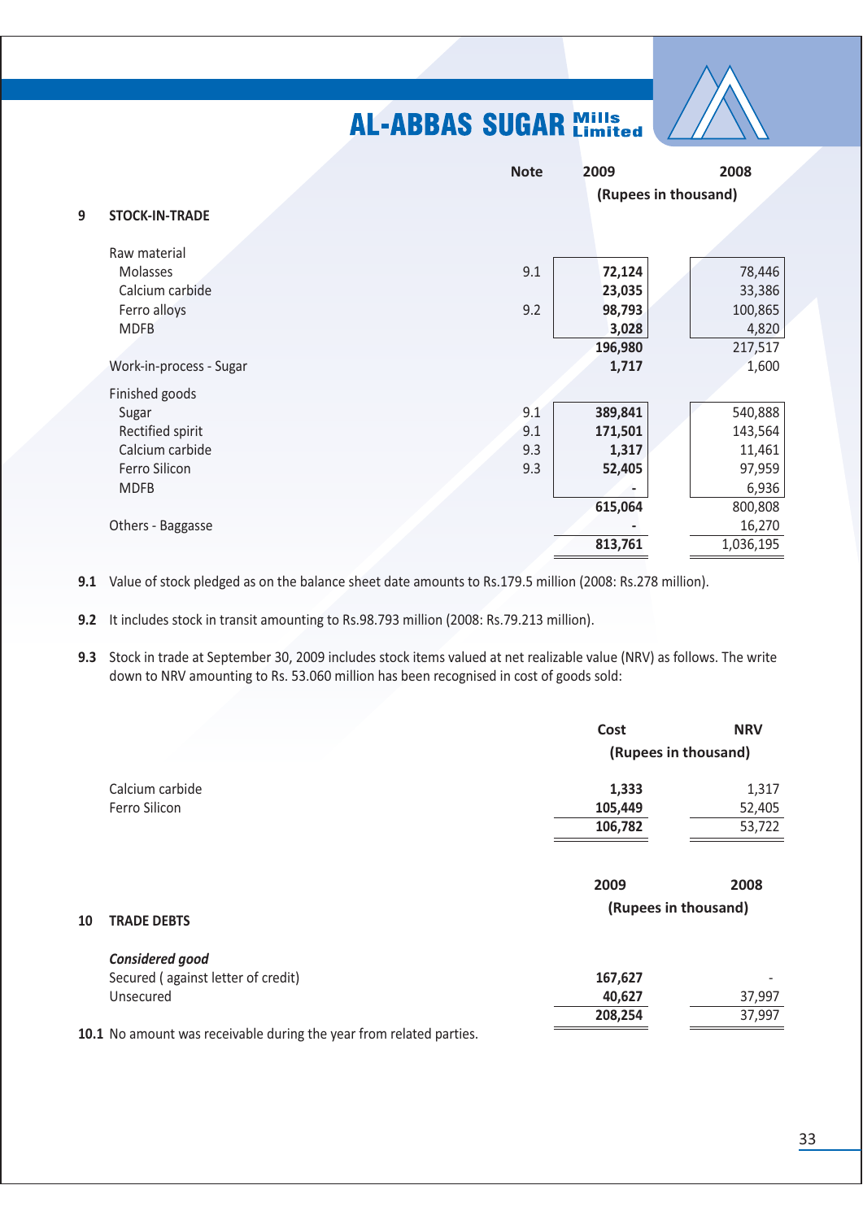| | Note | 2009 | 2008 |
|---|---|---|---|
| | | (Rupees in thousand) | |
| **9 STOCK-IN-TRADE** | | | |
| Raw material | | | |
| Molasses | 9.1 | **72,124** | 78,446 |
| Calcium carbide | | **23,035** | 33,386 |
| Ferro alloys | 9.2 | **98,793** | 100,865 |
| MDFB | | **3,028** | 4,820 |
| | | **196,980** | 217,517 |
| Work-in-process - Sugar | | **1,717** | 1,600 |
| Finished goods | | | |
| Sugar | 9.1 | **389,841** | 540,888 |
| Rectified spirit | 9.1 | **171,501** | 143,564 |
| Calcium carbide | 9.3 | **1,317** | 11,461 |
| Ferro Silicon | 9.3 | **52,405** | 97,959 |
| MDFB | | **-** | 6,936 |
| | | **615,064** | 800,808 |
| Others - Baggasse | | **-** | 16,270 |
| | | **813,761** | 1,036,195 |

**9.1** Value of stock pledged as on the balance sheet date amounts to Rs.179.5 million (2008: Rs.278 million).

**9.2** It includes stock in transit amounting to Rs.98.793 million (2008: Rs.79.213 million).

**9.3** Stock in trade at September 30, 2009 includes stock items valued at net realizable value (NRV) as follows. The write down to NRV amounting to Rs. 53.060 million has been recognised in cost of goods sold:

| | Cost | NRV |
|---|---|---|
| | (Rupees in thousand) | |
| Calcium carbide | **1,333** | 1,317 |
| Ferro Silicon | **105,449** | 52,405 |
| | **106,782** | 53,722 |

| | 2009 | 2008 |
|---|---|---|
| | (Rupees in thousand) | |
| **10 TRADE DEBTS** | | |
| ***Considered good*** | | |
| Secured ( against letter of credit) | **167,627** | - |
| Unsecured | **40,627** | 37,997 |
| | **208,254** | 37,997 |

**10.1** No amount was receivable during the year from related parties.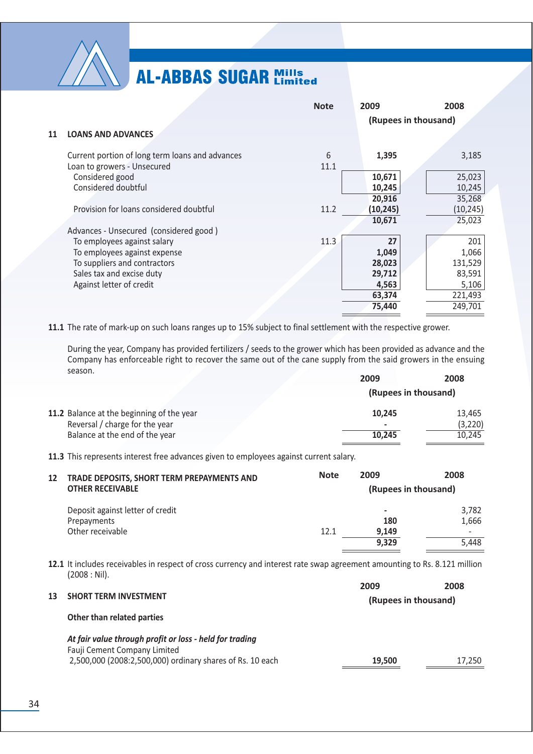## 11 LOANS AND ADVANCES

| | Note | 2009 | 2008 |
|---|---|---|---|
| | | (Rupees in thousand) | |
| Current portion of long term loans and advances | 6 | **1,395** | 3,185 |
| Loan to growers - Unsecured | 11.1 | | |
| Considered good | | **10,671** | 25,023 |
| Considered doubtful | | **10,245** | 10,245 |
| | | **20,916** | 35,268 |
| Provision for loans considered doubtful | 11.2 | **(10,245)** | (10,245) |
| | | **10,671** | 25,023 |
| Advances - Unsecured (considered good ) | | | |
| To employees against salary | 11.3 | **27** | 201 |
| To employees against expense | | **1,049** | 1,066 |
| To suppliers and contractors | | **28,023** | 131,529 |
| Sales tax and excise duty | | **29,712** | 83,591 |
| Against letter of credit | | **4,563** | 5,106 |
| | | **63,374** | 221,493 |
| | | **75,440** | 249,701 |

**11.1** The rate of mark-up on such loans ranges up to 15% subject to final settlement with the respective grower.

During the year, Company has provided fertilizers / seeds to the grower which has been provided as advance and the Company has enforceable right to recover the same out of the cane supply from the said growers in the ensuing season.

| | 2009 | 2008 |
|---|---|---|
| | (Rupees in thousand) | |
| **11.2** Balance at the beginning of the year | **10,245** | 13,465 |
| Reversal / charge for the year | **-** | (3,220) |
| Balance at the end of the year | **10,245** | 10,245 |

**11.3** This represents interest free advances given to employees against current salary.

## 12 TRADE DEPOSITS, SHORT TERM PREPAYMENTS AND OTHER RECEIVABLE

| | Note | 2009 | 2008 |
|---|---|---|---|
| | | (Rupees in thousand) | |
| Deposit against letter of credit | | **-** | 3,782 |
| Prepayments | | **180** | 1,666 |
| Other receivable | 12.1 | **9,149** | - |
| | | **9,329** | 5,448 |

**12.1** It includes receivables in respect of cross currency and interest rate swap agreement amounting to Rs. 8.121 million (2008 : Nil).

## 13 SHORT TERM INVESTMENT

| | 2009 | 2008 |
|---|---|---|
| | (Rupees in thousand) | |
| **Other than related parties** | | |
| ***At fair value through profit or loss - held for trading*** | | |
| Fauji Cement Company Limited | | |
| 2,500,000 (2008:2,500,000) ordinary shares of Rs. 10 each | **19,500** | 17,250 |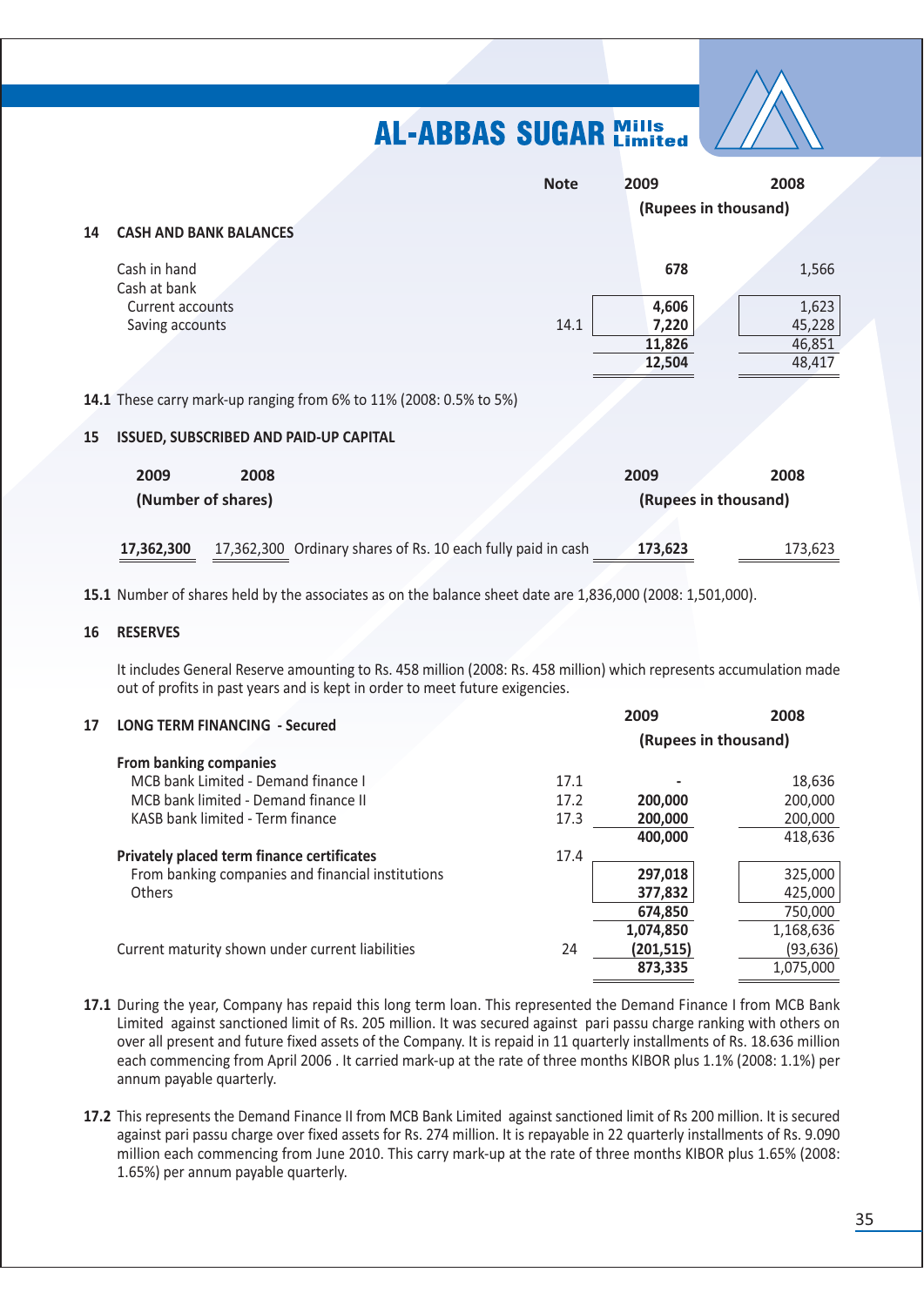| | Note | 2009 | 2008 |
|---|---|---|---|
| | | (Rupees in thousand) | |
| **14 CASH AND BANK BALANCES** | | | |
| Cash in hand | | **678** | 1,566 |
| Cash at bank | | | |
| Current accounts | | **4,606** | 1,623 |
| Saving accounts | 14.1 | **7,220** | 45,228 |
| | | **11,826** | 46,851 |
| | | **12,504** | 48,417 |

**14.1** These carry mark-up ranging from 6% to 11% (2008: 0.5% to 5%)

## 15 ISSUED, SUBSCRIBED AND PAID-UP CAPITAL

| 2009 | 2008 | | 2009 | 2008 |
|---|---|---|---|---|
| (Number of shares) | | | (Rupees in thousand) | |
| **17,362,300** | 17,362,300 | Ordinary shares of Rs. 10 each fully paid in cash | **173,623** | 173,623 |

**15.1** Number of shares held by the associates as on the balance sheet date are 1,836,000 (2008: 1,501,000).

## 16 RESERVES

It includes General Reserve amounting to Rs. 458 million (2008: Rs. 458 million) which represents accumulation made out of profits in past years and is kept in order to meet future exigencies.

| **17 LONG TERM FINANCING - Secured** | Note | 2009 | 2008 |
|---|---|---|---|
| | | (Rupees in thousand) | |
| **From banking companies** | | | |
| MCB bank Limited - Demand finance I | 17.1 | **-** | 18,636 |
| MCB bank limited - Demand finance II | 17.2 | **200,000** | 200,000 |
| KASB bank limited - Term finance | 17.3 | **200,000** | 200,000 |
| | | **400,000** | 418,636 |
| **Privately placed term finance certificates** | 17.4 | | |
| From banking companies and financial institutions | | **297,018** | 325,000 |
| Others | | **377,832** | 425,000 |
| | | **674,850** | 750,000 |
| | | **1,074,850** | 1,168,636 |
| Current maturity shown under current liabilities | 24 | **(201,515)** | (93,636) |
| | | **873,335** | 1,075,000 |

**17.1** During the year, Company has repaid this long term loan. This represented the Demand Finance I from MCB Bank Limited against sanctioned limit of Rs. 205 million. It was secured against pari passu charge ranking with others on over all present and future fixed assets of the Company. It is repaid in 11 quarterly installments of Rs. 18.636 million each commencing from April 2006 . It carried mark-up at the rate of three months KIBOR plus 1.1% (2008: 1.1%) per annum payable quarterly.

**17.2** This represents the Demand Finance II from MCB Bank Limited against sanctioned limit of Rs 200 million. It is secured against pari passu charge over fixed assets for Rs. 274 million. It is repayable in 22 quarterly installments of Rs. 9.090 million each commencing from June 2010. This carry mark-up at the rate of three months KIBOR plus 1.65% (2008: 1.65%) per annum payable quarterly.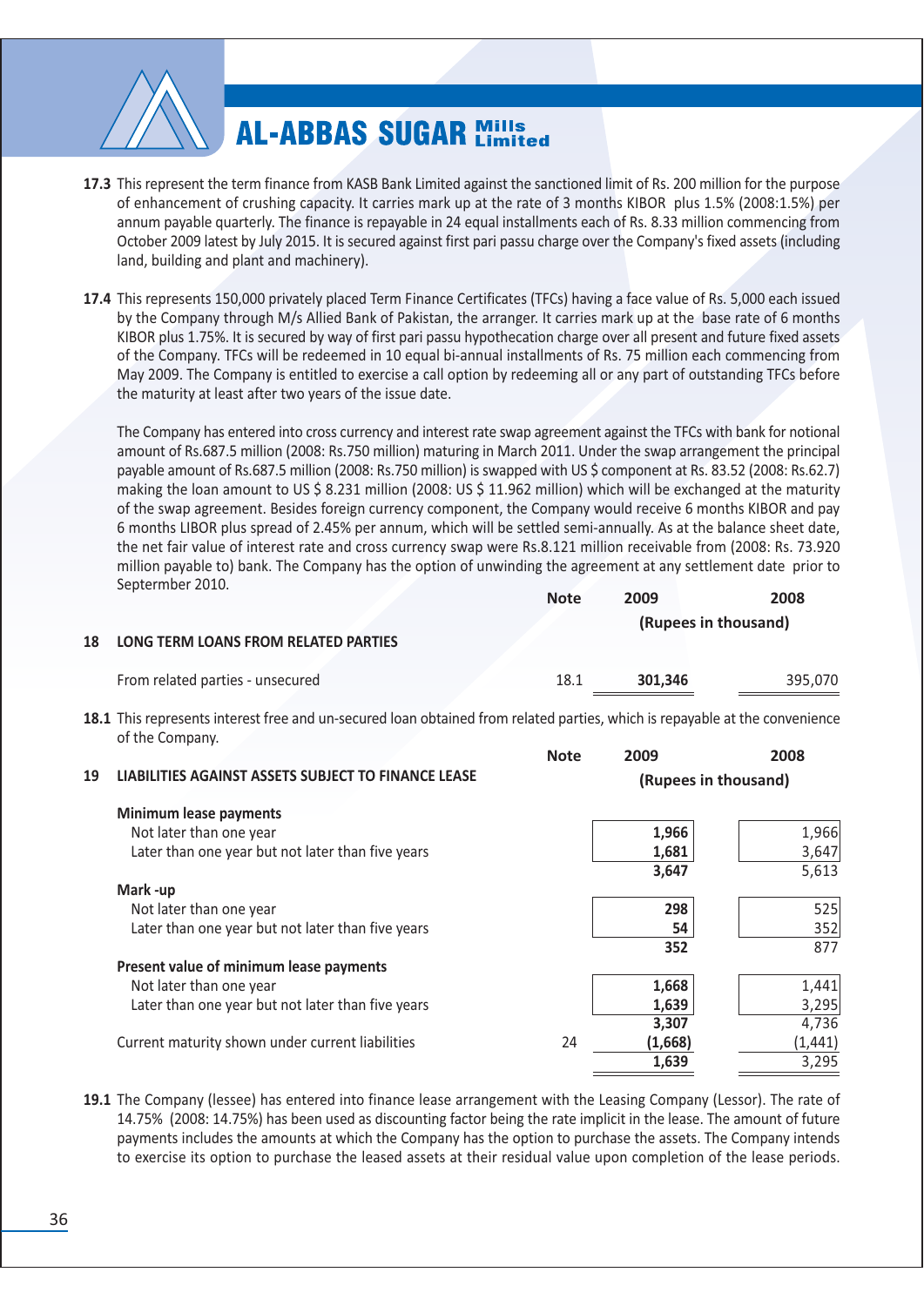**17.3** This represent the term finance from KASB Bank Limited against the sanctioned limit of Rs. 200 million for the purpose of enhancement of crushing capacity. It carries mark up at the rate of 3 months KIBOR plus 1.5% (2008:1.5%) per annum payable quarterly. The finance is repayable in 24 equal installments each of Rs. 8.33 million commencing from October 2009 latest by July 2015. It is secured against first pari passu charge over the Company's fixed assets (including land, building and plant and machinery).

**17.4** This represents 150,000 privately placed Term Finance Certificates (TFCs) having a face value of Rs. 5,000 each issued by the Company through M/s Allied Bank of Pakistan, the arranger. It carries mark up at the base rate of 6 months KIBOR plus 1.75%. It is secured by way of first pari passu hypothecation charge over all present and future fixed assets of the Company. TFCs will be redeemed in 10 equal bi-annual installments of Rs. 75 million each commencing from May 2009. The Company is entitled to exercise a call option by redeeming all or any part of outstanding TFCs before the maturity at least after two years of the issue date.

The Company has entered into cross currency and interest rate swap agreement against the TFCs with bank for notional amount of Rs.687.5 million (2008: Rs.750 million) maturing in March 2011. Under the swap arrangement the principal payable amount of Rs.687.5 million (2008: Rs.750 million) is swapped with US $ component at Rs. 83.52 (2008: Rs.62.7) making the loan amount to US $ 8.231 million (2008: US $ 11.962 million) which will be exchanged at the maturity of the swap agreement. Besides foreign currency component, the Company would receive 6 months KIBOR and pay 6 months LIBOR plus spread of 2.45% per annum, which will be settled semi-annually. As at the balance sheet date, the net fair value of interest rate and cross currency swap were Rs.8.121 million receivable from (2008: Rs. 73.920 million payable to) bank. The Company has the option of unwinding the agreement at any settlement date prior to Septermber 2010.

## 18 LONG TERM LOANS FROM RELATED PARTIES

| | Note | 2009 | 2008 |
|---|---|---|---|
| | | (Rupees in thousand) | |
| From related parties - unsecured | 18.1 | **301,346** | 395,070 |

**18.1** This represents interest free and un-secured loan obtained from related parties, which is repayable at the convenience of the Company.

## 19 LIABILITIES AGAINST ASSETS SUBJECT TO FINANCE LEASE

| | Note | 2009 | 2008 |
|---|---|---|---|
| | | (Rupees in thousand) | |
| **Minimum lease payments** | | | |
| Not later than one year | | **1,966** | 1,966 |
| Later than one year but not later than five years | | **1,681** | 3,647 |
| | | **3,647** | 5,613 |
| **Mark -up** | | | |
| Not later than one year | | **298** | 525 |
| Later than one year but not later than five years | | **54** | 352 |
| | | **352** | 877 |
| **Present value of minimum lease payments** | | | |
| Not later than one year | | **1,668** | 1,441 |
| Later than one year but not later than five years | | **1,639** | 3,295 |
| | | **3,307** | 4,736 |
| Current maturity shown under current liabilities | 24 | **(1,668)** | (1,441) |
| | | **1,639** | 3,295 |

**19.1** The Company (lessee) has entered into finance lease arrangement with the Leasing Company (Lessor). The rate of 14.75% (2008: 14.75%) has been used as discounting factor being the rate implicit in the lease. The amount of future payments includes the amounts at which the Company has the option to purchase the assets. The Company intends to exercise its option to purchase the leased assets at their residual value upon completion of the lease periods.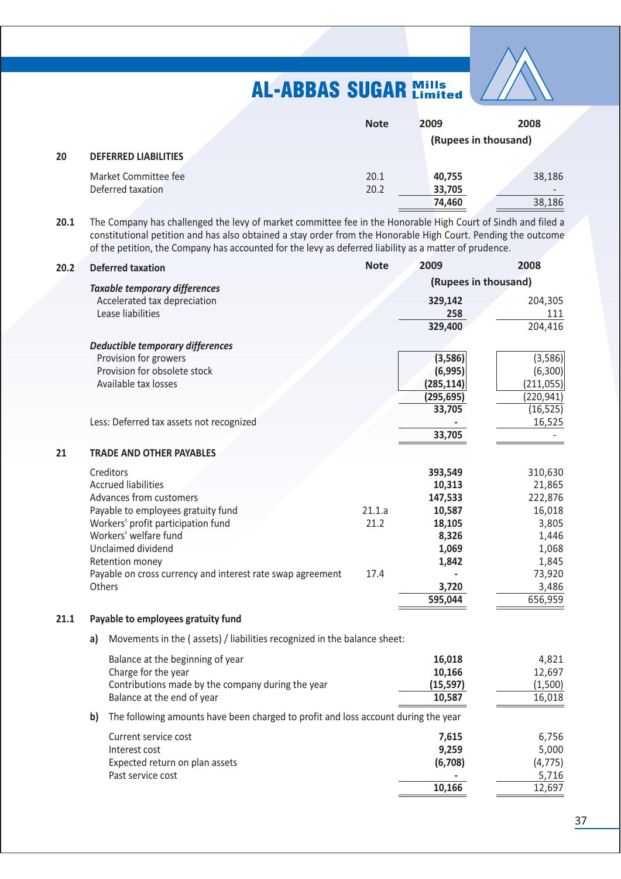| | | Note | 2009 | 2008 |
|---|---|---|---|---|
| | | | (Rupees in thousand) | |
| **20** | **DEFERRED LIABILITIES** | | | |
| | Market Committee fee | 20.1 | **40,755** | 38,186 |
| | Deferred taxation | 20.2 | **33,705** | - |
| | | | **74,460** | 38,186 |

**20.1** The Company has challenged the levy of market committee fee in the Honorable High Court of Sindh and filed a constitutional petition and has also obtained a stay order from the Honorable High Court. Pending the outcome of the petition, the Company has accounted for the levy as deferred liability as a matter of prudence.

| | | Note | 2009 | 2008 |
|---|---|---|---|---|
| **20.2** | **Deferred taxation** | | (Rupees in thousand) | |
| | ***Taxable temporary differences*** | | | |
| | Accelerated tax depreciation | | **329,142** | 204,305 |
| | Lease liabilities | | **258** | 111 |
| | | | **329,400** | 204,416 |
| | ***Deductible temporary differences*** | | | |
| | Provision for growers | | **(3,586)** | (3,586) |
| | Provision for obsolete stock | | **(6,995)** | (6,300) |
| | Available tax losses | | **(285,114)** | (211,055) |
| | | | **(295,695)** | (220,941) |
| | | | **33,705** | (16,525) |
| | Less: Deferred tax assets not recognized | | **-** | 16,525 |
| | | | **33,705** | - |
| **21** | **TRADE AND OTHER PAYABLES** | | | |
| | Creditors | | **393,549** | 310,630 |
| | Accrued liabilities | | **10,313** | 21,865 |
| | Advances from customers | | **147,533** | 222,876 |
| | Payable to employees gratuity fund | 21.1.a | **10,587** | 16,018 |
| | Workers' profit participation fund | 21.2 | **18,105** | 3,805 |
| | Workers' welfare fund | | **8,326** | 1,446 |
| | Unclaimed dividend | | **1,069** | 1,068 |
| | Retention money | | **1,842** | 1,845 |
| | Payable on cross currency and interest rate swap agreement | 17.4 | **-** | 73,920 |
| | Others | | **3,720** | 3,486 |
| | | | **595,044** | 656,959 |

**21.1 Payable to employees gratuity fund**

**a)** Movements in the ( assets) / liabilities recognized in the balance sheet:

| | 2009 | 2008 |
|---|---|---|
| Balance at the beginning of year | **16,018** | 4,821 |
| Charge for the year | **10,166** | 12,697 |
| Contributions made by the company during the year | **(15,597)** | (1,500) |
| Balance at the end of year | **10,587** | 16,018 |

**b)** The following amounts have been charged to profit and loss account during the year

| | 2009 | 2008 |
|---|---|---|
| Current service cost | **7,615** | 6,756 |
| Interest cost | **9,259** | 5,000 |
| Expected return on plan assets | **(6,708)** | (4,775) |
| Past service cost | **-** | 5,716 |
| | **10,166** | 12,697 |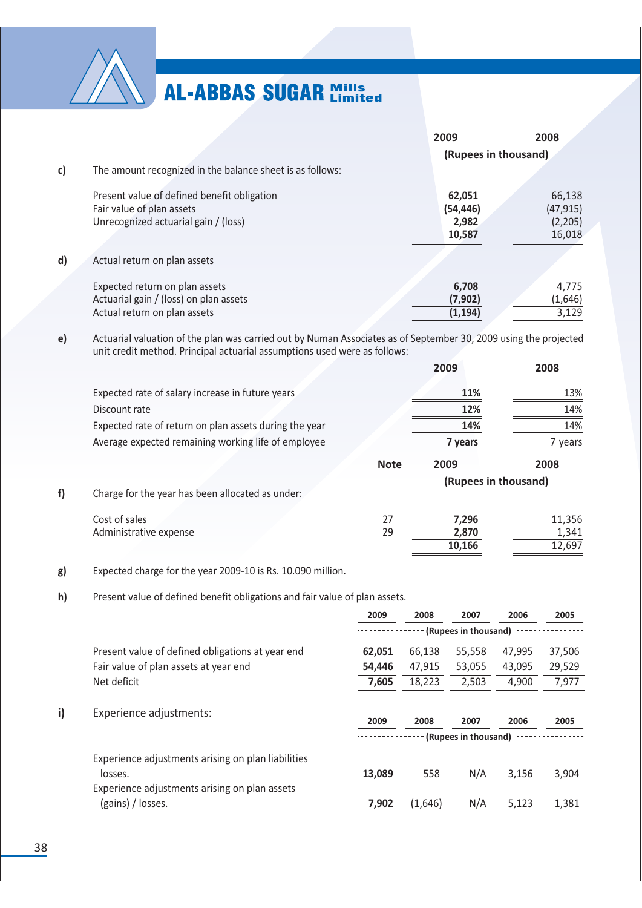| | 2009 | 2008 |
|---|---|---|
| | (Rupees in thousand) | |

c) The amount recognized in the balance sheet is as follows:

| | 2009 | 2008 |
|---|---|---|
| Present value of defined benefit obligation | **62,051** | 66,138 |
| Fair value of plan assets | **(54,446)** | (47,915) |
| Unrecognized actuarial gain / (loss) | **2,982** | (2,205) |
| | **10,587** | 16,018 |

d) Actual return on plan assets

| | 2009 | 2008 |
|---|---|---|
| Expected return on plan assets | **6,708** | 4,775 |
| Actuarial gain / (loss) on plan assets | **(7,902)** | (1,646) |
| Actual return on plan assets | **(1,194)** | 3,129 |

e) Actuarial valuation of the plan was carried out by Numan Associates as of September 30, 2009 using the projected unit credit method. Principal actuarial assumptions used were as follows:

| | 2009 | 2008 |
|---|---|---|
| Expected rate of salary increase in future years | **11%** | 13% |
| Discount rate | **12%** | 14% |
| Expected rate of return on plan assets during the year | **14%** | 14% |
| Average expected remaining working life of employee | **7 years** | 7 years |

f) Charge for the year has been allocated as under:

| | Note | 2009 | 2008 |
|---|---|---|---|
| | | (Rupees in thousand) | |
| Cost of sales | 27 | **7,296** | 11,356 |
| Administrative expense | 29 | **2,870** | 1,341 |
| | | **10,166** | 12,697 |

g) Expected charge for the year 2009-10 is Rs. 10.090 million.

h) Present value of defined benefit obligations and fair value of plan assets.

| | 2009 | 2008 | 2007 | 2006 | 2005 |
|---|---|---|---|---|---|
| | (Rupees in thousand) | | | | |
| Present value of defined obligations at year end | **62,051** | 66,138 | 55,558 | 47,995 | 37,506 |
| Fair value of plan assets at year end | **54,446** | 47,915 | 53,055 | 43,095 | 29,529 |
| Net deficit | **7,605** | 18,223 | 2,503 | 4,900 | 7,977 |

i) Experience adjustments:

| | 2009 | 2008 | 2007 | 2006 | 2005 |
|---|---|---|---|---|---|
| | (Rupees in thousand) | | | | |
| Experience adjustments arising on plan liabilities losses. | **13,089** | 558 | N/A | 3,156 | 3,904 |
| Experience adjustments arising on plan assets (gains) / losses. | **7,902** | (1,646) | N/A | 5,123 | 1,381 |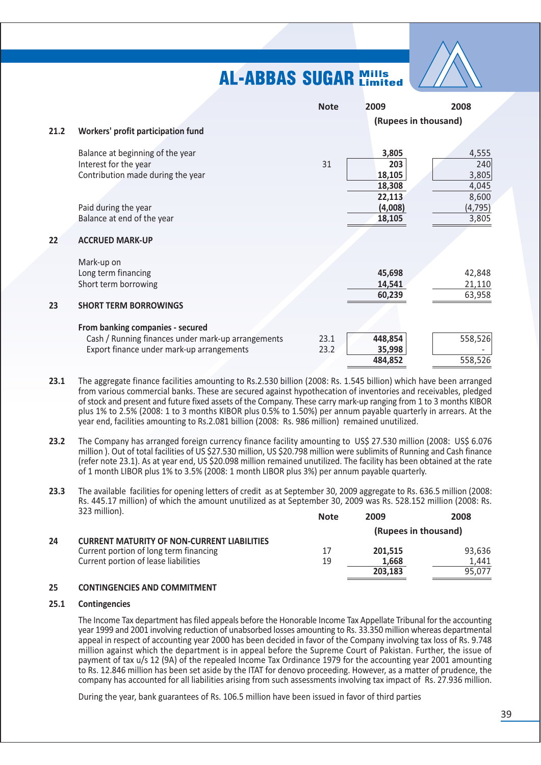| | | Note | 2009 | 2008 |
|---|---|---|---|---|
| | | | (Rupees in thousand) | |
| **21.2** | **Workers' profit participation fund** | | | |
| | Balance at beginning of the year | | 3,805 | 4,555 |
| | Interest for the year | 31 | 203 | 240 |
| | Contribution made during the year | | 18,105 | 3,805 |
| | | | 18,308 | 4,045 |
| | | | 22,113 | 8,600 |
| | Paid during the year | | (4,008) | (4,795) |
| | Balance at end of the year | | 18,105 | 3,805 |
| **22** | **ACCRUED MARK-UP** | | | |
| | Mark-up on | | | |
| | Long term financing | | 45,698 | 42,848 |
| | Short term borrowing | | 14,541 | 21,110 |
| | | | 60,239 | 63,958 |
| **23** | **SHORT TERM BORROWINGS** | | | |
| | **From banking companies - secured** | | | |
| | Cash / Running finances under mark-up arrangements | 23.1 | 448,854 | 558,526 |
| | Export finance under mark-up arrangements | 23.2 | 35,998 | - |
| | | | 484,852 | 558,526 |

**23.1** The aggregate finance facilities amounting to Rs.2.530 billion (2008: Rs. 1.545 billion) which have been arranged from various commercial banks. These are secured against hypothecation of inventories and receivables, pledged of stock and present and future fixed assets of the Company. These carry mark-up ranging from 1 to 3 months KIBOR plus 1% to 2.5% (2008: 1 to 3 months KIBOR plus 0.5% to 1.50%) per annum payable quarterly in arrears. At the year end, facilities amounting to Rs.2.081 billion (2008: Rs. 986 million) remained unutilized.

**23.2** The Company has arranged foreign currency finance facility amounting to US$ 27.530 million (2008: US$ 6.076 million ). Out of total facilities of US $27.530 million, US $20.798 million were sublimits of Running and Cash finance (refer note 23.1). As at year end, US $20.098 million remained unutilized. The facility has been obtained at the rate of 1 month LIBOR plus 1% to 3.5% (2008: 1 month LIBOR plus 3%) per annum payable quarterly.

**23.3** The available facilities for opening letters of credit as at September 30, 2009 aggregate to Rs. 636.5 million (2008: Rs. 445.17 million) of which the amount unutilized as at September 30, 2009 was Rs. 528.152 million (2008: Rs. 323 million).

| | | Note | 2009 | 2008 |
|---|---|---|---|---|
| | | | (Rupees in thousand) | |
| **24** | **CURRENT MATURITY OF NON-CURRENT LIABILITIES** | | | |
| | Current portion of long term financing | 17 | 201,515 | 93,636 |
| | Current portion of lease liabilities | 19 | 1,668 | 1,441 |
| | | | 203,183 | 95,077 |

**25 CONTINGENCIES AND COMMITMENT**

**25.1 Contingencies**

The Income Tax department has filed appeals before the Honorable Income Tax Appellate Tribunal for the accounting year 1999 and 2001 involving reduction of unabsorbed losses amounting to Rs. 33.350 million whereas departmental appeal in respect of accounting year 2000 has been decided in favor of the Company involving tax loss of Rs. 9.748 million against which the department is in appeal before the Supreme Court of Pakistan. Further, the issue of payment of tax u/s 12 (9A) of the repealed Income Tax Ordinance 1979 for the accounting year 2001 amounting to Rs. 12.846 million has been set aside by the ITAT for denovo proceeding. However, as a matter of prudence, the company has accounted for all liabilities arising from such assessments involving tax impact of Rs. 27.936 million.

During the year, bank guarantees of Rs. 106.5 million have been issued in favor of third parties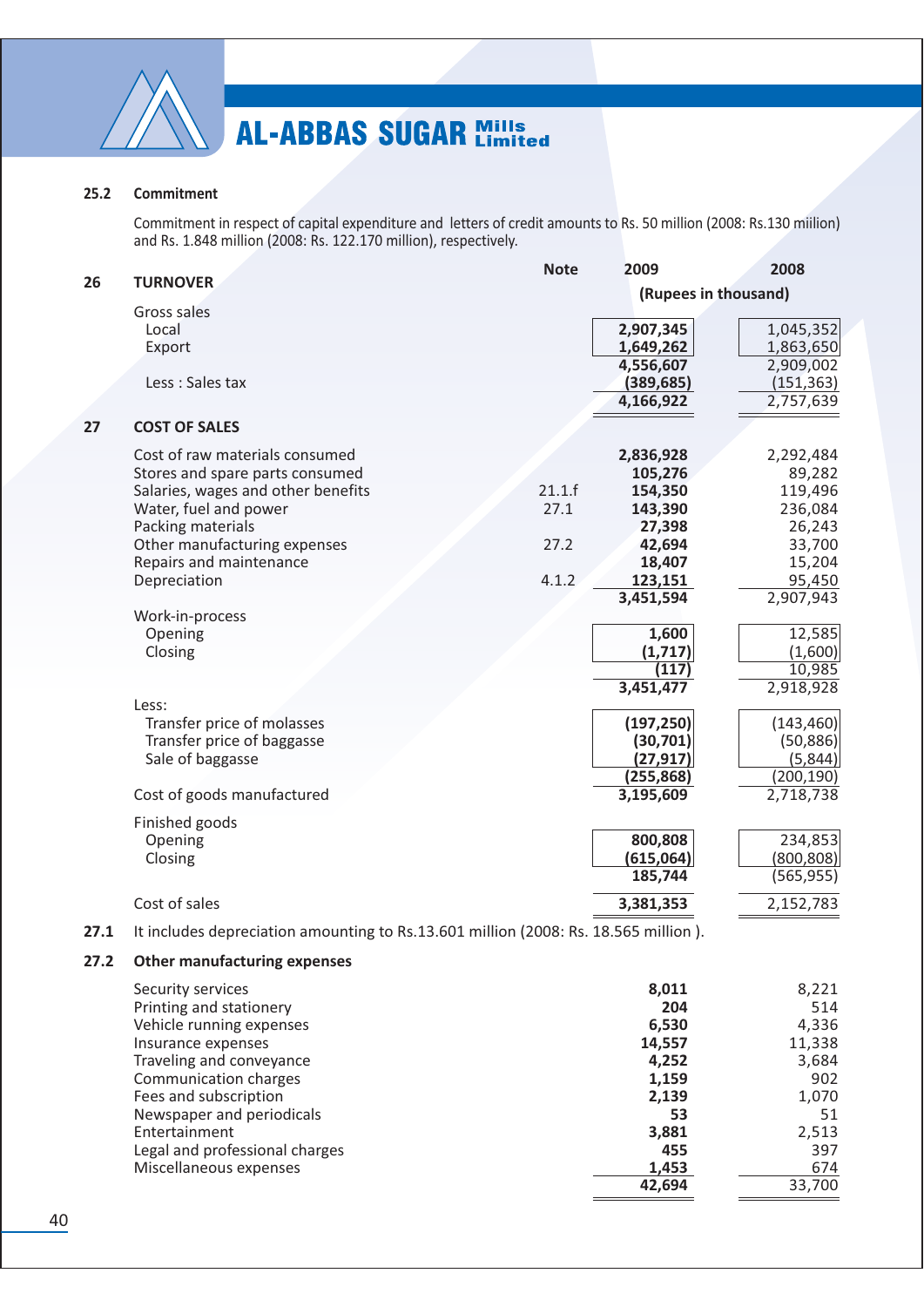**25.2 Commitment**

Commitment in respect of capital expenditure and letters of credit amounts to Rs. 50 million (2008: Rs.130 miilion) and Rs. 1.848 million (2008: Rs. 122.170 million), respectively.

| | | Note | 2009 | 2008 |
|---|---|---|---|---|
| | | | (Rupees in thousand) | |
| **26** | **TURNOVER** | | | |
| | Gross sales | | | |
| | Local | | 2,907,345 | 1,045,352 |
| | Export | | 1,649,262 | 1,863,650 |
| | | | 4,556,607 | 2,909,002 |
| | Less : Sales tax | | (389,685) | (151,363) |
| | | | 4,166,922 | 2,757,639 |
| **27** | **COST OF SALES** | | | |
| | Cost of raw materials consumed | | 2,836,928 | 2,292,484 |
| | Stores and spare parts consumed | | 105,276 | 89,282 |
| | Salaries, wages and other benefits | 21.1.f | 154,350 | 119,496 |
| | Water, fuel and power | 27.1 | 143,390 | 236,084 |
| | Packing materials | | 27,398 | 26,243 |
| | Other manufacturing expenses | 27.2 | 42,694 | 33,700 |
| | Repairs and maintenance | | 18,407 | 15,204 |
| | Depreciation | 4.1.2 | 123,151 | 95,450 |
| | | | 3,451,594 | 2,907,943 |
| | Work-in-process | | | |
| | Opening | | 1,600 | 12,585 |
| | Closing | | (1,717) | (1,600) |
| | | | (117) | 10,985 |
| | | | 3,451,477 | 2,918,928 |
| | Less: | | | |
| | Transfer price of molasses | | (197,250) | (143,460) |
| | Transfer price of baggasse | | (30,701) | (50,886) |
| | Sale of baggasse | | (27,917) | (5,844) |
| | | | (255,868) | (200,190) |
| | Cost of goods manufactured | | 3,195,609 | 2,718,738 |
| | Finished goods | | | |
| | Opening | | 800,808 | 234,853 |
| | Closing | | (615,064) | (800,808) |
| | | | 185,744 | (565,955) |
| | Cost of sales | | 3,381,353 | 2,152,783 |

**27.1** It includes depreciation amounting to Rs.13.601 million (2008: Rs. 18.565 million ).

**27.2 Other manufacturing expenses**

| | 2009 | 2008 |
|---|---|---|
| Security services | 8,011 | 8,221 |
| Printing and stationery | 204 | 514 |
| Vehicle running expenses | 6,530 | 4,336 |
| Insurance expenses | 14,557 | 11,338 |
| Traveling and conveyance | 4,252 | 3,684 |
| Communication charges | 1,159 | 902 |
| Fees and subscription | 2,139 | 1,070 |
| Newspaper and periodicals | 53 | 51 |
| Entertainment | 3,881 | 2,513 |
| Legal and professional charges | 455 | 397 |
| Miscellaneous expenses | 1,453 | 674 |
| | 42,694 | 33,700 |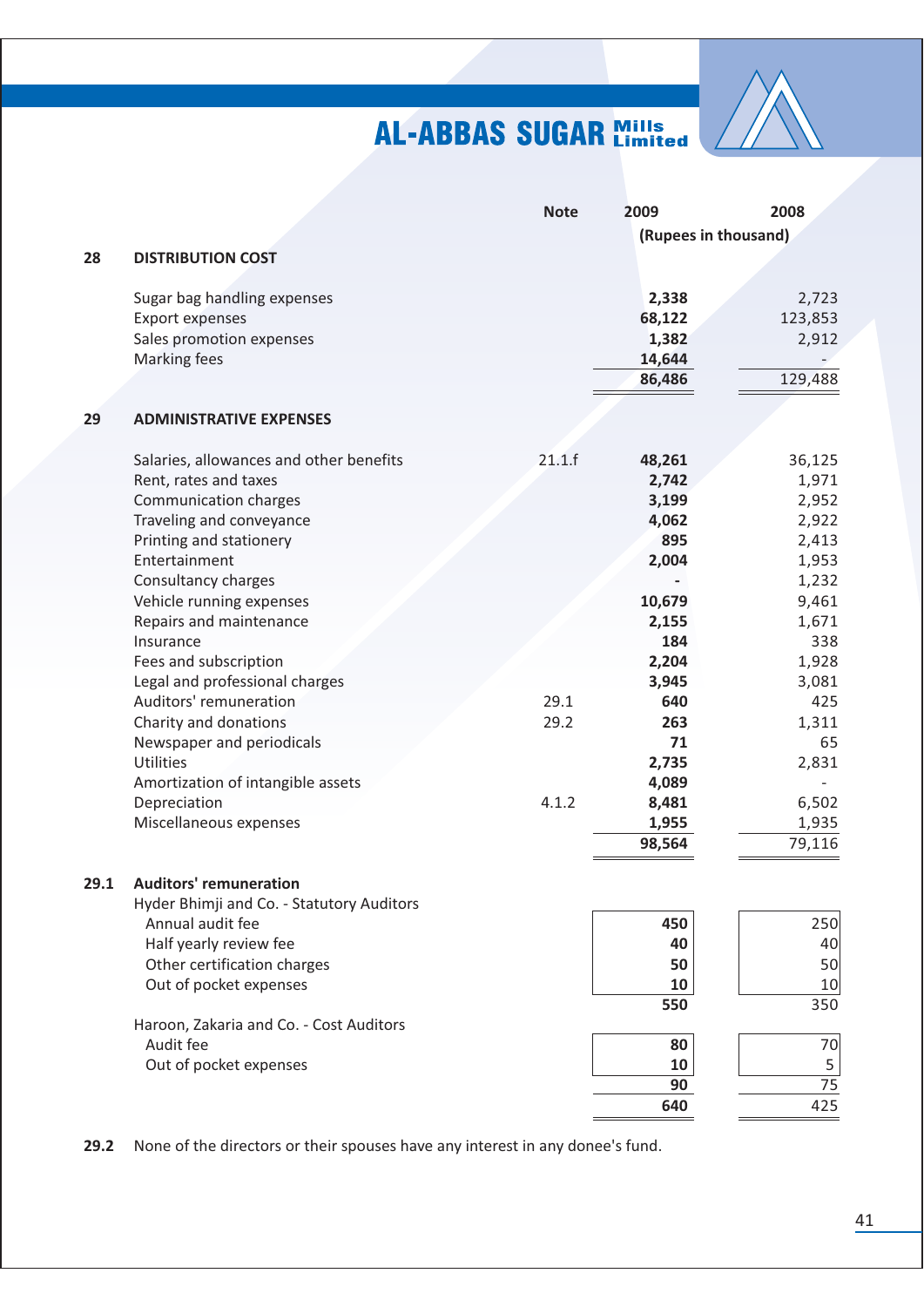| | | Note | 2009 | 2008 |
|---|---|---|---|---|
| | | | (Rupees in thousand) | |
| **28** | **DISTRIBUTION COST** | | | |
| | Sugar bag handling expenses | | **2,338** | 2,723 |
| | Export expenses | | **68,122** | 123,853 |
| | Sales promotion expenses | | **1,382** | 2,912 |
| | Marking fees | | **14,644** | - |
| | | | **86,486** | 129,488 |
| **29** | **ADMINISTRATIVE EXPENSES** | | | |
| | Salaries, allowances and other benefits | 21.1.f | **48,261** | 36,125 |
| | Rent, rates and taxes | | **2,742** | 1,971 |
| | Communication charges | | **3,199** | 2,952 |
| | Traveling and conveyance | | **4,062** | 2,922 |
| | Printing and stationery | | **895** | 2,413 |
| | Entertainment | | **2,004** | 1,953 |
| | Consultancy charges | | **-** | 1,232 |
| | Vehicle running expenses | | **10,679** | 9,461 |
| | Repairs and maintenance | | **2,155** | 1,671 |
| | Insurance | | **184** | 338 |
| | Fees and subscription | | **2,204** | 1,928 |
| | Legal and professional charges | | **3,945** | 3,081 |
| | Auditors' remuneration | 29.1 | **640** | 425 |
| | Charity and donations | 29.2 | **263** | 1,311 |
| | Newspaper and periodicals | | **71** | 65 |
| | Utilities | | **2,735** | 2,831 |
| | Amortization of intangible assets | | **4,089** | - |
| | Depreciation | 4.1.2 | **8,481** | 6,502 |
| | Miscellaneous expenses | | **1,955** | 1,935 |
| | | | **98,564** | 79,116 |
| **29.1** | **Auditors' remuneration** | | | |
| | Hyder Bhimji and Co. - Statutory Auditors | | | |
| | Annual audit fee | | **450** | 250 |
| | Half yearly review fee | | **40** | 40 |
| | Other certification charges | | **50** | 50 |
| | Out of pocket expenses | | **10** | 10 |
| | | | **550** | 350 |
| | Haroon, Zakaria and Co. - Cost Auditors | | | |
| | Audit fee | | **80** | 70 |
| | Out of pocket expenses | | **10** | 5 |
| | | | **90** | 75 |
| | | | **640** | 425 |

**29.2** None of the directors or their spouses have any interest in any donee's fund.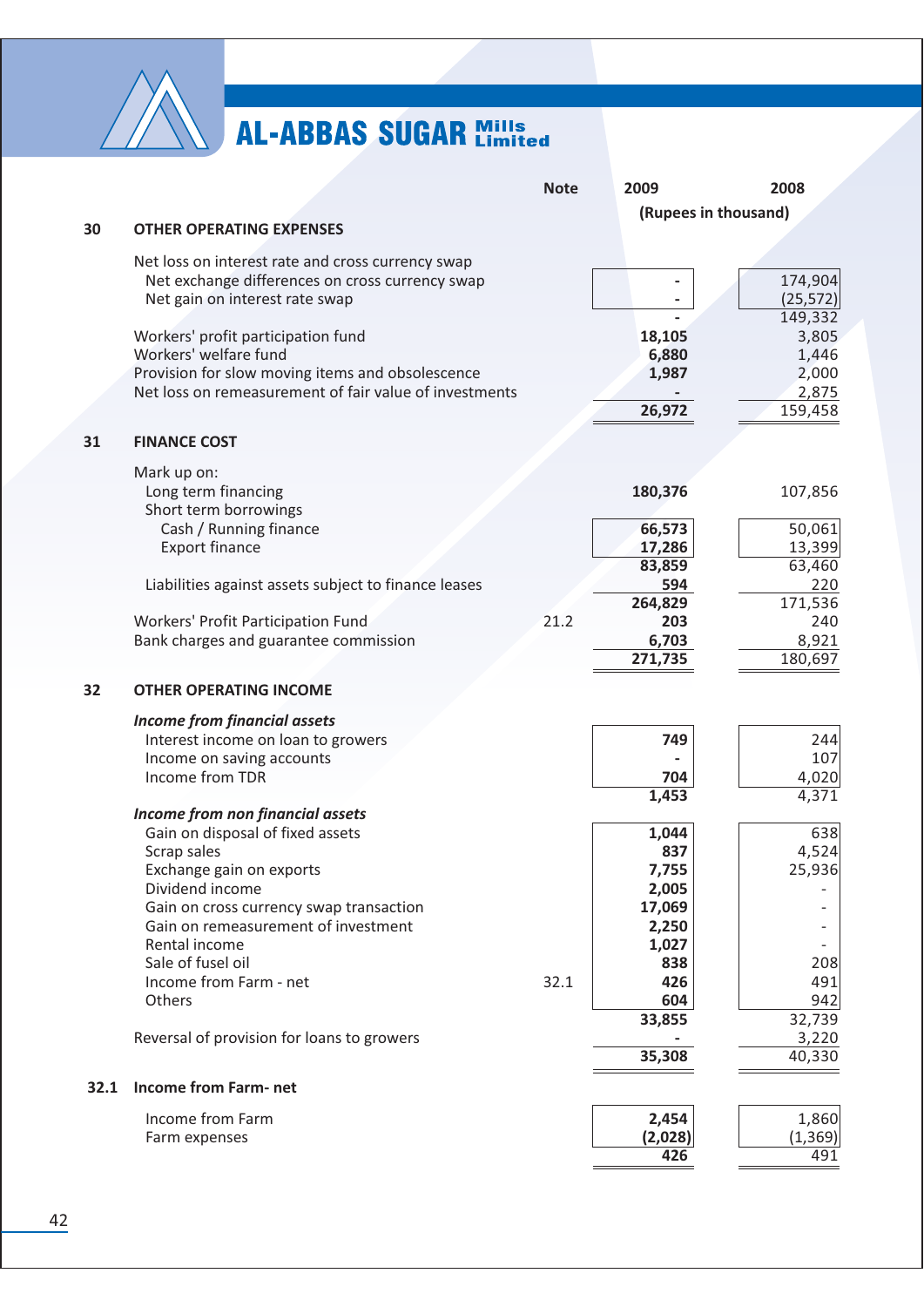| | | Note | 2009 | 2008 |
|---|---|---|---|---|
| | | | (Rupees in thousand) | |
| **30** | **OTHER OPERATING EXPENSES** | | | |
| | Net loss on interest rate and cross currency swap | | | |
| | Net exchange differences on cross currency swap | | - | 174,904 |
| | Net gain on interest rate swap | | - | (25,572) |
| | | | - | 149,332 |
| | Workers' profit participation fund | | 18,105 | 3,805 |
| | Workers' welfare fund | | 6,880 | 1,446 |
| | Provision for slow moving items and obsolescence | | 1,987 | 2,000 |
| | Net loss on remeasurement of fair value of investments | | - | 2,875 |
| | | | 26,972 | 159,458 |
| **31** | **FINANCE COST** | | | |
| | Mark up on: | | | |
| | Long term financing | | 180,376 | 107,856 |
| | Short term borrowings | | | |
| | Cash / Running finance | | 66,573 | 50,061 |
| | Export finance | | 17,286 | 13,399 |
| | | | 83,859 | 63,460 |
| | Liabilities against assets subject to finance leases | | 594 | 220 |
| | | | 264,829 | 171,536 |
| | Workers' Profit Participation Fund | 21.2 | 203 | 240 |
| | Bank charges and guarantee commission | | 6,703 | 8,921 |
| | | | 271,735 | 180,697 |
| **32** | **OTHER OPERATING INCOME** | | | |
| | ***Income from financial assets*** | | | |
| | Interest income on loan to growers | | 749 | 244 |
| | Income on saving accounts | | - | 107 |
| | Income from TDR | | 704 | 4,020 |
| | | | 1,453 | 4,371 |
| | ***Income from non financial assets*** | | | |
| | Gain on disposal of fixed assets | | 1,044 | 638 |
| | Scrap sales | | 837 | 4,524 |
| | Exchange gain on exports | | 7,755 | 25,936 |
| | Dividend income | | 2,005 | - |
| | Gain on cross currency swap transaction | | 17,069 | - |
| | Gain on remeasurement of investment | | 2,250 | - |
| | Rental income | | 1,027 | - |
| | Sale of fusel oil | | 838 | 208 |
| | Income from Farm - net | 32.1 | 426 | 491 |
| | Others | | 604 | 942 |
| | | | 33,855 | 32,739 |
| | Reversal of provision for loans to growers | | - | 3,220 |
| | | | 35,308 | 40,330 |
| **32.1** | **Income from Farm- net** | | | |
| | Income from Farm | | 2,454 | 1,860 |
| | Farm expenses | | (2,028) | (1,369) |
| | | | 426 | 491 |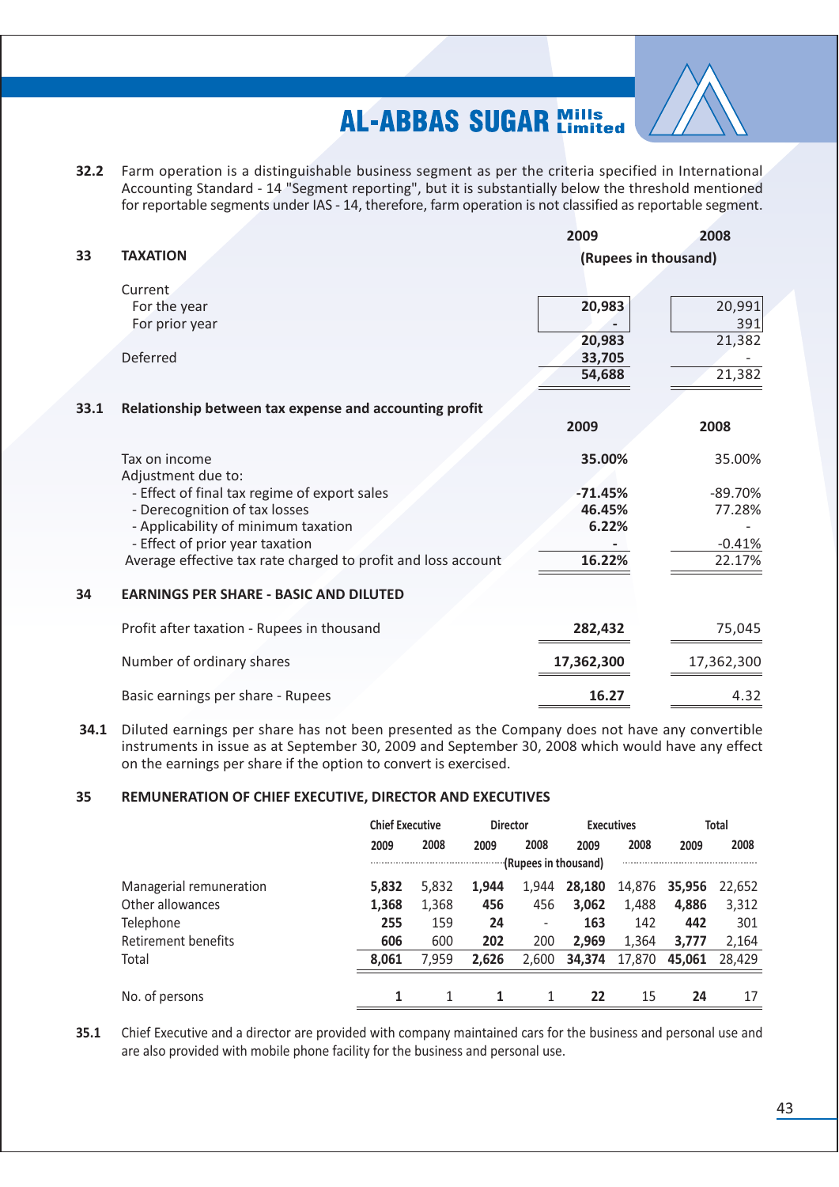**32.2** Farm operation is a distinguishable business segment as per the criteria specified in International Accounting Standard - 14 "Segment reporting", but it is substantially below the threshold mentioned for reportable segments under IAS - 14, therefore, farm operation is not classified as reportable segment.

## 33 TAXATION

| | 2009 | 2008 |
|---|---|---|
| | (Rupees in thousand) | |
| Current | | |
| For the year | **20,983** | 20,991 |
| For prior year | **-** | 391 |
| | **20,983** | 21,382 |
| Deferred | **33,705** | - |
| | **54,688** | 21,382 |

### 33.1 Relationship between tax expense and accounting profit

| | 2009 | 2008 |
|---|---|---|
| Tax on income | **35.00%** | 35.00% |
| Adjustment due to: | | |
| - Effect of final tax regime of export sales | **-71.45%** | -89.70% |
| - Derecognition of tax losses | **46.45%** | 77.28% |
| - Applicability of minimum taxation | **6.22%** | - |
| - Effect of prior year taxation | **-** | -0.41% |
| Average effective tax rate charged to profit and loss account | **16.22%** | 22.17% |

## 34 EARNINGS PER SHARE - BASIC AND DILUTED

| | 2009 | 2008 |
|---|---|---|
| Profit after taxation - Rupees in thousand | **282,432** | 75,045 |
| Number of ordinary shares | **17,362,300** | 17,362,300 |
| Basic earnings per share - Rupees | **16.27** | 4.32 |

**34.1** Diluted earnings per share has not been presented as the Company does not have any convertible instruments in issue as at September 30, 2009 and September 30, 2008 which would have any effect on the earnings per share if the option to convert is exercised.

## 35 REMUNERATION OF CHIEF EXECUTIVE, DIRECTOR AND EXECUTIVES

| | Chief Executive | | Director | | Executives | | Total | |
|---|---|---|---|---|---|---|---|---|
| | 2009 | 2008 | 2009 | 2008 | 2009 | 2008 | 2009 | 2008 |
| | (Rupees in thousand) | | | | | | | |
| Managerial remuneration | **5,832** | 5,832 | **1,944** | 1,944 | **28,180** | 14,876 | **35,956** | 22,652 |
| Other allowances | **1,368** | 1,368 | **456** | 456 | **3,062** | 1,488 | **4,886** | 3,312 |
| Telephone | **255** | 159 | **24** | - | **163** | 142 | **442** | 301 |
| Retirement benefits | **606** | 600 | **202** | 200 | **2,969** | 1,364 | **3,777** | 2,164 |
| Total | **8,061** | 7,959 | **2,626** | 2,600 | **34,374** | 17,870 | **45,061** | 28,429 |
| No. of persons | **1** | 1 | **1** | 1 | **22** | 15 | **24** | 17 |

**35.1** Chief Executive and a director are provided with company maintained cars for the business and personal use and are also provided with mobile phone facility for the business and personal use.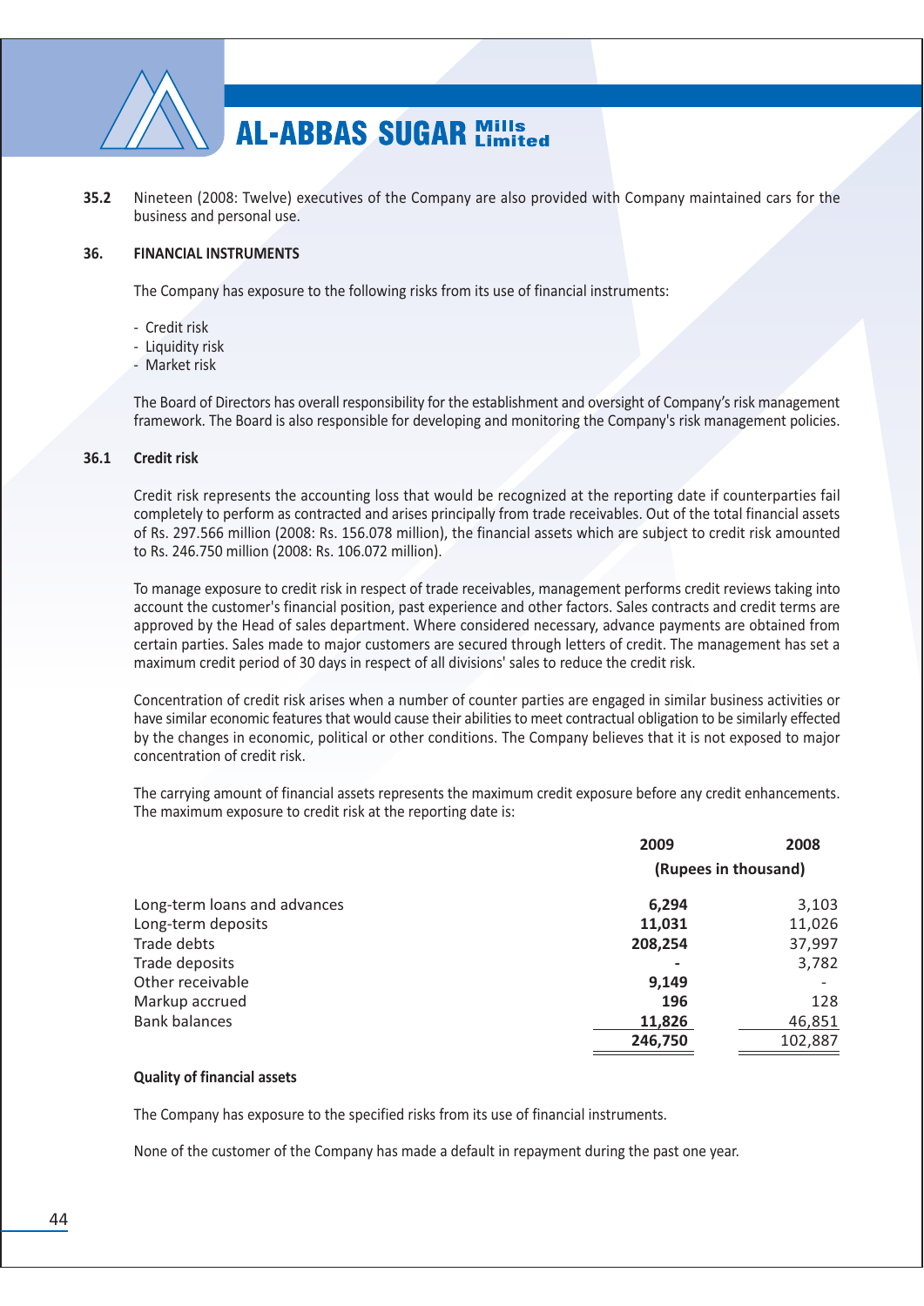**35.2** Nineteen (2008: Twelve) executives of the Company are also provided with Company maintained cars for the business and personal use.

## 36. FINANCIAL INSTRUMENTS

The Company has exposure to the following risks from its use of financial instruments:

- Credit risk
- Liquidity risk
- Market risk

The Board of Directors has overall responsibility for the establishment and oversight of Company's risk management framework. The Board is also responsible for developing and monitoring the Company's risk management policies.

### 36.1 Credit risk

Credit risk represents the accounting loss that would be recognized at the reporting date if counterparties fail completely to perform as contracted and arises principally from trade receivables. Out of the total financial assets of Rs. 297.566 million (2008: Rs. 156.078 million), the financial assets which are subject to credit risk amounted to Rs. 246.750 million (2008: Rs. 106.072 million).

To manage exposure to credit risk in respect of trade receivables, management performs credit reviews taking into account the customer's financial position, past experience and other factors. Sales contracts and credit terms are approved by the Head of sales department. Where considered necessary, advance payments are obtained from certain parties. Sales made to major customers are secured through letters of credit. The management has set a maximum credit period of 30 days in respect of all divisions' sales to reduce the credit risk.

Concentration of credit risk arises when a number of counter parties are engaged in similar business activities or have similar economic features that would cause their abilities to meet contractual obligation to be similarly effected by the changes in economic, political or other conditions. The Company believes that it is not exposed to major concentration of credit risk.

The carrying amount of financial assets represents the maximum credit exposure before any credit enhancements. The maximum exposure to credit risk at the reporting date is:

| | 2009 | 2008 |
|---|---|---|
| | (Rupees in thousand) | |
| Long-term loans and advances | **6,294** | 3,103 |
| Long-term deposits | **11,031** | 11,026 |
| Trade debts | **208,254** | 37,997 |
| Trade deposits | **-** | 3,782 |
| Other receivable | **9,149** | - |
| Markup accrued | **196** | 128 |
| Bank balances | **11,826** | 46,851 |
| | **246,750** | 102,887 |

**Quality of financial assets**

The Company has exposure to the specified risks from its use of financial instruments.

None of the customer of the Company has made a default in repayment during the past one year.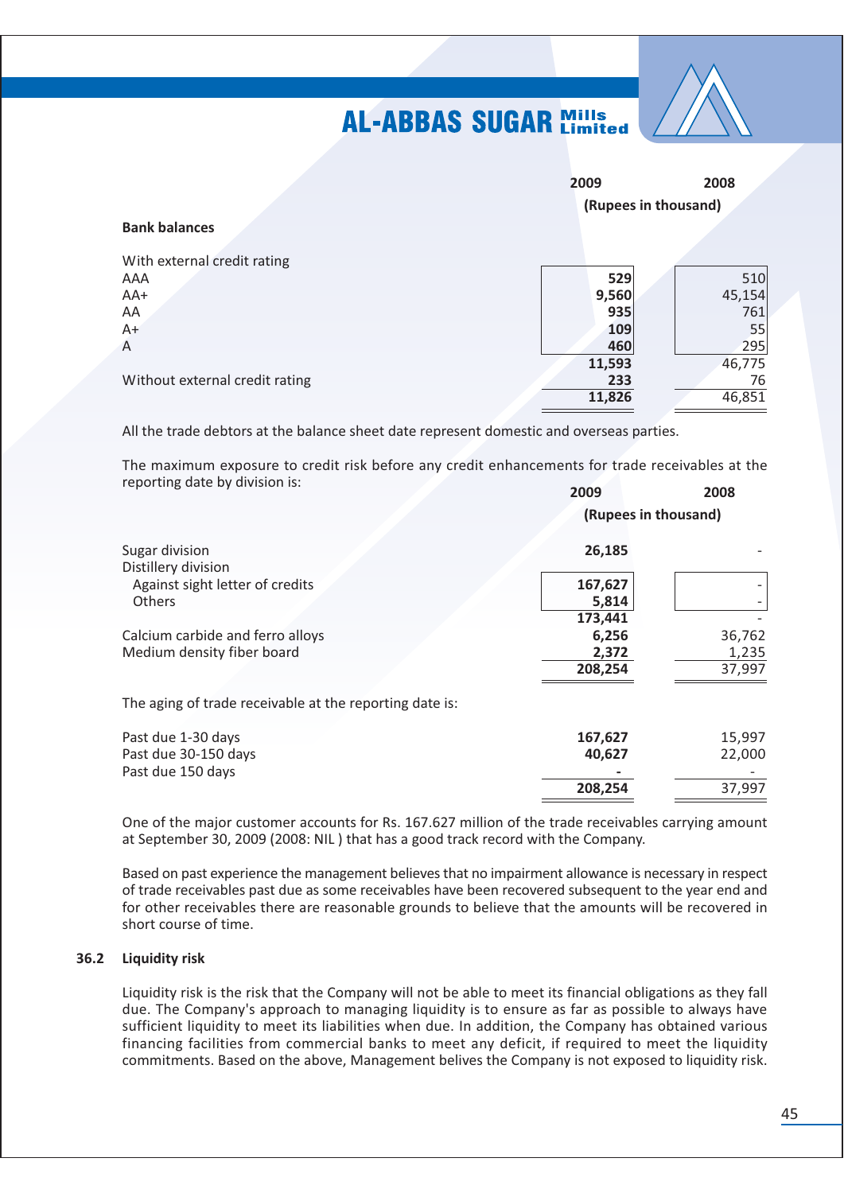| | 2009 | 2008 |
|---|---|---|
| | (Rupees in thousand) | |
| **Bank balances** | | |
| With external credit rating | | |
| AAA | **529** | 510 |
| AA+ | **9,560** | 45,154 |
| AA | **935** | 761 |
| A+ | **109** | 55 |
| A | **460** | 295 |
| | **11,593** | 46,775 |
| Without external credit rating | **233** | 76 |
| | **11,826** | 46,851 |

All the trade debtors at the balance sheet date represent domestic and overseas parties.

The maximum exposure to credit risk before any credit enhancements for trade receivables at the reporting date by division is:

| | 2009 | 2008 |
|---|---|---|
| | (Rupees in thousand) | |
| Sugar division | **26,185** | - |
| Distillery division | | |
| Against sight letter of credits | **167,627** | - |
| Others | **5,814** | - |
| | **173,441** | - |
| Calcium carbide and ferro alloys | **6,256** | 36,762 |
| Medium density fiber board | **2,372** | 1,235 |
| | **208,254** | 37,997 |

The aging of trade receivable at the reporting date is:

| | 2009 | 2008 |
|---|---|---|
| Past due 1-30 days | **167,627** | 15,997 |
| Past due 30-150 days | **40,627** | 22,000 |
| Past due 150 days | **-** | - |
| | **208,254** | 37,997 |

One of the major customer accounts for Rs. 167.627 million of the trade receivables carrying amount at September 30, 2009 (2008: NIL ) that has a good track record with the Company.

Based on past experience the management believes that no impairment allowance is necessary in respect of trade receivables past due as some receivables have been recovered subsequent to the year end and for other receivables there are reasonable grounds to believe that the amounts will be recovered in short course of time.

### 36.2 Liquidity risk

Liquidity risk is the risk that the Company will not be able to meet its financial obligations as they fall due. The Company's approach to managing liquidity is to ensure as far as possible to always have sufficient liquidity to meet its liabilities when due. In addition, the Company has obtained various financing facilities from commercial banks to meet any deficit, if required to meet the liquidity commitments. Based on the above, Management belives the Company is not exposed to liquidity risk.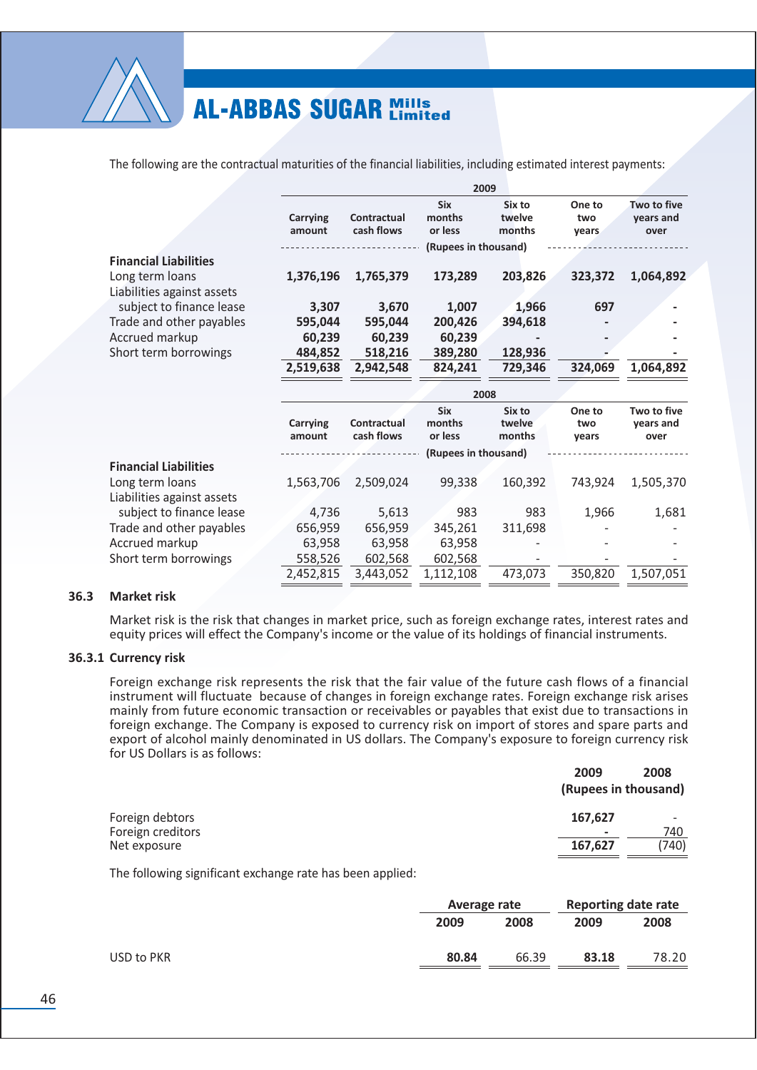The following are the contractual maturities of the financial liabilities, including estimated interest payments:

| | 2009 | | | | | |
|---|---|---|---|---|---|---|
| | Carrying amount | Contractual cash flows | Six months or less | Six to twelve months | One to two years | Two to five years and over |
| | (Rupees in thousand) | | | | | |
| **Financial Liabilities** | | | | | | |
| Long term loans | **1,376,196** | **1,765,379** | **173,289** | **203,826** | **323,372** | **1,064,892** |
| Liabilities against assets subject to finance lease | **3,307** | **3,670** | **1,007** | **1,966** | **697** | **-** |
| Trade and other payables | **595,044** | **595,044** | **200,426** | **394,618** | **-** | **-** |
| Accrued markup | **60,239** | **60,239** | **60,239** | **-** | **-** | **-** |
| Short term borrowings | **484,852** | **518,216** | **389,280** | **128,936** | **-** | **-** |
| | **2,519,638** | **2,942,548** | **824,241** | **729,346** | **324,069** | **1,064,892** |

| | 2008 | | | | | |
|---|---|---|---|---|---|---|
| | Carrying amount | Contractual cash flows | Six months or less | Six to twelve months | One to two years | Two to five years and over |
| | (Rupees in thousand) | | | | | |
| **Financial Liabilities** | | | | | | |
| Long term loans | 1,563,706 | 2,509,024 | 99,338 | 160,392 | 743,924 | 1,505,370 |
| Liabilities against assets subject to finance lease | 4,736 | 5,613 | 983 | 983 | 1,966 | 1,681 |
| Trade and other payables | 656,959 | 656,959 | 345,261 | 311,698 | - | - |
| Accrued markup | 63,958 | 63,958 | 63,958 | - | - | - |
| Short term borrowings | 558,526 | 602,568 | 602,568 | - | - | - |
| | 2,452,815 | 3,443,052 | 1,112,108 | 473,073 | 350,820 | 1,507,051 |

## 36.3 Market risk

Market risk is the risk that changes in market price, such as foreign exchange rates, interest rates and equity prices will effect the Company's income or the value of its holdings of financial instruments.

### 36.3.1 Currency risk

Foreign exchange risk represents the risk that the fair value of the future cash flows of a financial instrument will fluctuate because of changes in foreign exchange rates. Foreign exchange risk arises mainly from future economic transaction or receivables or payables that exist due to transactions in foreign exchange. The Company is exposed to currency risk on import of stores and spare parts and export of alcohol mainly denominated in US dollars. The Company's exposure to foreign currency risk for US Dollars is as follows:

| | 2009 | 2008 |
|---|---|---|
| | (Rupees in thousand) | |
| Foreign debtors | **167,627** | - |
| Foreign creditors | **-** | 740 |
| Net exposure | **167,627** | (740) |

The following significant exchange rate has been applied:

| | Average rate | | Reporting date rate | |
|---|---|---|---|---|
| | 2009 | 2008 | 2009 | 2008 |
| USD to PKR | **80.84** | 66.39 | **83.18** | 78.20 |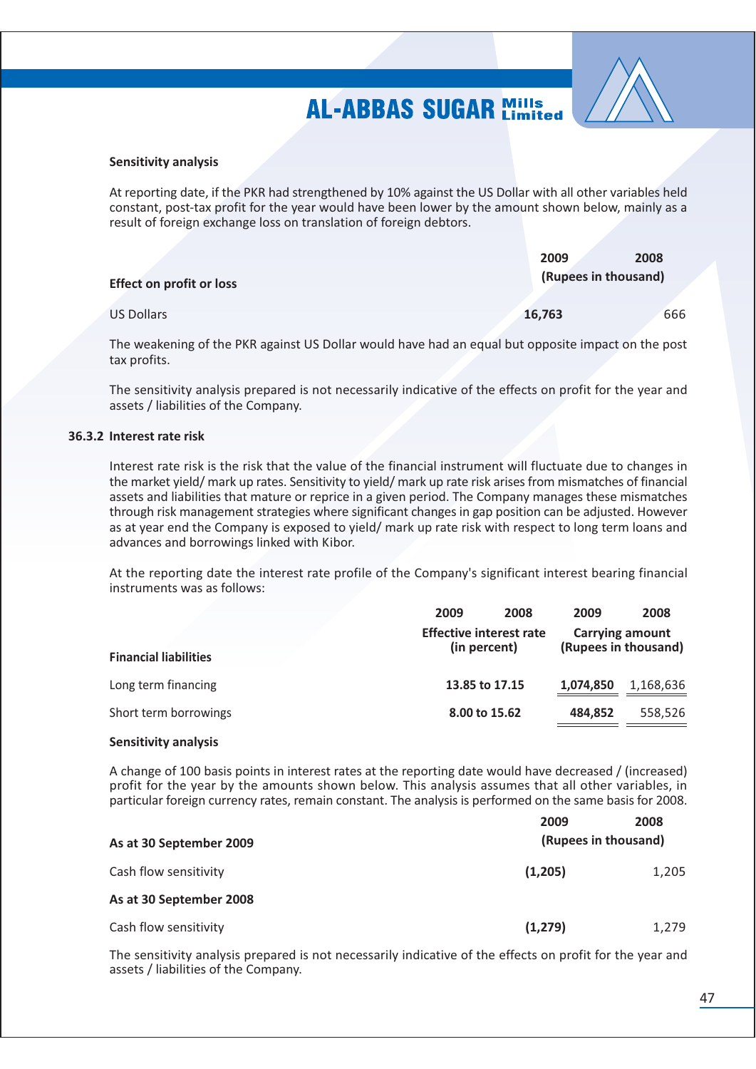**Sensitivity analysis**

At reporting date, if the PKR had strengthened by 10% against the US Dollar with all other variables held constant, post-tax profit for the year would have been lower by the amount shown below, mainly as a result of foreign exchange loss on translation of foreign debtors.

| Effect on profit or loss | 2009 | 2008 |
|---|---|---|
| | (Rupees in thousand) | |
| US Dollars | **16,763** | 666 |

The weakening of the PKR against US Dollar would have had an equal but opposite impact on the post tax profits.

The sensitivity analysis prepared is not necessarily indicative of the effects on profit for the year and assets / liabilities of the Company.

### 36.3.2 Interest rate risk

Interest rate risk is the risk that the value of the financial instrument will fluctuate due to changes in the market yield/ mark up rates. Sensitivity to yield/ mark up rate risk arises from mismatches of financial assets and liabilities that mature or reprice in a given period. The Company manages these mismatches through risk management strategies where significant changes in gap position can be adjusted. However as at year end the Company is exposed to yield/ mark up rate risk with respect to long term loans and advances and borrowings linked with Kibor.

At the reporting date the interest rate profile of the Company's significant interest bearing financial instruments was as follows:

| | 2009 | 2008 | 2009 | 2008 |
|---|---|---|---|---|
| **Financial liabilities** | Effective interest rate (in percent) | | Carrying amount (Rupees in thousand) | |
| Long term financing | **13.85 to 17.15** | | **1,074,850** | 1,168,636 |
| Short term borrowings | **8.00 to 15.62** | | **484,852** | 558,526 |

**Sensitivity analysis**

A change of 100 basis points in interest rates at the reporting date would have decreased / (increased) profit for the year by the amounts shown below. This analysis assumes that all other variables, in particular foreign currency rates, remain constant. The analysis is performed on the same basis for 2008.

| | 2009 | 2008 |
|---|---|---|
| **As at 30 September 2009** | (Rupees in thousand) | |
| Cash flow sensitivity | **(1,205)** | 1,205 |
| **As at 30 September 2008** | | |
| Cash flow sensitivity | **(1,279)** | 1,279 |

The sensitivity analysis prepared is not necessarily indicative of the effects on profit for the year and assets / liabilities of the Company.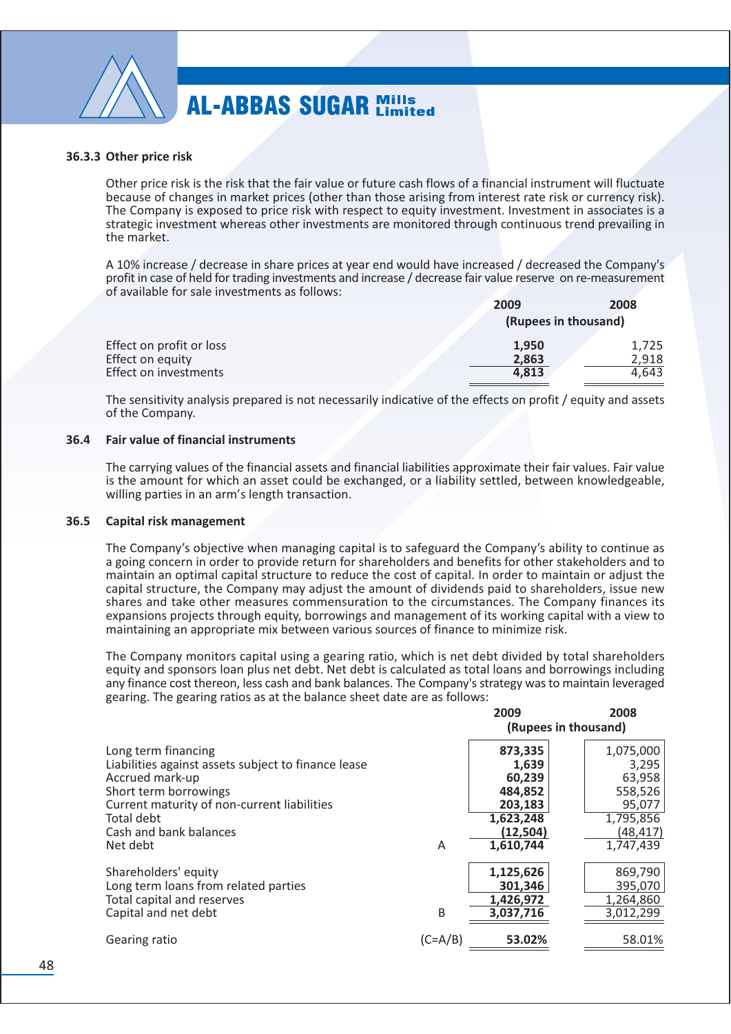### 36.3.3 Other price risk

Other price risk is the risk that the fair value or future cash flows of a financial instrument will fluctuate because of changes in market prices (other than those arising from interest rate risk or currency risk). The Company is exposed to price risk with respect to equity investment. Investment in associates is a strategic investment whereas other investments are monitored through continuous trend prevailing in the market.

A 10% increase / decrease in share prices at year end would have increased / decreased the Company's profit in case of held for trading investments and increase / decrease fair value reserve on re-measurement of available for sale investments as follows:

| | 2009 | 2008 |
|---|---|---|
| | (Rupees in thousand) | |
| Effect on profit or loss | **1,950** | 1,725 |
| Effect on equity | **2,863** | 2,918 |
| Effect on investments | **4,813** | 4,643 |

The sensitivity analysis prepared is not necessarily indicative of the effects on profit / equity and assets of the Company.

### 36.4 Fair value of financial instruments

The carrying values of the financial assets and financial liabilities approximate their fair values. Fair value is the amount for which an asset could be exchanged, or a liability settled, between knowledgeable, willing parties in an arm's length transaction.

### 36.5 Capital risk management

The Company's objective when managing capital is to safeguard the Company's ability to continue as a going concern in order to provide return for shareholders and benefits for other stakeholders and to maintain an optimal capital structure to reduce the cost of capital. In order to maintain or adjust the capital structure, the Company may adjust the amount of dividends paid to shareholders, issue new shares and take other measures commensuration to the circumstances. The Company finances its expansions projects through equity, borrowings and management of its working capital with a view to maintaining an appropriate mix between various sources of finance to minimize risk.

The Company monitors capital using a gearing ratio, which is net debt divided by total shareholders equity and sponsors loan plus net debt. Net debt is calculated as total loans and borrowings including any finance cost thereon, less cash and bank balances. The Company's strategy was to maintain leveraged gearing. The gearing ratios as at the balance sheet date are as follows:

| | | 2009 | 2008 |
|---|---|---|---|
| | | (Rupees in thousand) | |
| Long term financing | | **873,335** | 1,075,000 |
| Liabilities against assets subject to finance lease | | **1,639** | 3,295 |
| Accrued mark-up | | **60,239** | 63,958 |
| Short term borrowings | | **484,852** | 558,526 |
| Current maturity of non-current liabilities | | **203,183** | 95,077 |
| Total debt | | **1,623,248** | 1,795,856 |
| Cash and bank balances | | **(12,504)** | (48,417) |
| Net debt | A | **1,610,744** | 1,747,439 |
| | | | |
| Shareholders' equity | | **1,125,626** | 869,790 |
| Long term loans from related parties | | **301,346** | 395,070 |
| Total capital and reserves | | **1,426,972** | 1,264,860 |
| Capital and net debt | B | **3,037,716** | 3,012,299 |
| | | | |
| Gearing ratio | (C=A/B) | **53.02%** | 58.01% |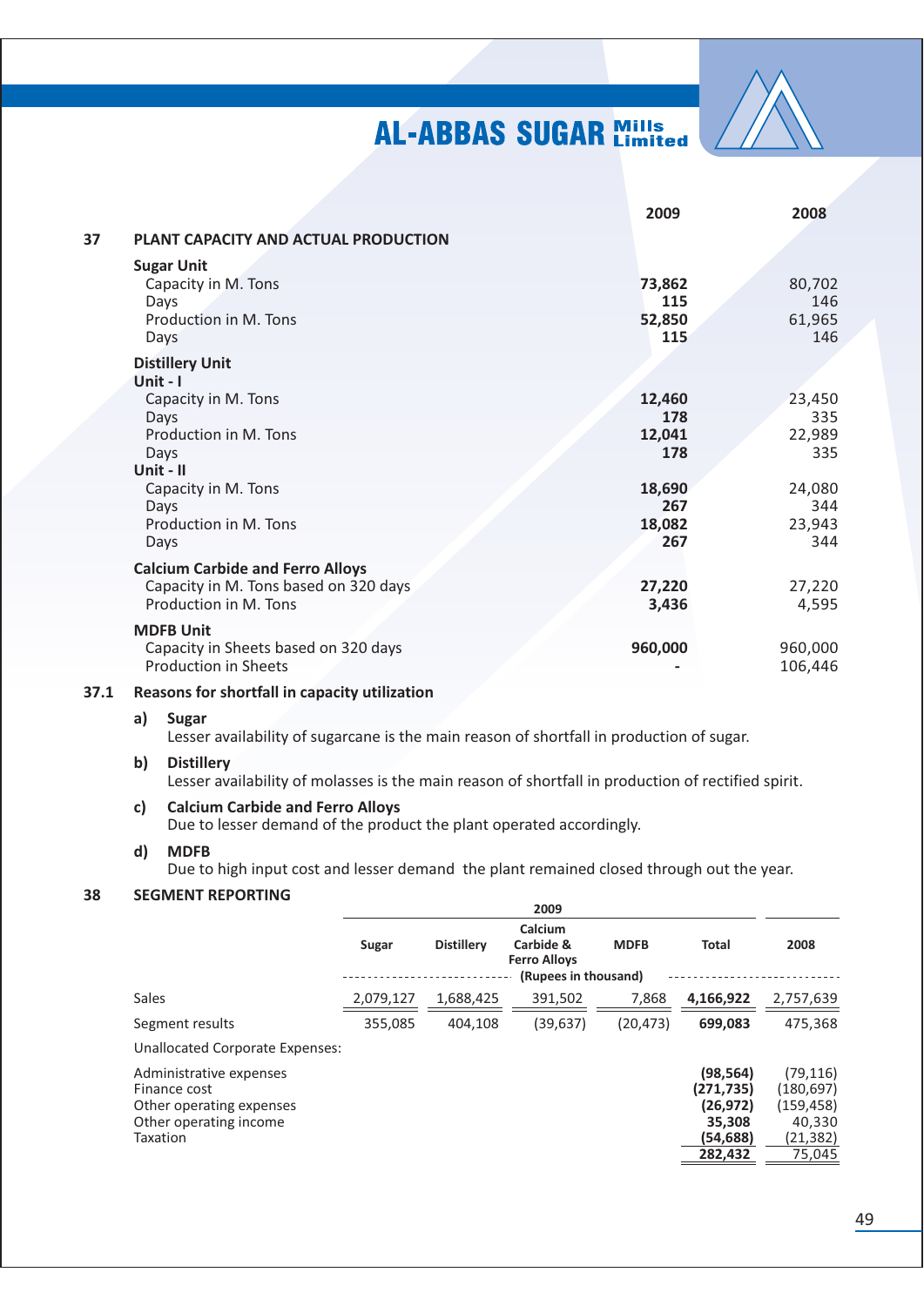| | | 2009 | 2008 |
|---|---|---|---|
| **37** | **PLANT CAPACITY AND ACTUAL PRODUCTION** | | |
| | **Sugar Unit** | | |
| | Capacity in M. Tons | **73,862** | 80,702 |
| | Days | **115** | 146 |
| | Production in M. Tons | **52,850** | 61,965 |
| | Days | **115** | 146 |
| | **Distillery Unit** | | |
| | **Unit - I** | | |
| | Capacity in M. Tons | **12,460** | 23,450 |
| | Days | **178** | 335 |
| | Production in M. Tons | **12,041** | 22,989 |
| | Days | **178** | 335 |
| | **Unit - II** | | |
| | Capacity in M. Tons | **18,690** | 24,080 |
| | Days | **267** | 344 |
| | Production in M. Tons | **18,082** | 23,943 |
| | Days | **267** | 344 |
| | **Calcium Carbide and Ferro Alloys** | | |
| | Capacity in M. Tons based on 320 days | **27,220** | 27,220 |
| | Production in M. Tons | **3,436** | 4,595 |
| | **MDFB Unit** | | |
| | Capacity in Sheets based on 320 days | **960,000** | 960,000 |
| | Production in Sheets | **-** | 106,446 |

**37.1 Reasons for shortfall in capacity utilization**

**a) Sugar**
Lesser availability of sugarcane is the main reason of shortfall in production of sugar.

**b) Distillery**
Lesser availability of molasses is the main reason of shortfall in production of rectified spirit.

**c) Calcium Carbide and Ferro Alloys**
Due to lesser demand of the product the plant operated accordingly.

**d) MDFB**
Due to high input cost and lesser demand the plant remained closed through out the year.

**38 SEGMENT REPORTING**

| | 2009 | | | | | |
|---|---|---|---|---|---|---|
| | Sugar | Distillery | Calcium Carbide & Ferro Alloys | MDFB | Total | 2008 |
| | (Rupees in thousand) | | | | | |
| Sales | 2,079,127 | 1,688,425 | 391,502 | 7,868 | **4,166,922** | 2,757,639 |
| Segment results | 355,085 | 404,108 | (39,637) | (20,473) | **699,083** | 475,368 |
| Unallocated Corporate Expenses: | | | | | | |
| Administrative expenses | | | | | **(98,564)** | (79,116) |
| Finance cost | | | | | **(271,735)** | (180,697) |
| Other operating expenses | | | | | **(26,972)** | (159,458) |
| Other operating income | | | | | **35,308** | 40,330 |
| Taxation | | | | | **(54,688)** | (21,382) |
| | | | | | **282,432** | 75,045 |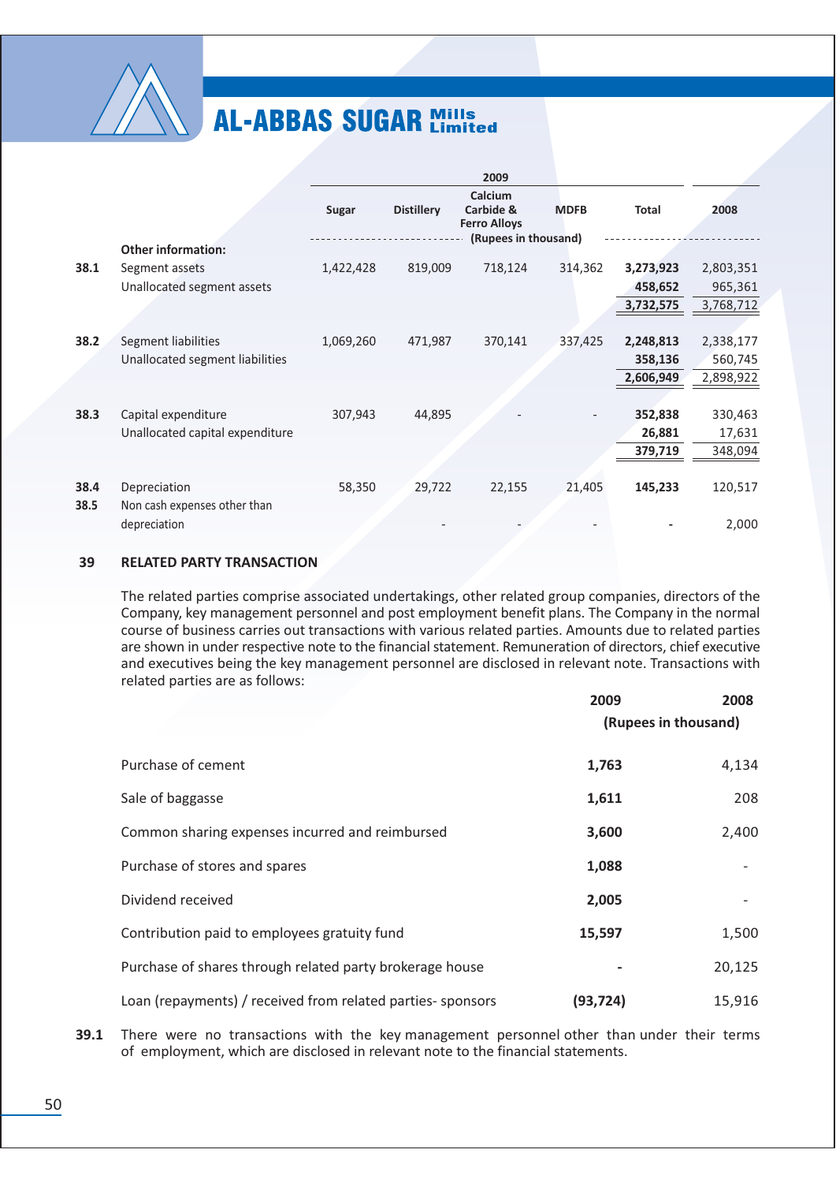| | | 2009 | | | | | |
|---|---|---|---|---|---|---|---|
| | | Sugar | Distillery | Calcium Carbide & Ferro Alloys | MDFB | Total | 2008 |
| | | (Rupees in thousand) | | | | | |
| | **Other information:** | | | | | | |
| 38.1 | Segment assets | 1,422,428 | 819,009 | 718,124 | 314,362 | **3,273,923** | 2,803,351 |
| | Unallocated segment assets | | | | | **458,652** | 965,361 |
| | | | | | | **3,732,575** | 3,768,712 |
| 38.2 | Segment liabilities | 1,069,260 | 471,987 | 370,141 | 337,425 | **2,248,813** | 2,338,177 |
| | Unallocated segment liabilities | | | | | **358,136** | 560,745 |
| | | | | | | **2,606,949** | 2,898,922 |
| 38.3 | Capital expenditure | 307,943 | 44,895 | - | - | **352,838** | 330,463 |
| | Unallocated capital expenditure | | | | | **26,881** | 17,631 |
| | | | | | | **379,719** | 348,094 |
| 38.4 | Depreciation | 58,350 | 29,722 | 22,155 | 21,405 | **145,233** | 120,517 |
| 38.5 | Non cash expenses other than depreciation | | - | - | - | **-** | 2,000 |

## 39 RELATED PARTY TRANSACTION

The related parties comprise associated undertakings, other related group companies, directors of the Company, key management personnel and post employment benefit plans. The Company in the normal course of business carries out transactions with various related parties. Amounts due to related parties are shown in under respective note to the financial statement. Remuneration of directors, chief executive and executives being the key management personnel are disclosed in relevant note. Transactions with related parties are as follows:

| | 2009 | 2008 |
|---|---|---|
| | (Rupees in thousand) | |
| Purchase of cement | **1,763** | 4,134 |
| Sale of baggasse | **1,611** | 208 |
| Common sharing expenses incurred and reimbursed | **3,600** | 2,400 |
| Purchase of stores and spares | **1,088** | - |
| Dividend received | **2,005** | - |
| Contribution paid to employees gratuity fund | **15,597** | 1,500 |
| Purchase of shares through related party brokerage house | **-** | 20,125 |
| Loan (repayments) / received from related parties- sponsors | **(93,724)** | 15,916 |

**39.1** There were no transactions with the key management personnel other than under their terms of employment, which are disclosed in relevant note to the financial statements.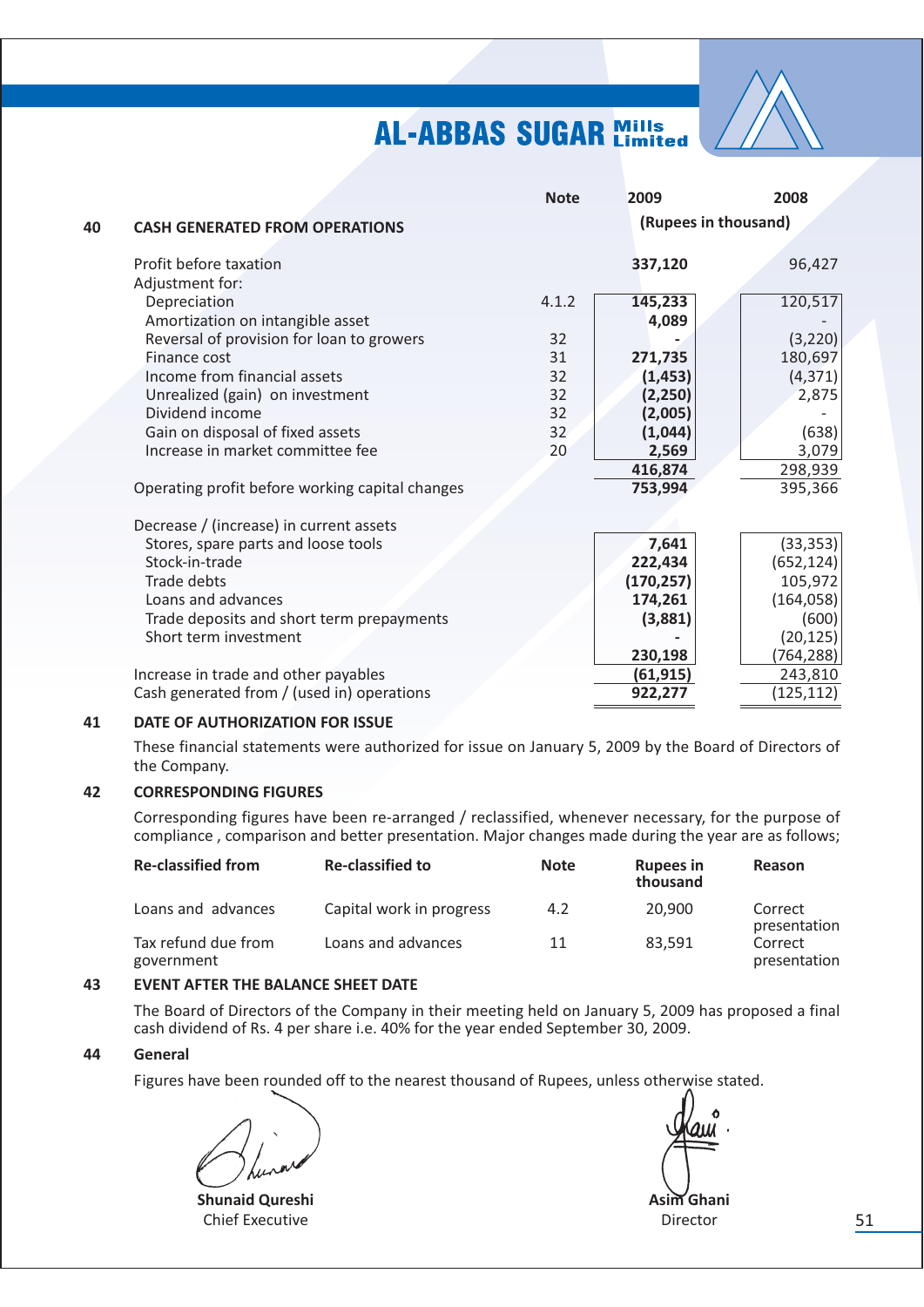## 40 CASH GENERATED FROM OPERATIONS

| | Note | 2009 | 2008 |
|---|---|---|---|
| | | (Rupees in thousand) | |
| Profit before taxation | | **337,120** | 96,427 |
| Adjustment for: | | | |
| Depreciation | 4.1.2 | **145,233** | 120,517 |
| Amortization on intangible asset | | **4,089** | - |
| Reversal of provision for loan to growers | 32 | **-** | (3,220) |
| Finance cost | 31 | **271,735** | 180,697 |
| Income from financial assets | 32 | **(1,453)** | (4,371) |
| Unrealized (gain) on investment | 32 | **(2,250)** | 2,875 |
| Dividend income | 32 | **(2,005)** | - |
| Gain on disposal of fixed assets | 32 | **(1,044)** | (638) |
| Increase in market committee fee | 20 | **2,569** | 3,079 |
| | | **416,874** | 298,939 |
| Operating profit before working capital changes | | **753,994** | 395,366 |
| Decrease / (increase) in current assets | | | |
| Stores, spare parts and loose tools | | **7,641** | (33,353) |
| Stock-in-trade | | **222,434** | (652,124) |
| Trade debts | | **(170,257)** | 105,972 |
| Loans and advances | | **174,261** | (164,058) |
| Trade deposits and short term prepayments | | **(3,881)** | (600) |
| Short term investment | | **-** | (20,125) |
| | | **230,198** | (764,288) |
| Increase in trade and other payables | | **(61,915)** | 243,810 |
| Cash generated from / (used in) operations | | **922,277** | (125,112) |

## 41 DATE OF AUTHORIZATION FOR ISSUE

These financial statements were authorized for issue on January 5, 2009 by the Board of Directors of the Company.

## 42 CORRESPONDING FIGURES

Corresponding figures have been re-arranged / reclassified, whenever necessary, for the purpose of compliance , comparison and better presentation. Major changes made during the year are as follows;

| Re-classified from | Re-classified to | Note | Rupees in thousand | Reason |
|---|---|---|---|---|
| Loans and advances | Capital work in progress | 4.2 | 20,900 | Correct presentation |
| Tax refund due from government | Loans and advances | 11 | 83,591 | Correct presentation |

## 43 EVENT AFTER THE BALANCE SHEET DATE

The Board of Directors of the Company in their meeting held on January 5, 2009 has proposed a final cash dividend of Rs. 4 per share i.e. 40% for the year ended September 30, 2009.

## 44 General

Figures have been rounded off to the nearest thousand of Rupees, unless otherwise stated.

**Shunaid Qureshi**
Chief Executive

**Asim Ghani**
Director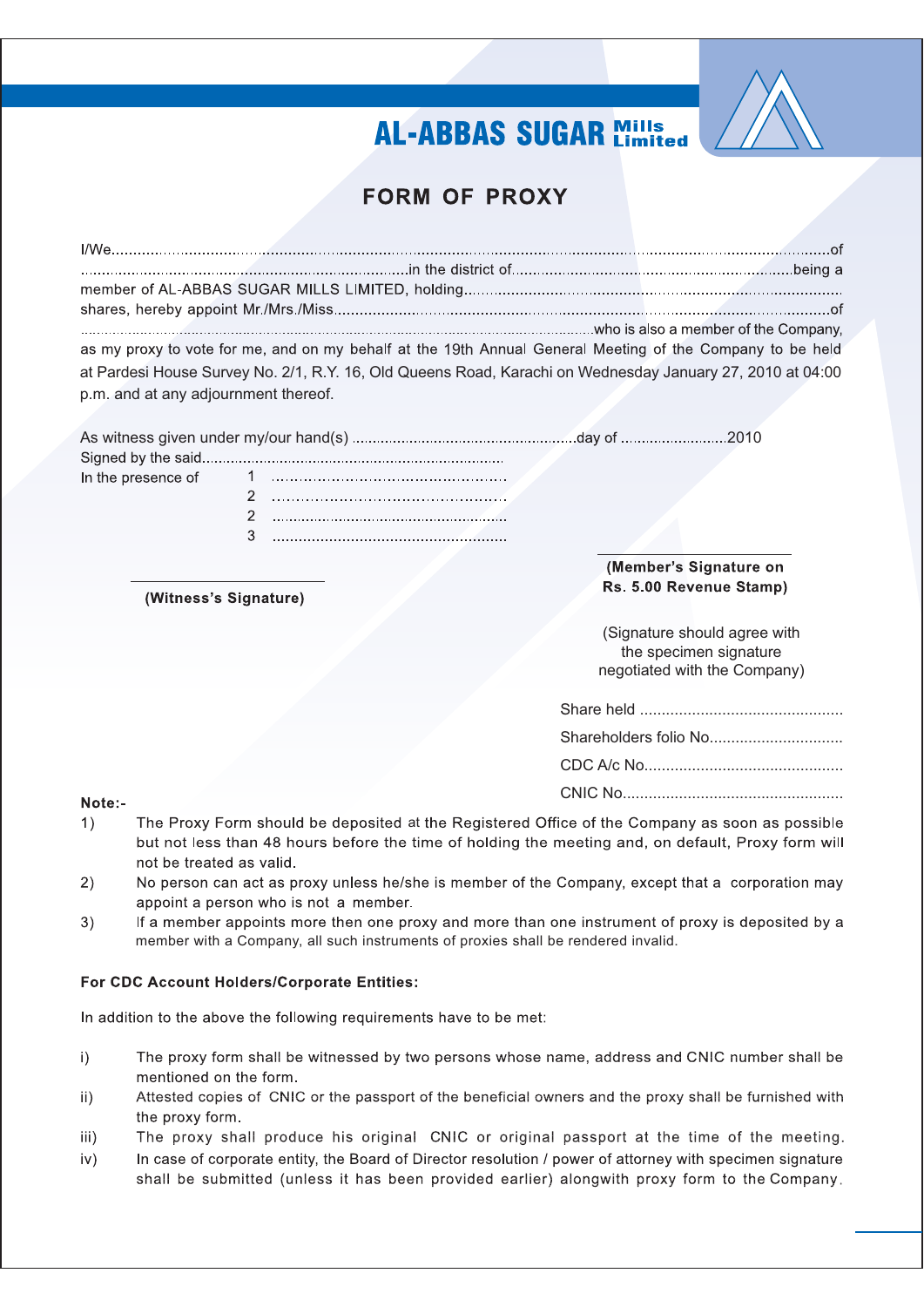# AL-ABBAS SUGAR Mills Limited

## FORM OF PROXY

I/We.......................................................................................................................................................of ...........................................................................in the district of.....................................................................being a member of AL-ABBAS SUGAR MILLS LIMITED, holding.................................................................................................. shares, hereby appoint Mr./Mrs./Miss..........................................................................................................................of ..........................................................................................................................who is also a member of the Company, as my proxy to vote for me, and on my behalf at the 19th Annual General Meeting of the Company to be held at Pardesi House Survey No. 2/1, R.Y. 16, Old Queens Road, Karachi on Wednesday January 27, 2010 at 04:00 p.m. and at any adjournment thereof.

As witness given under my/our hand(s) ....................................................day of .........................2010

Signed by the said.......................................................................

In the presence of 1 .....................................................

2 .....................................................

2 .....................................................

3 .....................................................

(Witness's Signature)

(Member's Signature on Rs. 5.00 Revenue Stamp)

(Signature should agree with the specimen signature negotiated with the Company)

Share held ..............................................

Shareholders folio No...............................

CDC A/c No.............................................

CNIC No..................................................

**Note:-**

1) The Proxy Form should be deposited at the Registered Office of the Company as soon as possible but not less than 48 hours before the time of holding the meeting and, on default, Proxy form will not be treated as valid.

2) No person can act as proxy unless he/she is member of the Company, except that a corporation may appoint a person who is not a member.

3) If a member appoints more then one proxy and more than one instrument of proxy is deposited by a member with a Company, all such instruments of proxies shall be rendered invalid.

**For CDC Account Holders/Corporate Entities:**

In addition to the above the following requirements have to be met:

i) The proxy form shall be witnessed by two persons whose name, address and CNIC number shall be mentioned on the form.

ii) Attested copies of CNIC or the passport of the beneficial owners and the proxy shall be furnished with the proxy form.

iii) The proxy shall produce his original CNIC or original passport at the time of the meeting.

iv) In case of corporate entity, the Board of Director resolution / power of attorney with specimen signature shall be submitted (unless it has been provided earlier) alongwith proxy form to the Company.